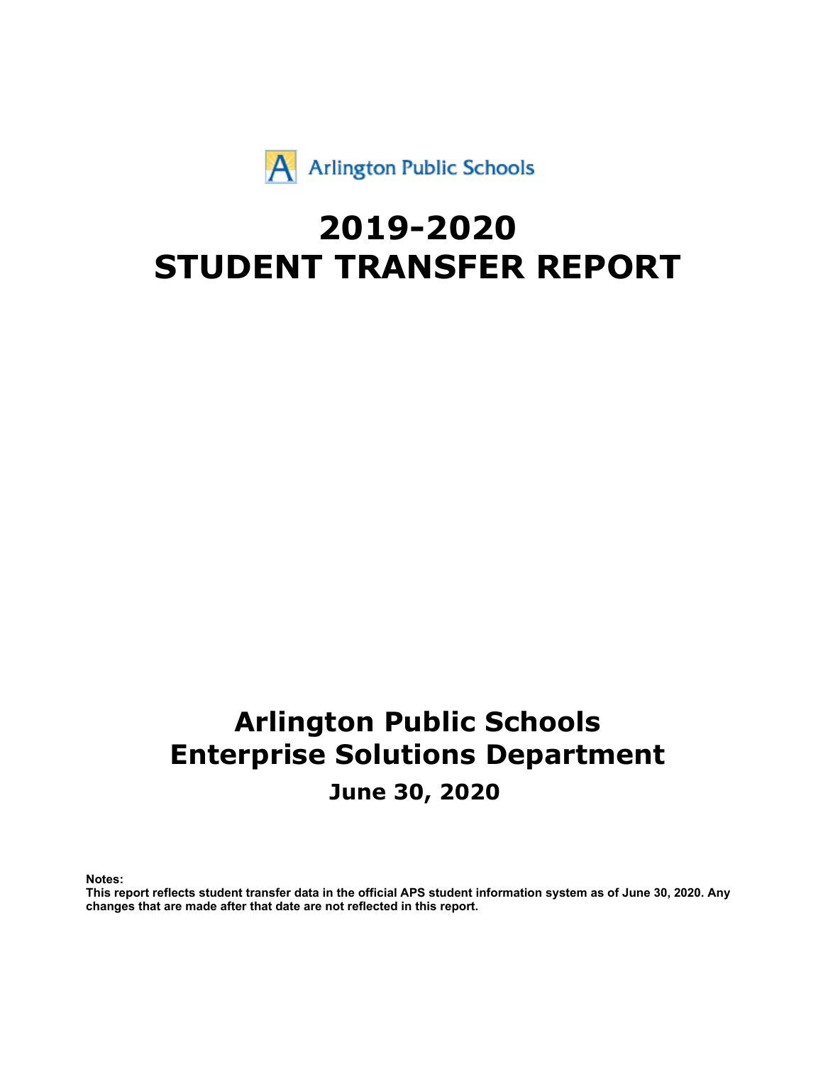Arlington Public Schools

# 2019-2020 STUDENT TRANSFER REPORT

## Arlington Public Schools
## Enterprise Solutions Department

### June 30, 2020

**Notes:**
**This report reflects student transfer data in the official APS student information system as of June 30, 2020. Any changes that are made after that date are not reflected in this report.**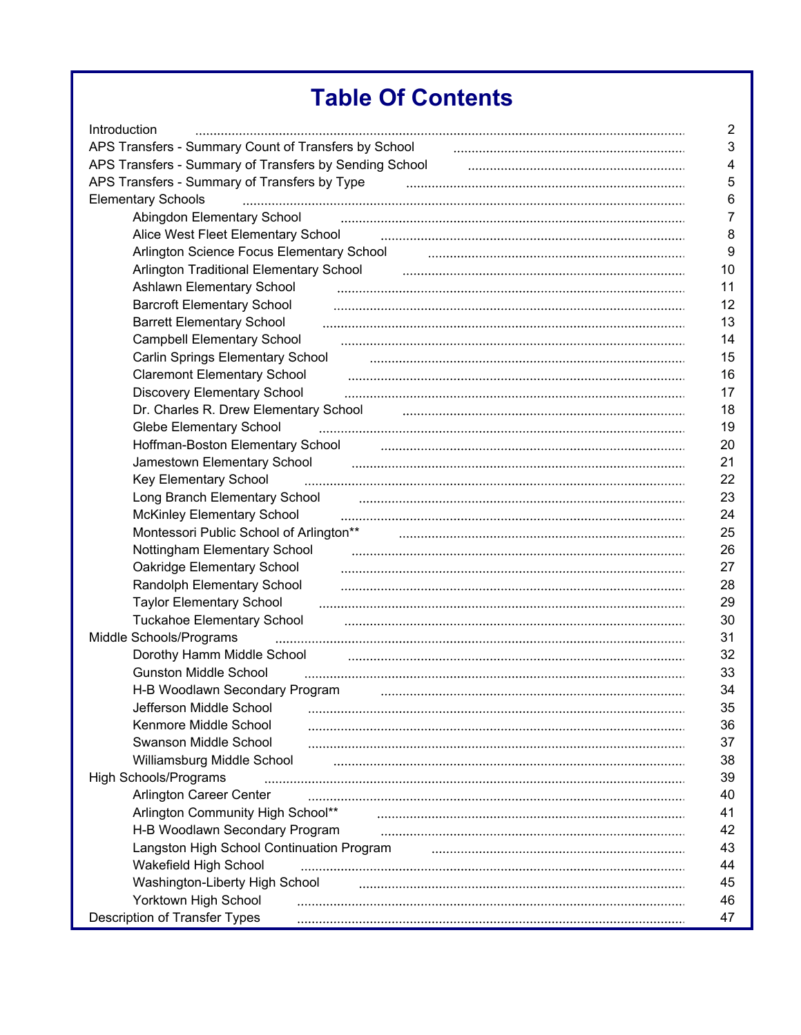# Table Of Contents

| | |
|---|---|
| Introduction | 2 |
| APS Transfers - Summary Count of Transfers by School | 3 |
| APS Transfers - Summary of Transfers by Sending School | 4 |
| APS Transfers - Summary of Transfers by Type | 5 |
| Elementary Schools | 6 |
| Abingdon Elementary School | 7 |
| Alice West Fleet Elementary School | 8 |
| Arlington Science Focus Elementary School | 9 |
| Arlington Traditional Elementary School | 10 |
| Ashlawn Elementary School | 11 |
| Barcroft Elementary School | 12 |
| Barrett Elementary School | 13 |
| Campbell Elementary School | 14 |
| Carlin Springs Elementary School | 15 |
| Claremont Elementary School | 16 |
| Discovery Elementary School | 17 |
| Dr. Charles R. Drew Elementary School | 18 |
| Glebe Elementary School | 19 |
| Hoffman-Boston Elementary School | 20 |
| Jamestown Elementary School | 21 |
| Key Elementary School | 22 |
| Long Branch Elementary School | 23 |
| McKinley Elementary School | 24 |
| Montessori Public School of Arlington** | 25 |
| Nottingham Elementary School | 26 |
| Oakridge Elementary School | 27 |
| Randolph Elementary School | 28 |
| Taylor Elementary School | 29 |
| Tuckahoe Elementary School | 30 |
| Middle Schools/Programs | 31 |
| Dorothy Hamm Middle School | 32 |
| Gunston Middle School | 33 |
| H-B Woodlawn Secondary Program | 34 |
| Jefferson Middle School | 35 |
| Kenmore Middle School | 36 |
| Swanson Middle School | 37 |
| Williamsburg Middle School | 38 |
| High Schools/Programs | 39 |
| Arlington Career Center | 40 |
| Arlington Community High School** | 41 |
| H-B Woodlawn Secondary Program | 42 |
| Langston High School Continuation Program | 43 |
| Wakefield High School | 44 |
| Washington-Liberty High School | 45 |
| Yorktown High School | 46 |
| Description of Transfer Types | 47 |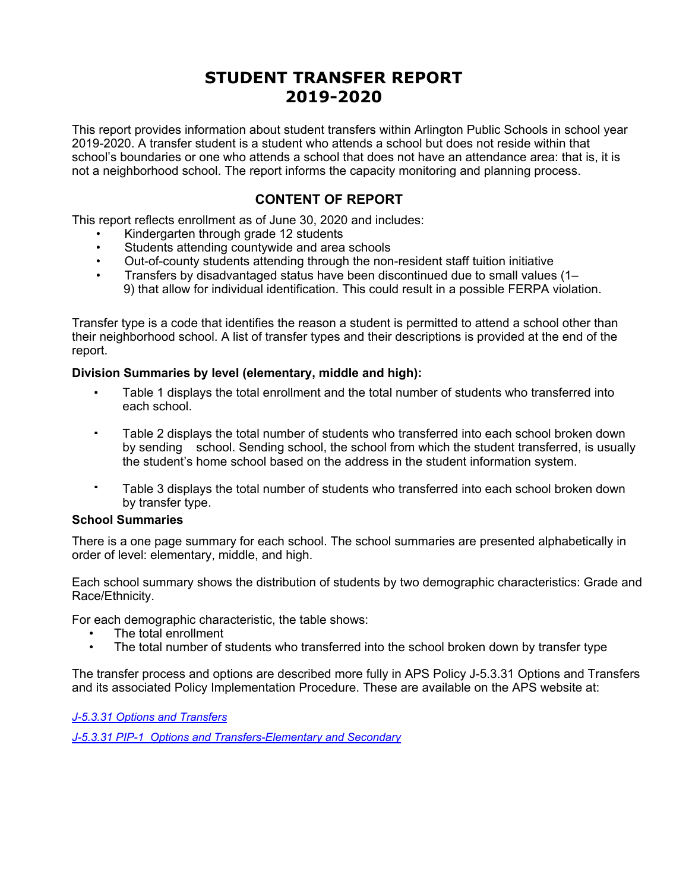# STUDENT TRANSFER REPORT 2019-2020

This report provides information about student transfers within Arlington Public Schools in school year 2019-2020. A transfer student is a student who attends a school but does not reside within that school's boundaries or one who attends a school that does not have an attendance area: that is, it is not a neighborhood school. The report informs the capacity monitoring and planning process.

## CONTENT OF REPORT

This report reflects enrollment as of June 30, 2020 and includes:

- Kindergarten through grade 12 students
- Students attending countywide and area schools
- Out-of-county students attending through the non-resident staff tuition initiative
- Transfers by disadvantaged status have been discontinued due to small values (1–9) that allow for individual identification. This could result in a possible FERPA violation.

Transfer type is a code that identifies the reason a student is permitted to attend a school other than their neighborhood school. A list of transfer types and their descriptions is provided at the end of the report.

**Division Summaries by level (elementary, middle and high):**

- Table 1 displays the total enrollment and the total number of students who transferred into each school.
- Table 2 displays the total number of students who transferred into each school broken down by sending school. Sending school, the school from which the student transferred, is usually the student's home school based on the address in the student information system.
- Table 3 displays the total number of students who transferred into each school broken down by transfer type.

**School Summaries**

There is a one page summary for each school. The school summaries are presented alphabetically in order of level: elementary, middle, and high.

Each school summary shows the distribution of students by two demographic characteristics: Grade and Race/Ethnicity.

For each demographic characteristic, the table shows:

- The total enrollment
- The total number of students who transferred into the school broken down by transfer type

The transfer process and options are described more fully in APS Policy J-5.3.31 Options and Transfers and its associated Policy Implementation Procedure. These are available on the APS website at:

*J-5.3.31 Options and Transfers*

*J-5.3.31 PIP-1 Options and Transfers-Elementary and Secondary*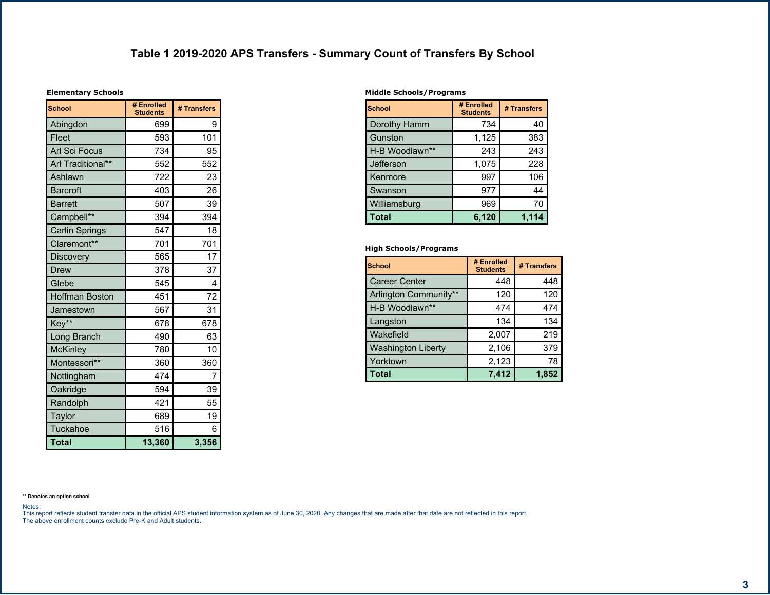# Table 1 2019-2020 APS Transfers - Summary Count of Transfers By School

### Elementary Schools

| School | # Enrolled Students | # Transfers |
|---|---|---|
| Abingdon | 699 | 9 |
| Fleet | 593 | 101 |
| Arl Sci Focus | 734 | 95 |
| Arl Traditional** | 552 | 552 |
| Ashlawn | 722 | 23 |
| Barcroft | 403 | 26 |
| Barrett | 507 | 39 |
| Campbell** | 394 | 394 |
| Carlin Springs | 547 | 18 |
| Claremont** | 701 | 701 |
| Discovery | 565 | 17 |
| Drew | 378 | 37 |
| Glebe | 545 | 4 |
| Hoffman Boston | 451 | 72 |
| Jamestown | 567 | 31 |
| Key** | 678 | 678 |
| Long Branch | 490 | 63 |
| McKinley | 780 | 10 |
| Montessori** | 360 | 360 |
| Nottingham | 474 | 7 |
| Oakridge | 594 | 39 |
| Randolph | 421 | 55 |
| Taylor | 689 | 19 |
| Tuckahoe | 516 | 6 |
| **Total** | **13,360** | **3,356** |

### Middle Schools/Programs

| School | # Enrolled Students | # Transfers |
|---|---|---|
| Dorothy Hamm | 734 | 40 |
| Gunston | 1,125 | 383 |
| H-B Woodlawn** | 243 | 243 |
| Jefferson | 1,075 | 228 |
| Kenmore | 997 | 106 |
| Swanson | 977 | 44 |
| Williamsburg | 969 | 70 |
| **Total** | **6,120** | **1,114** |

### High Schools/Programs

| School | # Enrolled Students | # Transfers |
|---|---|---|
| Career Center | 448 | 448 |
| Arlington Community** | 120 | 120 |
| H-B Woodlawn** | 474 | 474 |
| Langston | 134 | 134 |
| Wakefield | 2,007 | 219 |
| Washington Liberty | 2,106 | 379 |
| Yorktown | 2,123 | 78 |
| **Total** | **7,412** | **1,852** |

** Denotes an option school

Notes:
This report reflects student transfer data in the official APS student information system as of June 30, 2020. Any changes that are made after that date are not reflected in this report.
The above enrollment counts exclude Pre-K and Adult students.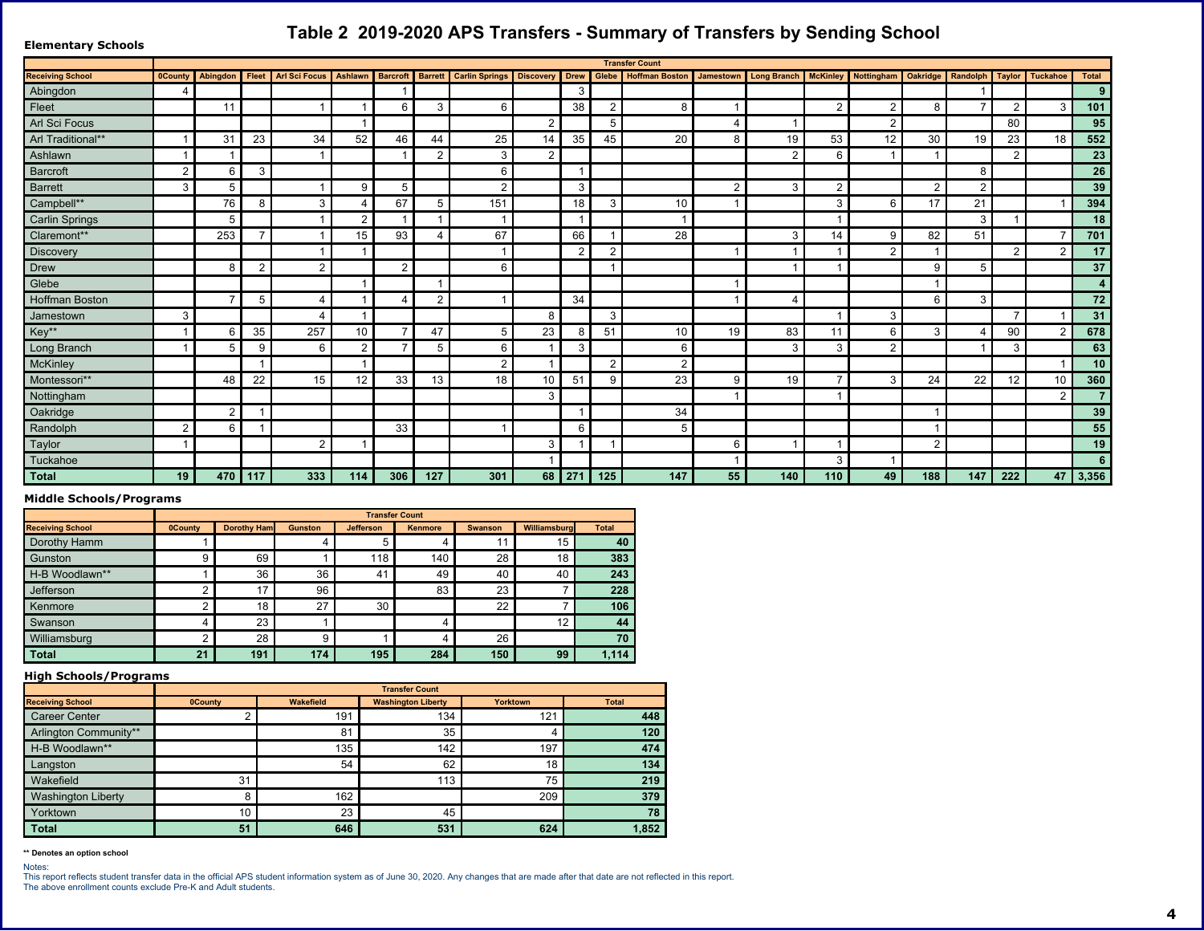# Table 2 2019-2020 APS Transfers - Summary of Transfers by Sending School

## Elementary Schools

| | Transfer Count | | | | | | | | | | | | | | | | | | | | |
|---|---|---|---|---|---|---|---|---|---|---|---|---|---|---|---|---|---|---|---|---|---|
| **Receiving School** | **0County** | **Abingdon** | **Fleet** | **Arl Sci Focus** | **Ashlawn** | **Barcroft** | **Barrett** | **Carlin Springs** | **Discovery** | **Drew** | **Glebe** | **Hoffman Boston** | **Jamestown** | **Long Branch** | **McKinley** | **Nottingham** | **Oakridge** | **Randolph** | **Taylor** | **Tuckahoe** | **Total** |
| Abingdon | 4 | | | | | 1 | | | | 3 | | | | | | | | 1 | | | **9** |
| Fleet | | 11 | | 1 | 1 | 6 | 3 | 6 | | 38 | 2 | 8 | 1 | | 2 | 2 | 8 | 7 | 2 | 3 | **101** |
| Arl Sci Focus | | | | | 1 | | | | 2 | | 5 | | 4 | 1 | | 2 | | | 80 | | **95** |
| Arl Traditional** | 1 | 31 | 23 | 34 | 52 | 46 | 44 | 25 | 14 | 35 | 45 | 20 | 8 | 19 | 53 | 12 | 30 | 19 | 23 | 18 | **552** |
| Ashlawn | 1 | 1 | | 1 | | 1 | 2 | 3 | 2 | | | | | 2 | 6 | 1 | 1 | | 2 | | **23** |
| Barcroft | 2 | 6 | 3 | | | | | 6 | | 1 | | | | | | | | 8 | | | **26** |
| Barrett | 3 | 5 | | 1 | 9 | 5 | | 2 | | 3 | | | 2 | 3 | 2 | | 2 | 2 | | | **39** |
| Campbell** | | 76 | 8 | 3 | 4 | 67 | 5 | 151 | | 18 | 3 | 10 | 1 | | 3 | 6 | 17 | 21 | | 1 | **394** |
| Carlin Springs | | 5 | | 1 | 2 | 1 | 1 | 1 | | 1 | | 1 | | | 1 | | | 3 | 1 | | **18** |
| Claremont** | | 253 | 7 | 1 | 15 | 93 | 4 | 67 | | 66 | 1 | 28 | | 3 | 14 | 9 | 82 | 51 | | 7 | **701** |
| Discovery | | | | 1 | 1 | | | 1 | | 2 | 2 | | 1 | 1 | 1 | 2 | 1 | | 2 | 2 | **17** |
| Drew | | 8 | 2 | 2 | | 2 | | 6 | | | 1 | | | 1 | 1 | | 9 | 5 | | | **37** |
| Glebe | | | | | 1 | | 1 | | | | | | 1 | | | | 1 | | | | **4** |
| Hoffman Boston | | 7 | 5 | 4 | 1 | 4 | 2 | 1 | | 34 | | | 1 | 4 | | | 6 | 3 | | | **72** |
| Jamestown | 3 | | | 4 | 1 | | | | 8 | | 3 | | | | 1 | 3 | | | 7 | 1 | **31** |
| Key** | 1 | 6 | 35 | 257 | 10 | 7 | 47 | 5 | 23 | 8 | 51 | 10 | 19 | 83 | 11 | 6 | 3 | 4 | 90 | 2 | **678** |
| Long Branch | 1 | 5 | 9 | 6 | 2 | 7 | 5 | 6 | 1 | 3 | | 6 | | 3 | 3 | 2 | | 1 | 3 | | **63** |
| McKinley | | | 1 | | 1 | | | 2 | 1 | | 2 | 2 | | | | | | | | 1 | **10** |
| Montessori** | | 48 | 22 | 15 | 12 | 33 | 13 | 18 | 10 | 51 | 9 | 23 | 9 | 19 | 7 | 3 | 24 | 22 | 12 | 10 | **360** |
| Nottingham | | | | | | | | | 3 | | | | 1 | | 1 | | | | | 2 | **7** |
| Oakridge | | 2 | 1 | | | | | | | 1 | | 34 | | | | | 1 | | | | **39** |
| Randolph | 2 | 6 | 1 | | | 33 | | 1 | | 6 | | 5 | | | | | 1 | | | | **55** |
| Taylor | 1 | | | 2 | 1 | | | | 3 | 1 | 1 | | 6 | 1 | 1 | | 2 | | | | **19** |
| Tuckahoe | | | | | | | | | 1 | | | | 1 | | 3 | 1 | | | | | **6** |
| **Total** | **19** | **470** | **117** | **333** | **114** | **306** | **127** | **301** | **68** | **271** | **125** | **147** | **55** | **140** | **110** | **49** | **188** | **147** | **222** | **47** | **3,356** |

## Middle Schools/Programs

| | Transfer Count | | | | | | | |
|---|---|---|---|---|---|---|---|---|
| **Receiving School** | **0County** | **Dorothy Ham** | **Gunston** | **Jefferson** | **Kenmore** | **Swanson** | **Williamsburg** | **Total** |
| Dorothy Hamm | 1 | | 4 | 5 | 4 | 11 | 15 | **40** |
| Gunston | 9 | 69 | 1 | 118 | 140 | 28 | 18 | **383** |
| H-B Woodlawn** | 1 | 36 | 36 | 41 | 49 | 40 | 40 | **243** |
| Jefferson | 2 | 17 | 96 | | 83 | 23 | 7 | **228** |
| Kenmore | 2 | 18 | 27 | 30 | | 22 | 7 | **106** |
| Swanson | 4 | 23 | 1 | | 4 | | 12 | **44** |
| Williamsburg | 2 | 28 | 9 | 1 | 4 | 26 | | **70** |
| **Total** | **21** | **191** | **174** | **195** | **284** | **150** | **99** | **1,114** |

## High Schools/Programs

| | Transfer Count | | | | |
|---|---|---|---|---|---|
| **Receiving School** | **0County** | **Wakefield** | **Washington Liberty** | **Yorktown** | **Total** |
| Career Center | 2 | 191 | 134 | 121 | **448** |
| Arlington Community** | | 81 | 35 | 4 | **120** |
| H-B Woodlawn** | | 135 | 142 | 197 | **474** |
| Langston | | 54 | 62 | 18 | **134** |
| Wakefield | 31 | | 113 | 75 | **219** |
| Washington Liberty | 8 | 162 | | 209 | **379** |
| Yorktown | 10 | 23 | 45 | | **78** |
| **Total** | **51** | **646** | **531** | **624** | **1,852** |

**** Denotes an option school**

Notes:
This report reflects student transfer data in the official APS student information system as of June 30, 2020. Any changes that are made after that date are not reflected in this report.
The above enrollment counts exclude Pre-K and Adult students.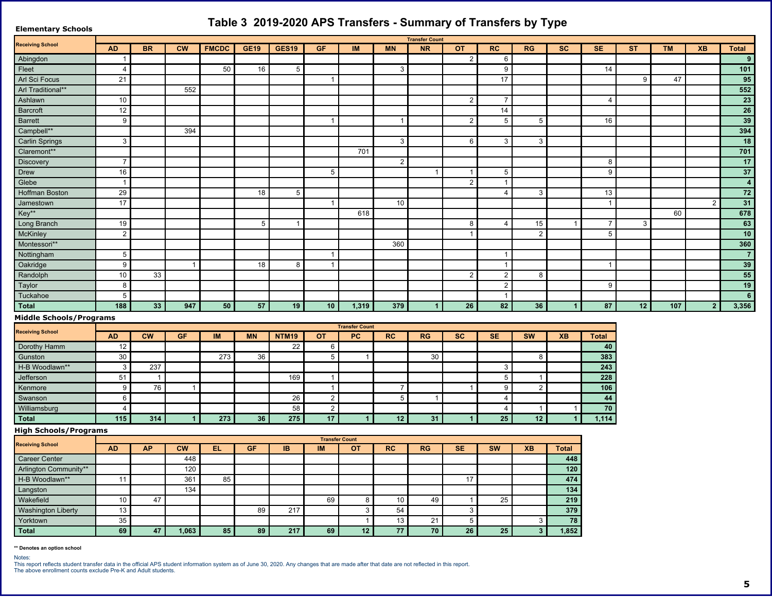# Table 3 2019-2020 APS Transfers - Summary of Transfers by Type

## Elementary Schools

| Receiving School | Transfer Count | | | | | | | | | | | | | | | | | | |
|---|---|---|---|---|---|---|---|---|---|---|---|---|---|---|---|---|---|---|---|
| | AD | BR | CW | FMCDC | GE19 | GES19 | GF | IM | MN | NR | OT | RC | RG | SC | SE | ST | TM | XB | Total |
| Abingdon | 1 | | | | | | | | | | 2 | 6 | | | | | | | 9 |
| Fleet | 4 | | | 50 | 16 | 5 | | | 3 | | | 9 | | | 14 | | | | 101 |
| Arl Sci Focus | 21 | | | | | | 1 | | | | | 17 | | | | 9 | 47 | | 95 |
| Arl Traditional** | | | 552 | | | | | | | | | | | | | | | | 552 |
| Ashlawn | 10 | | | | | | | | | | 2 | 7 | | | 4 | | | | 23 |
| Barcroft | 12 | | | | | | | | | | | 14 | | | | | | | 26 |
| Barrett | 9 | | | | | | 1 | | 1 | | 2 | 5 | 5 | | 16 | | | | 39 |
| Campbell** | | | 394 | | | | | | | | | | | | | | | | 394 |
| Carlin Springs | 3 | | | | | | | | 3 | | 6 | 3 | 3 | | | | | | 18 |
| Claremont** | | | | | | | | 701 | | | | | | | | | | | 701 |
| Discovery | 7 | | | | | | | | 2 | | | | | | 8 | | | | 17 |
| Drew | 16 | | | | | | 5 | | | 1 | 1 | 5 | | | 9 | | | | 37 |
| Glebe | 1 | | | | | | | | | | 2 | 1 | | | | | | | 4 |
| Hoffman Boston | 29 | | | | 18 | 5 | | | | | | 4 | 3 | | 13 | | | | 72 |
| Jamestown | 17 | | | | | | 1 | | 10 | | | | | | 1 | | | 2 | 31 |
| Key** | | | | | | | | 618 | | | | | | | | | 60 | | 678 |
| Long Branch | 19 | | | | 5 | 1 | | | | | 8 | 4 | 15 | 1 | 7 | 3 | | | 63 |
| McKinley | 2 | | | | | | | | | | 1 | | 2 | | 5 | | | | 10 |
| Montessori** | | | | | | | | | 360 | | | | | | | | | | 360 |
| Nottingham | 5 | | | | | | 1 | | | | | 1 | | | | | | | 7 |
| Oakridge | 9 | | 1 | | 18 | 8 | 1 | | | | | 1 | | | 1 | | | | 39 |
| Randolph | 10 | 33 | | | | | | | | | 2 | 2 | 8 | | | | | | 55 |
| Taylor | 8 | | | | | | | | | | | 2 | | | 9 | | | | 19 |
| Tuckahoe | 5 | | | | | | | | | | | 1 | | | | | | | 6 |
| **Total** | **188** | **33** | **947** | **50** | **57** | **19** | **10** | **1,319** | **379** | **1** | **26** | **82** | **36** | **1** | **87** | **12** | **107** | **2** | **3,356** |

## Middle Schools/Programs

| Receiving School | Transfer Count | | | | | | | | | | | | | | |
|---|---|---|---|---|---|---|---|---|---|---|---|---|---|---|---|
| | AD | CW | GF | IM | MN | NTM19 | OT | PC | RC | RG | SC | SE | SW | XB | Total |
| Dorothy Hamm | 12 | | | | | 22 | 6 | | | | | | | | 40 |
| Gunston | 30 | | | 273 | 36 | | 5 | 1 | | 30 | | | 8 | | 383 |
| H-B Woodlawn** | 3 | 237 | | | | | | | | | | 3 | | | 243 |
| Jefferson | 51 | 1 | | | | 169 | 1 | | | | | 5 | 1 | | 228 |
| Kenmore | 9 | 76 | 1 | | | | 1 | | 7 | | 1 | 9 | 2 | | 106 |
| Swanson | 6 | | | | | 26 | 2 | | 5 | 1 | | 4 | | | 44 |
| Williamsburg | 4 | | | | | 58 | 2 | | | | | 4 | 1 | 1 | 70 |
| **Total** | **115** | **314** | **1** | **273** | **36** | **275** | **17** | **1** | **12** | **31** | **1** | **25** | **12** | **1** | **1,114** |

## High Schools/Programs

| Receiving School | Transfer Count | | | | | | | | | | | | | |
|---|---|---|---|---|---|---|---|---|---|---|---|---|---|---|
| | AD | AP | CW | EL | GF | IB | IM | OT | RC | RG | SE | SW | XB | Total |
| Career Center | | | 448 | | | | | | | | | | | 448 |
| Arlington Community** | | | 120 | | | | | | | | | | | 120 |
| H-B Woodlawn** | 11 | | 361 | 85 | | | | | | | 17 | | | 474 |
| Langston | | | 134 | | | | | | | | | | | 134 |
| Wakefield | 10 | 47 | | | | | 69 | 8 | 10 | 49 | 1 | 25 | | 219 |
| Washington Liberty | 13 | | | | 89 | 217 | | 3 | 54 | | 3 | | | 379 |
| Yorktown | 35 | | | | | | | 1 | 13 | 21 | 5 | | 3 | 78 |
| **Total** | **69** | **47** | **1,063** | **85** | **89** | **217** | **69** | **12** | **77** | **70** | **26** | **25** | **3** | **1,852** |

** Denotes an option school

Notes:
This report reflects student transfer data in the official APS student information system as of June 30, 2020. Any changes that are made after that date are not reflected in this report.
The above enrollment counts exclude Pre-K and Adult students.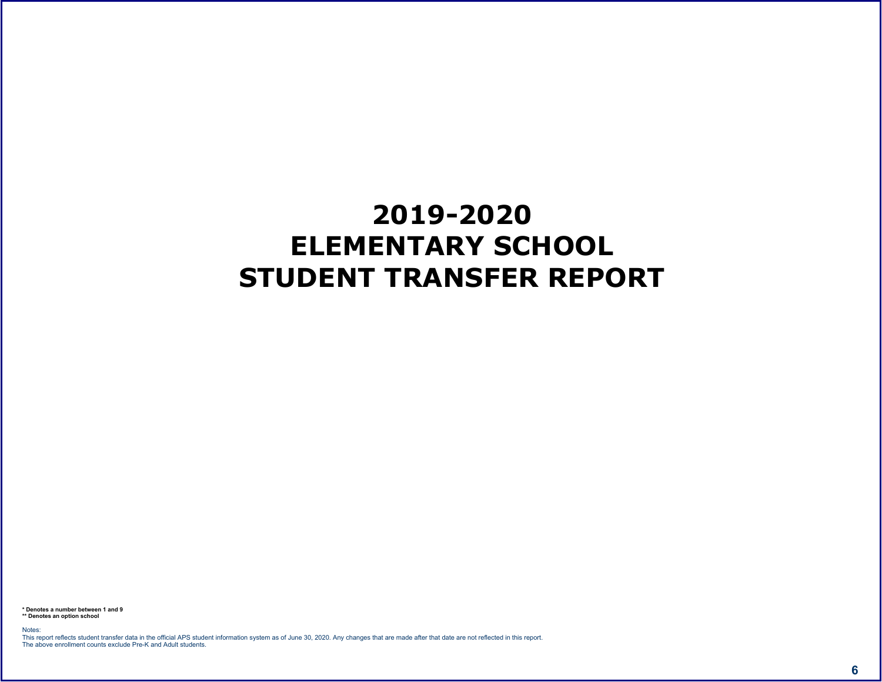# 2019-2020
# ELEMENTARY SCHOOL
# STUDENT TRANSFER REPORT

**\* Denotes a number between 1 and 9**
**\*\* Denotes an option school**

Notes:
This report reflects student transfer data in the official APS student information system as of June 30, 2020. Any changes that are made after that date are not reflected in this report.
The above enrollment counts exclude Pre-K and Adult students.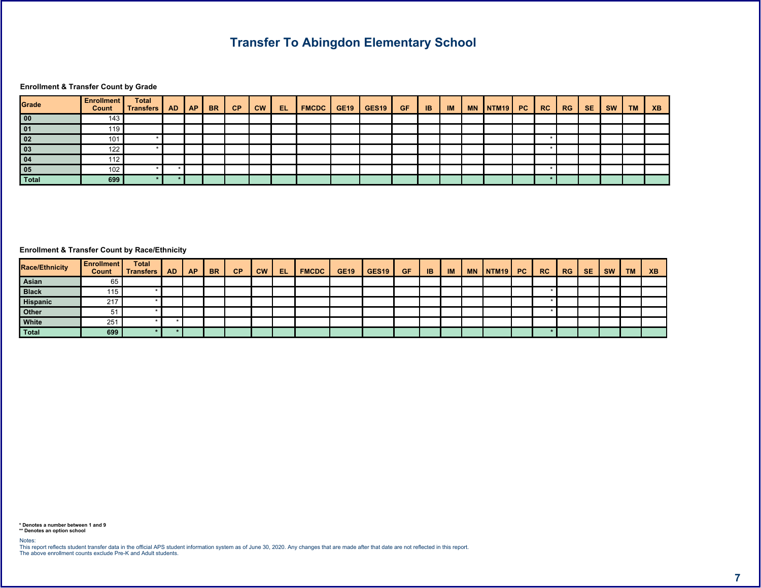# Transfer To Abingdon Elementary School

**Enrollment & Transfer Count by Grade**

| Grade | Enrollment Count | Total Transfers | AD | AP | BR | CP | CW | EL | FMCDC | GE19 | GES19 | GF | IB | IM | MN | NTM19 | PC | RC | RG | SE | SW | TM | XB |
|---|---|---|---|---|---|---|---|---|---|---|---|---|---|---|---|---|---|---|---|---|---|---|---|
| 00 | 143 | | | | | | | | | | | | | | | | | | | | | | |
| 01 | 119 | | | | | | | | | | | | | | | | | | | | | | |
| 02 | 101 | * | | | | | | | | | | | | | | | | * | | | | | |
| 03 | 122 | * | | | | | | | | | | | | | | | | * | | | | | |
| 04 | 112 | | | | | | | | | | | | | | | | | | | | | | |
| 05 | 102 | * | * | | | | | | | | | | | | | | | * | | | | | |
| **Total** | **699** | **\*** | **\*** | | | | | | | | | | | | | | | **\*** | | | | | |

**Enrollment & Transfer Count by Race/Ethnicity**

| Race/Ethnicity | Enrollment Count | Total Transfers | AD | AP | BR | CP | CW | EL | FMCDC | GE19 | GES19 | GF | IB | IM | MN | NTM19 | PC | RC | RG | SE | SW | TM | XB |
|---|---|---|---|---|---|---|---|---|---|---|---|---|---|---|---|---|---|---|---|---|---|---|---|
| Asian | 65 | | | | | | | | | | | | | | | | | | | | | | |
| Black | 115 | * | | | | | | | | | | | | | | | | * | | | | | |
| Hispanic | 217 | * | | | | | | | | | | | | | | | | * | | | | | |
| Other | 51 | * | | | | | | | | | | | | | | | | * | | | | | |
| White | 251 | * | * | | | | | | | | | | | | | | | | | | | | |
| **Total** | **699** | **\*** | **\*** | | | | | | | | | | | | | | | **\*** | | | | | |

**\* Denotes a number between 1 and 9**
**\*\* Denotes an option school**

Notes:
This report reflects student transfer data in the official APS student information system as of June 30, 2020. Any changes that are made after that date are not reflected in this report.
The above enrollment counts exclude Pre-K and Adult students.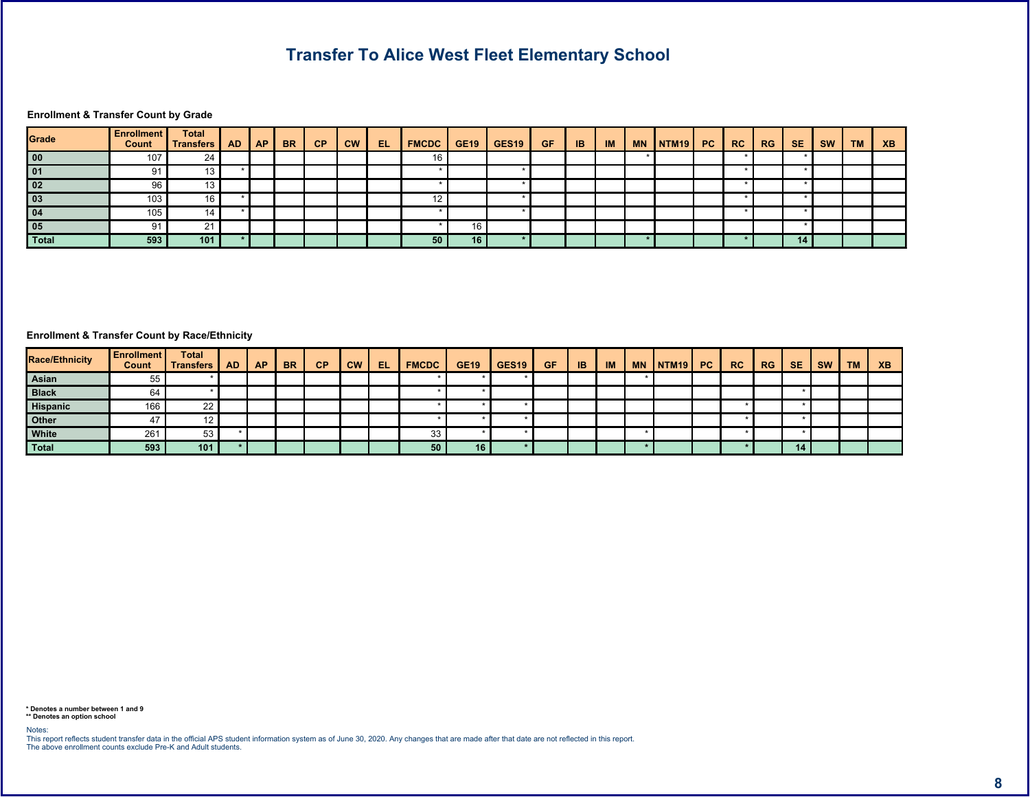# Transfer To Alice West Fleet Elementary School

### Enrollment & Transfer Count by Grade

| Grade | Enrollment Count | Total Transfers | AD | AP | BR | CP | CW | EL | FMCDC | GE19 | GES19 | GF | IB | IM | MN | NTM19 | PC | RC | RG | SE | SW | TM | XB |
|---|---|---|---|---|---|---|---|---|---|---|---|---|---|---|---|---|---|---|---|---|---|---|---|
| 00 | 107 | 24 | | | | | | | 16 | | | | | | * | | | * | | * | | | |
| 01 | 91 | 13 | * | | | | | | * | | * | | | | | | | * | | * | | | |
| 02 | 96 | 13 | | | | | | | * | | * | | | | | | | * | | * | | | |
| 03 | 103 | 16 | * | | | | | | 12 | | * | | | | | | | * | | * | | | |
| 04 | 105 | 14 | * | | | | | | * | | * | | | | | | | * | | * | | | |
| 05 | 91 | 21 | | | | | | | * | 16 | | | | | | | | | | * | | | |
| **Total** | **593** | **101** | ***** | | | | | | **50** | **16** | ***** | | | | ***** | | | ***** | | **14** | | | |

### Enrollment & Transfer Count by Race/Ethnicity

| Race/Ethnicity | Enrollment Count | Total Transfers | AD | AP | BR | CP | CW | EL | FMCDC | GE19 | GES19 | GF | IB | IM | MN | NTM19 | PC | RC | RG | SE | SW | TM | XB |
|---|---|---|---|---|---|---|---|---|---|---|---|---|---|---|---|---|---|---|---|---|---|---|---|
| Asian | 55 | * | | | | | | | * | * | * | | | | * | | | | | | | | |
| Black | 64 | * | | | | | | | * | * | | | | | | | | | | * | | | |
| Hispanic | 166 | 22 | | | | | | | * | * | * | | | | | | | * | | * | | | |
| Other | 47 | 12 | | | | | | | * | * | * | | | | | | | * | | * | | | |
| White | 261 | 53 | * | | | | | | 33 | * | * | | | | * | | | * | | * | | | |
| **Total** | **593** | **101** | ***** | | | | | | **50** | **16** | ***** | | | | ***** | | | ***** | | **14** | | | |

**\* Denotes a number between 1 and 9**
**\*\* Denotes an option school**

Notes:
This report reflects student transfer data in the official APS student information system as of June 30, 2020. Any changes that are made after that date are not reflected in this report.
The above enrollment counts exclude Pre-K and Adult students.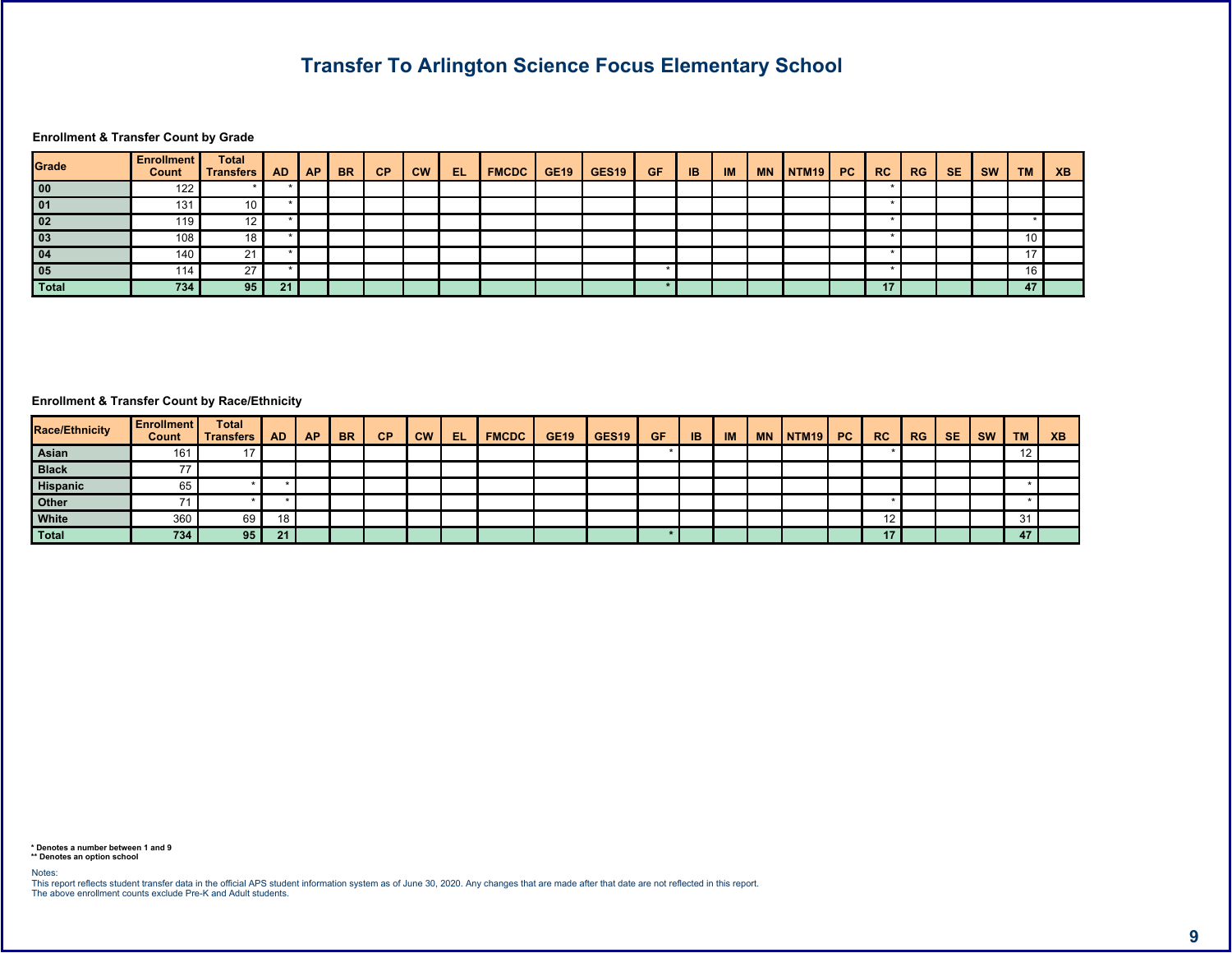# Transfer To Arlington Science Focus Elementary School

### Enrollment & Transfer Count by Grade

| Grade | Enrollment Count | Total Transfers | AD | AP | BR | CP | CW | EL | FMCDC | GE19 | GES19 | GF | IB | IM | MN | NTM19 | PC | RC | RG | SE | SW | TM | XB |
|---|---|---|---|---|---|---|---|---|---|---|---|---|---|---|---|---|---|---|---|---|---|---|---|
| 00 | 122 | * | * | | | | | | | | | | | | | | | * | | | | | |
| 01 | 131 | 10 | * | | | | | | | | | | | | | | | * | | | | | |
| 02 | 119 | 12 | * | | | | | | | | | | | | | | | * | | | | * | |
| 03 | 108 | 18 | * | | | | | | | | | | | | | | | * | | | | 10 | |
| 04 | 140 | 21 | * | | | | | | | | | | | | | | | * | | | | 17 | |
| 05 | 114 | 27 | * | | | | | | | | | * | | | | | | * | | | | 16 | |
| Total | 734 | 95 | 21 | | | | | | | | | * | | | | | | 17 | | | | 47 | |

### Enrollment & Transfer Count by Race/Ethnicity

| Race/Ethnicity | Enrollment Count | Total Transfers | AD | AP | BR | CP | CW | EL | FMCDC | GE19 | GES19 | GF | IB | IM | MN | NTM19 | PC | RC | RG | SE | SW | TM | XB |
|---|---|---|---|---|---|---|---|---|---|---|---|---|---|---|---|---|---|---|---|---|---|---|---|
| Asian | 161 | 17 | | | | | | | | | | * | | | | | | * | | | | 12 | |
| Black | 77 | | | | | | | | | | | | | | | | | | | | | | |
| Hispanic | 65 | * | * | | | | | | | | | | | | | | | | | | | * | |
| Other | 71 | * | * | | | | | | | | | | | | | | | * | | | | * | |
| White | 360 | 69 | 18 | | | | | | | | | | | | | | | 12 | | | | 31 | |
| Total | 734 | 95 | 21 | | | | | | | | | * | | | | | | 17 | | | | 47 | |

**\* Denotes a number between 1 and 9**
**\*\* Denotes an option school**

Notes:
This report reflects student transfer data in the official APS student information system as of June 30, 2020. Any changes that are made after that date are not reflected in this report.
The above enrollment counts exclude Pre-K and Adult students.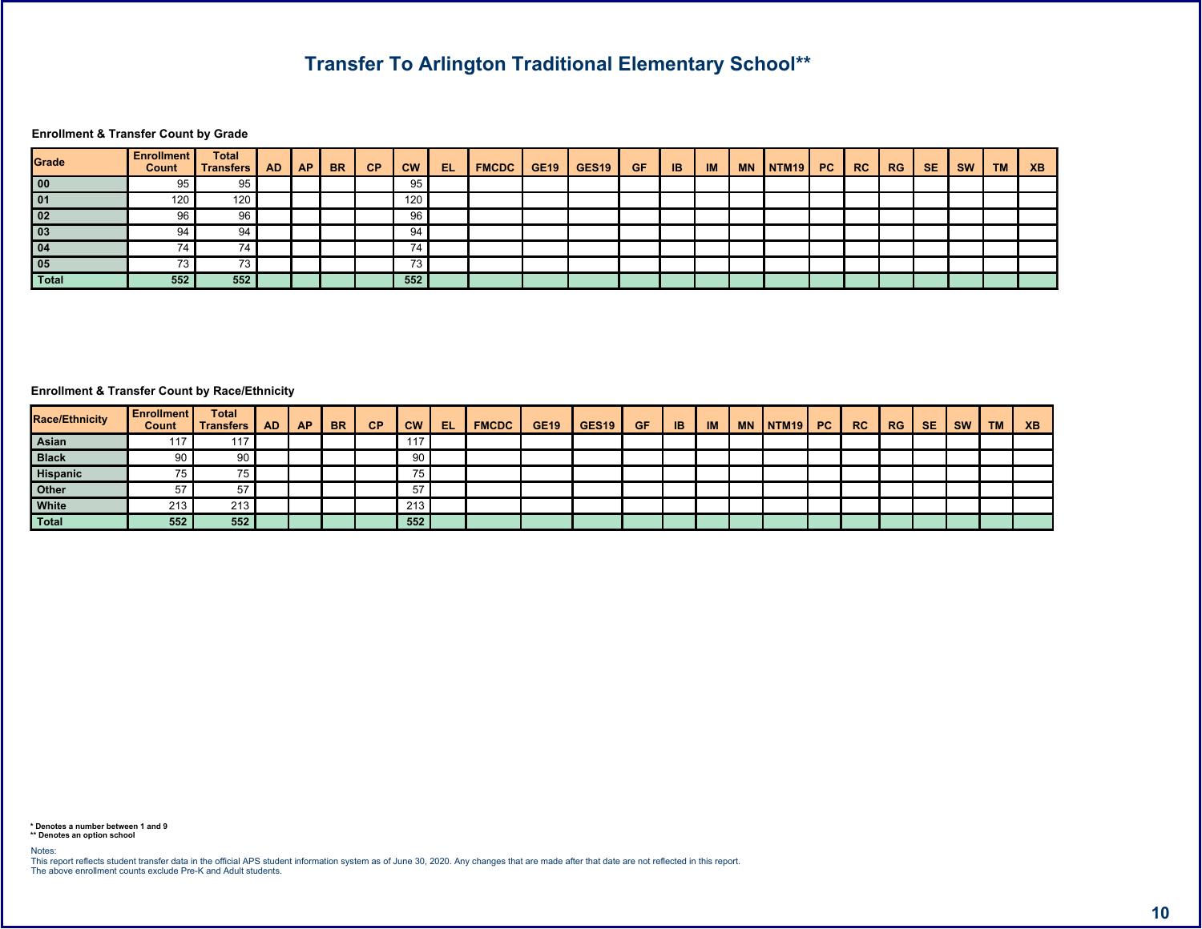# Transfer To Arlington Traditional Elementary School**

### Enrollment & Transfer Count by Grade

| Grade | Enrollment Count | Total Transfers | AD | AP | BR | CP | CW | EL | FMCDC | GE19 | GES19 | GF | IB | IM | MN | NTM19 | PC | RC | RG | SE | SW | TM | XB |
|---|---|---|---|---|---|---|---|---|---|---|---|---|---|---|---|---|---|---|---|---|---|---|---|
| 00 | 95 | 95 | | | | | 95 | | | | | | | | | | | | | | | | |
| 01 | 120 | 120 | | | | | 120 | | | | | | | | | | | | | | | | |
| 02 | 96 | 96 | | | | | 96 | | | | | | | | | | | | | | | | |
| 03 | 94 | 94 | | | | | 94 | | | | | | | | | | | | | | | | |
| 04 | 74 | 74 | | | | | 74 | | | | | | | | | | | | | | | | |
| 05 | 73 | 73 | | | | | 73 | | | | | | | | | | | | | | | | |
| **Total** | **552** | **552** | | | | | **552** | | | | | | | | | | | | | | | | |

### Enrollment & Transfer Count by Race/Ethnicity

| Race/Ethnicity | Enrollment Count | Total Transfers | AD | AP | BR | CP | CW | EL | FMCDC | GE19 | GES19 | GF | IB | IM | MN | NTM19 | PC | RC | RG | SE | SW | TM | XB |
|---|---|---|---|---|---|---|---|---|---|---|---|---|---|---|---|---|---|---|---|---|---|---|---|
| Asian | 117 | 117 | | | | | 117 | | | | | | | | | | | | | | | | |
| Black | 90 | 90 | | | | | 90 | | | | | | | | | | | | | | | | |
| Hispanic | 75 | 75 | | | | | 75 | | | | | | | | | | | | | | | | |
| Other | 57 | 57 | | | | | 57 | | | | | | | | | | | | | | | | |
| White | 213 | 213 | | | | | 213 | | | | | | | | | | | | | | | | |
| **Total** | **552** | **552** | | | | | **552** | | | | | | | | | | | | | | | | |

**\* Denotes a number between 1 and 9**
**\*\* Denotes an option school**

Notes:
This report reflects student transfer data in the official APS student information system as of June 30, 2020. Any changes that are made after that date are not reflected in this report.
The above enrollment counts exclude Pre-K and Adult students.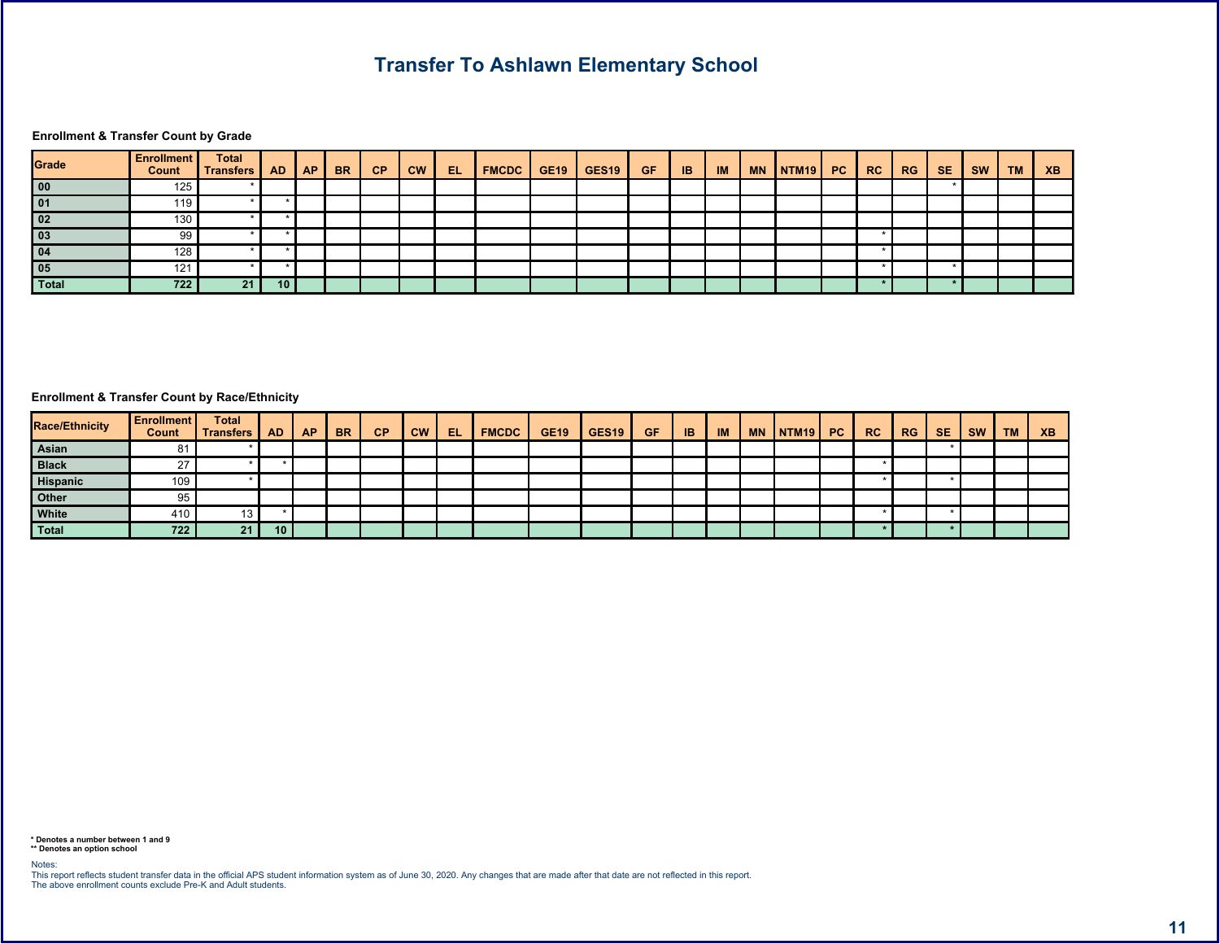# Transfer To Ashlawn Elementary School

**Enrollment & Transfer Count by Grade**

| Grade | Enrollment Count | Total Transfers | AD | AP | BR | CP | CW | EL | FMCDC | GE19 | GES19 | GF | IB | IM | MN | NTM19 | PC | RC | RG | SE | SW | TM | XB |
|---|---|---|---|---|---|---|---|---|---|---|---|---|---|---|---|---|---|---|---|---|---|---|---|
| 00 | 125 | * | | | | | | | | | | | | | | | | | | * | | | |
| 01 | 119 | * | * | | | | | | | | | | | | | | | | | | | | |
| 02 | 130 | * | * | | | | | | | | | | | | | | | | | | | | |
| 03 | 99 | * | * | | | | | | | | | | | | | | | * | | | | | |
| 04 | 128 | * | * | | | | | | | | | | | | | | | * | | | | | |
| 05 | 121 | * | * | | | | | | | | | | | | | | | * | | * | | | |
| **Total** | **722** | **21** | **10** | | | | | | | | | | | | | | | **\*** | | **\*** | | | |

**Enrollment & Transfer Count by Race/Ethnicity**

| Race/Ethnicity | Enrollment Count | Total Transfers | AD | AP | BR | CP | CW | EL | FMCDC | GE19 | GES19 | GF | IB | IM | MN | NTM19 | PC | RC | RG | SE | SW | TM | XB |
|---|---|---|---|---|---|---|---|---|---|---|---|---|---|---|---|---|---|---|---|---|---|---|---|
| Asian | 81 | * | | | | | | | | | | | | | | | | | | * | | | |
| Black | 27 | * | * | | | | | | | | | | | | | | | * | | | | | |
| Hispanic | 109 | * | | | | | | | | | | | | | | | | * | | * | | | |
| Other | 95 | | | | | | | | | | | | | | | | | | | | | | |
| White | 410 | 13 | * | | | | | | | | | | | | | | | * | | * | | | |
| **Total** | **722** | **21** | **10** | | | | | | | | | | | | | | | **\*** | | **\*** | | | |

**\* Denotes a number between 1 and 9**
**\*\* Denotes an option school**

Notes:
This report reflects student transfer data in the official APS student information system as of June 30, 2020. Any changes that are made after that date are not reflected in this report.
The above enrollment counts exclude Pre-K and Adult students.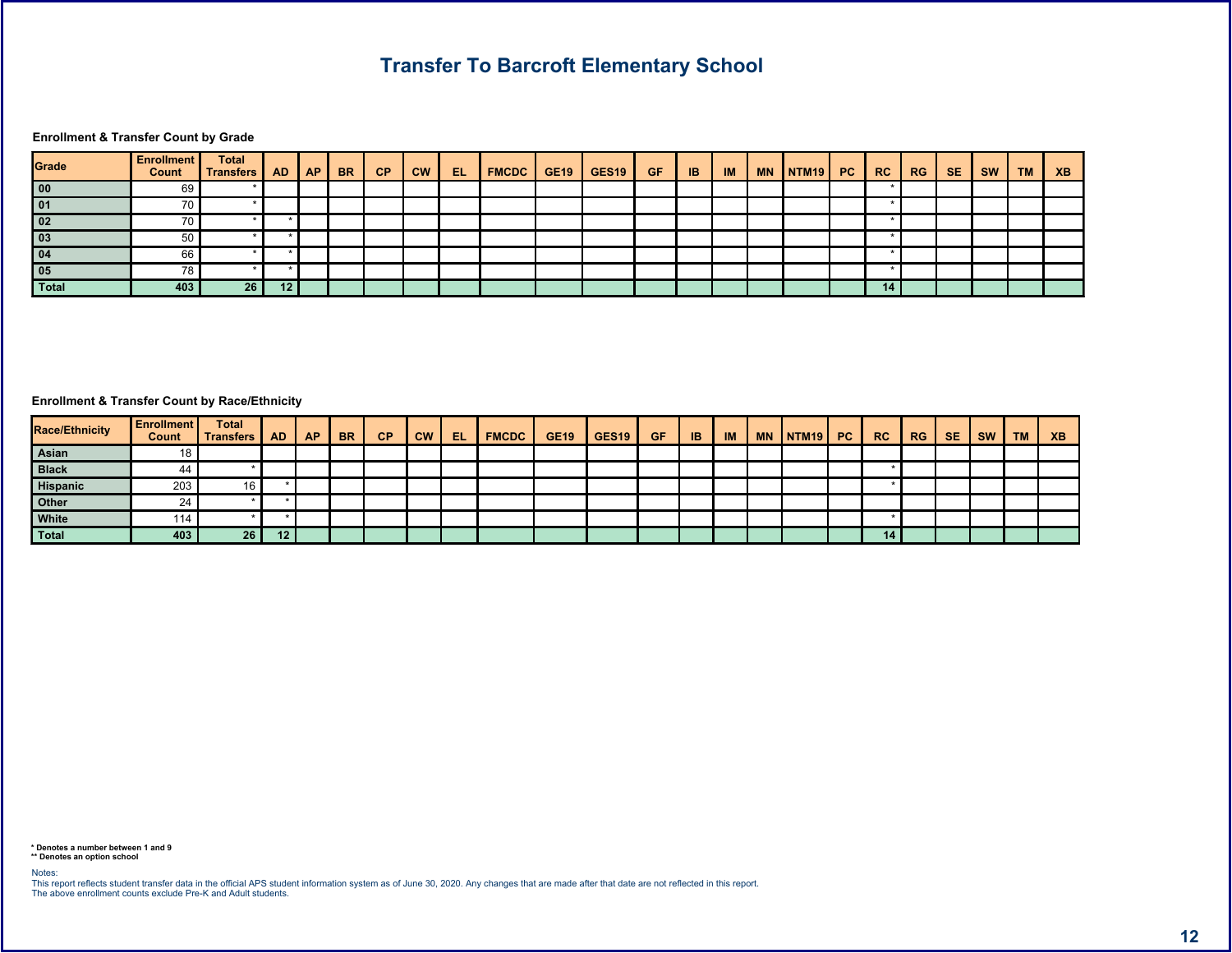# Transfer To Barcroft Elementary School

### Enrollment & Transfer Count by Grade

| Grade | Enrollment Count | Total Transfers | AD | AP | BR | CP | CW | EL | FMCDC | GE19 | GES19 | GF | IB | IM | MN | NTM19 | PC | RC | RG | SE | SW | TM | XB |
|---|---|---|---|---|---|---|---|---|---|---|---|---|---|---|---|---|---|---|---|---|---|---|---|
| 00 | 69 | * | | | | | | | | | | | | | | | | * | | | | | |
| 01 | 70 | * | | | | | | | | | | | | | | | | * | | | | | |
| 02 | 70 | * | * | | | | | | | | | | | | | | | * | | | | | |
| 03 | 50 | * | * | | | | | | | | | | | | | | | * | | | | | |
| 04 | 66 | * | * | | | | | | | | | | | | | | | * | | | | | |
| 05 | 78 | * | * | | | | | | | | | | | | | | | * | | | | | |
| **Total** | **403** | **26** | **12** | | | | | | | | | | | | | | | **14** | | | | | |

### Enrollment & Transfer Count by Race/Ethnicity

| Race/Ethnicity | Enrollment Count | Total Transfers | AD | AP | BR | CP | CW | EL | FMCDC | GE19 | GES19 | GF | IB | IM | MN | NTM19 | PC | RC | RG | SE | SW | TM | XB |
|---|---|---|---|---|---|---|---|---|---|---|---|---|---|---|---|---|---|---|---|---|---|---|---|
| Asian | 18 | | | | | | | | | | | | | | | | | | | | | | |
| Black | 44 | * | | | | | | | | | | | | | | | | * | | | | | |
| Hispanic | 203 | 16 | * | | | | | | | | | | | | | | | * | | | | | |
| Other | 24 | * | * | | | | | | | | | | | | | | | | | | | | |
| White | 114 | * | * | | | | | | | | | | | | | | | * | | | | | |
| **Total** | **403** | **26** | **12** | | | | | | | | | | | | | | | **14** | | | | | |

**\* Denotes a number between 1 and 9**
**\*\* Denotes an option school**

Notes:
This report reflects student transfer data in the official APS student information system as of June 30, 2020. Any changes that are made after that date are not reflected in this report.
The above enrollment counts exclude Pre-K and Adult students.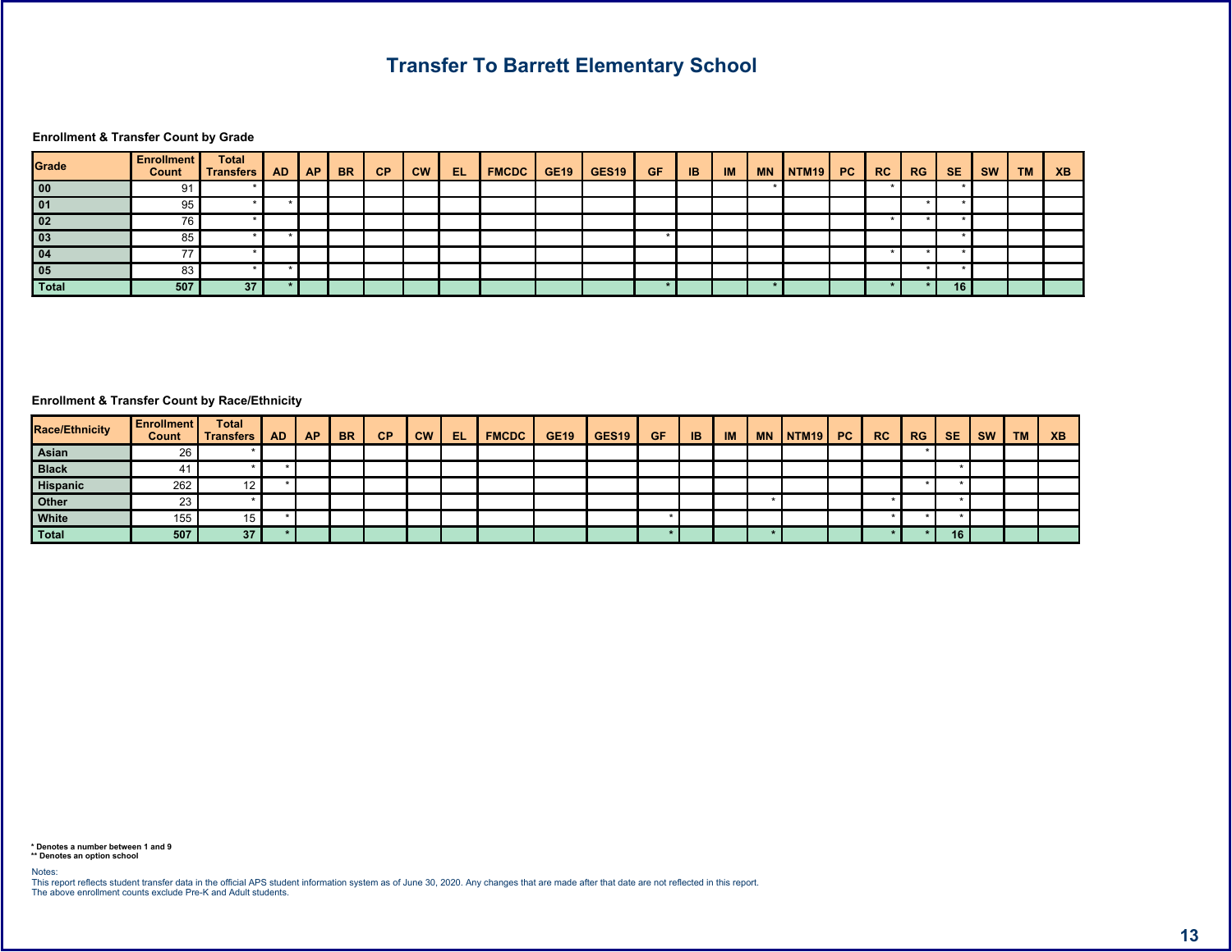# Transfer To Barrett Elementary School

### Enrollment & Transfer Count by Grade

| Grade | Enrollment Count | Total Transfers | AD | AP | BR | CP | CW | EL | FMCDC | GE19 | GES19 | GF | IB | IM | MN | NTM19 | PC | RC | RG | SE | SW | TM | XB |
|---|---|---|---|---|---|---|---|---|---|---|---|---|---|---|---|---|---|---|---|---|---|---|---|
| 00 | 91 | * | | | | | | | | | | | | | * | | | * | | * | | | |
| 01 | 95 | * | * | | | | | | | | | | | | | | | | * | * | | | |
| 02 | 76 | * | | | | | | | | | | | | | | | | * | * | * | | | |
| 03 | 85 | * | * | | | | | | | | | * | | | | | | | | * | | | |
| 04 | 77 | * | | | | | | | | | | | | | | | | * | * | * | | | |
| 05 | 83 | * | * | | | | | | | | | | | | | | | | * | * | | | |
| **Total** | **507** | **37** | **\*** | | | | | | | | | **\*** | | | **\*** | | | **\*** | **\*** | **16** | | | |

### Enrollment & Transfer Count by Race/Ethnicity

| Race/Ethnicity | Enrollment Count | Total Transfers | AD | AP | BR | CP | CW | EL | FMCDC | GE19 | GES19 | GF | IB | IM | MN | NTM19 | PC | RC | RG | SE | SW | TM | XB |
|---|---|---|---|---|---|---|---|---|---|---|---|---|---|---|---|---|---|---|---|---|---|---|---|
| Asian | 26 | * | | | | | | | | | | | | | | | | | * | | | | |
| Black | 41 | * | * | | | | | | | | | | | | | | | | | * | | | |
| Hispanic | 262 | 12 | * | | | | | | | | | | | | | | | | * | * | | | |
| Other | 23 | * | | | | | | | | | | | | | * | | | * | | * | | | |
| White | 155 | 15 | * | | | | | | | | | * | | | | | | * | * | * | | | |
| **Total** | **507** | **37** | **\*** | | | | | | | | | **\*** | | | **\*** | | | **\*** | **\*** | **16** | | | |

**\* Denotes a number between 1 and 9**
**\*\* Denotes an option school**

Notes:
This report reflects student transfer data in the official APS student information system as of June 30, 2020. Any changes that are made after that date are not reflected in this report.
The above enrollment counts exclude Pre-K and Adult students.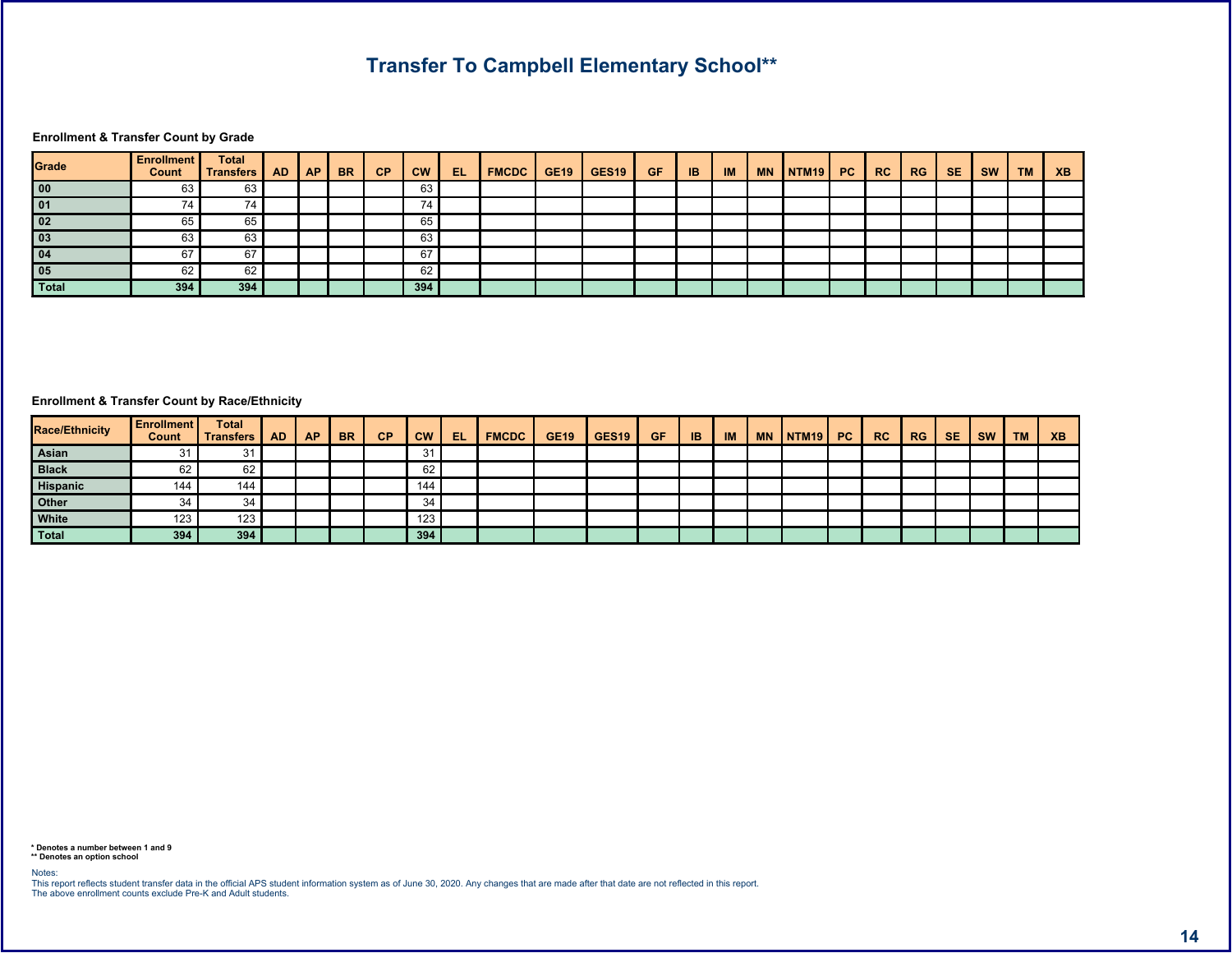# Transfer To Campbell Elementary School**

**Enrollment & Transfer Count by Grade**

| Grade | Enrollment Count | Total Transfers | AD | AP | BR | CP | CW | EL | FMCDC | GE19 | GES19 | GF | IB | IM | MN | NTM19 | PC | RC | RG | SE | SW | TM | XB |
|---|---|---|---|---|---|---|---|---|---|---|---|---|---|---|---|---|---|---|---|---|---|---|---|
| 00 | 63 | 63 | | | | | 63 | | | | | | | | | | | | | | | | |
| 01 | 74 | 74 | | | | | 74 | | | | | | | | | | | | | | | | |
| 02 | 65 | 65 | | | | | 65 | | | | | | | | | | | | | | | | |
| 03 | 63 | 63 | | | | | 63 | | | | | | | | | | | | | | | | |
| 04 | 67 | 67 | | | | | 67 | | | | | | | | | | | | | | | | |
| 05 | 62 | 62 | | | | | 62 | | | | | | | | | | | | | | | | |
| **Total** | **394** | **394** | | | | | **394** | | | | | | | | | | | | | | | | |

**Enrollment & Transfer Count by Race/Ethnicity**

| Race/Ethnicity | Enrollment Count | Total Transfers | AD | AP | BR | CP | CW | EL | FMCDC | GE19 | GES19 | GF | IB | IM | MN | NTM19 | PC | RC | RG | SE | SW | TM | XB |
|---|---|---|---|---|---|---|---|---|---|---|---|---|---|---|---|---|---|---|---|---|---|---|---|
| Asian | 31 | 31 | | | | | 31 | | | | | | | | | | | | | | | | |
| Black | 62 | 62 | | | | | 62 | | | | | | | | | | | | | | | | |
| Hispanic | 144 | 144 | | | | | 144 | | | | | | | | | | | | | | | | |
| Other | 34 | 34 | | | | | 34 | | | | | | | | | | | | | | | | |
| White | 123 | 123 | | | | | 123 | | | | | | | | | | | | | | | | |
| **Total** | **394** | **394** | | | | | **394** | | | | | | | | | | | | | | | | |

**\* Denotes a number between 1 and 9**
**** Denotes an option school**

Notes:
This report reflects student transfer data in the official APS student information system as of June 30, 2020. Any changes that are made after that date are not reflected in this report.
The above enrollment counts exclude Pre-K and Adult students.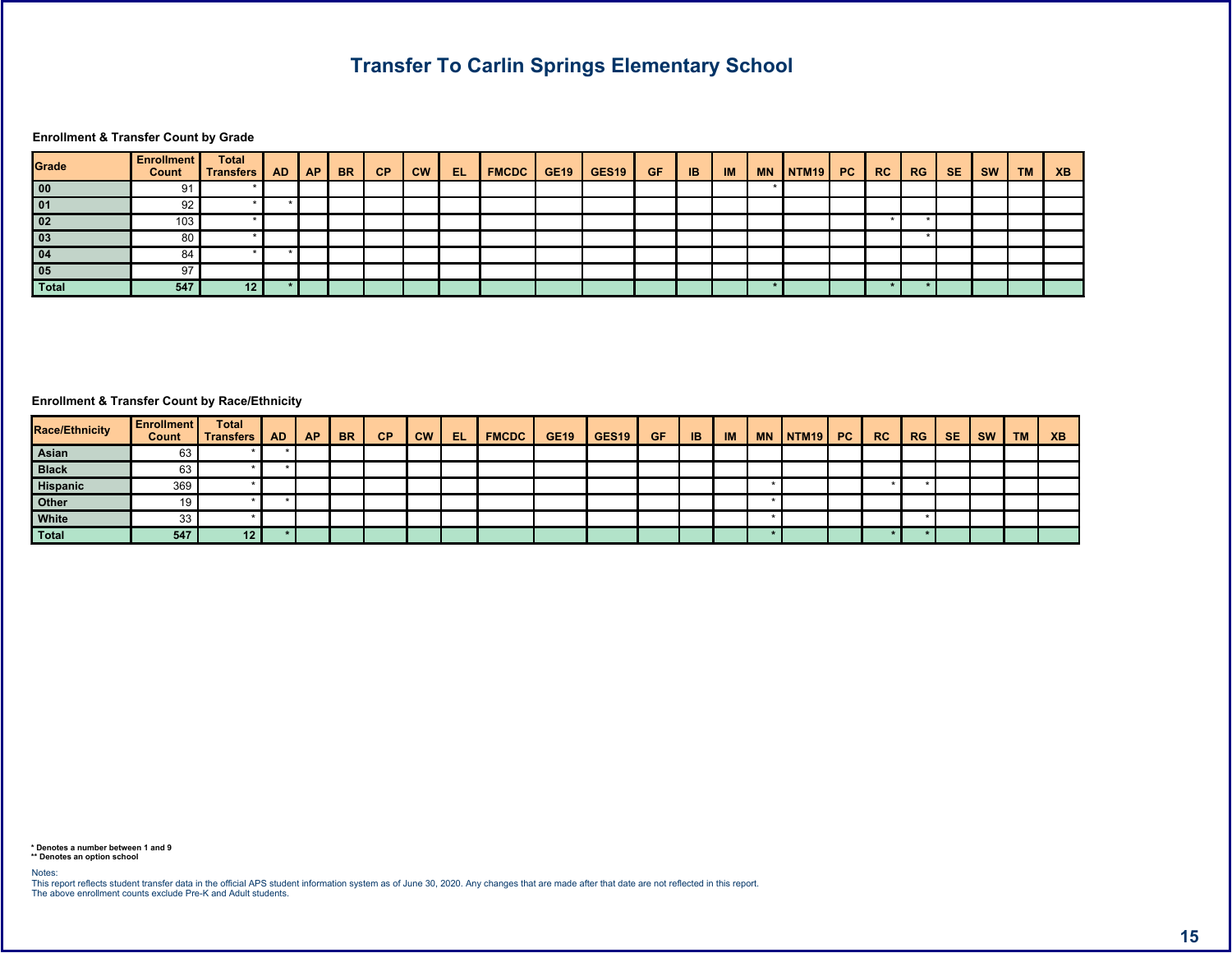## Transfer To Carlin Springs Elementary School

### Enrollment & Transfer Count by Grade

| Grade | Enrollment Count | Total Transfers | AD | AP | BR | CP | CW | EL | FMCDC | GE19 | GES19 | GF | IB | IM | MN | NTM19 | PC | RC | RG | SE | SW | TM | XB |
|---|---|---|---|---|---|---|---|---|---|---|---|---|---|---|---|---|---|---|---|---|---|---|---|
| 00 | 91 | * | | | | | | | | | | | | | * | | | | | | | | |
| 01 | 92 | * | * | | | | | | | | | | | | | | | | | | | | |
| 02 | 103 | * | | | | | | | | | | | | | | | | * | * | | | | |
| 03 | 80 | * | | | | | | | | | | | | | | | | | * | | | | |
| 04 | 84 | * | * | | | | | | | | | | | | | | | | | | | | |
| 05 | 97 | | | | | | | | | | | | | | | | | | | | | | |
| Total | 547 | 12 | * | | | | | | | | | | | | * | | | * | * | | | | |

### Enrollment & Transfer Count by Race/Ethnicity

| Race/Ethnicity | Enrollment Count | Total Transfers | AD | AP | BR | CP | CW | EL | FMCDC | GE19 | GES19 | GF | IB | IM | MN | NTM19 | PC | RC | RG | SE | SW | TM | XB |
|---|---|---|---|---|---|---|---|---|---|---|---|---|---|---|---|---|---|---|---|---|---|---|---|
| Asian | 63 | * | * | | | | | | | | | | | | | | | | | | | | |
| Black | 63 | * | * | | | | | | | | | | | | | | | | | | | | |
| Hispanic | 369 | * | | | | | | | | | | | | | * | | | * | * | | | | |
| Other | 19 | * | * | | | | | | | | | | | | * | | | | | | | | |
| White | 33 | * | | | | | | | | | | | | | * | | | | * | | | | |
| Total | 547 | 12 | * | | | | | | | | | | | | * | | | * | * | | | | |

**\* Denotes a number between 1 and 9**
**\*\* Denotes an option school**

Notes:
This report reflects student transfer data in the official APS student information system as of June 30, 2020. Any changes that are made after that date are not reflected in this report.
The above enrollment counts exclude Pre-K and Adult students.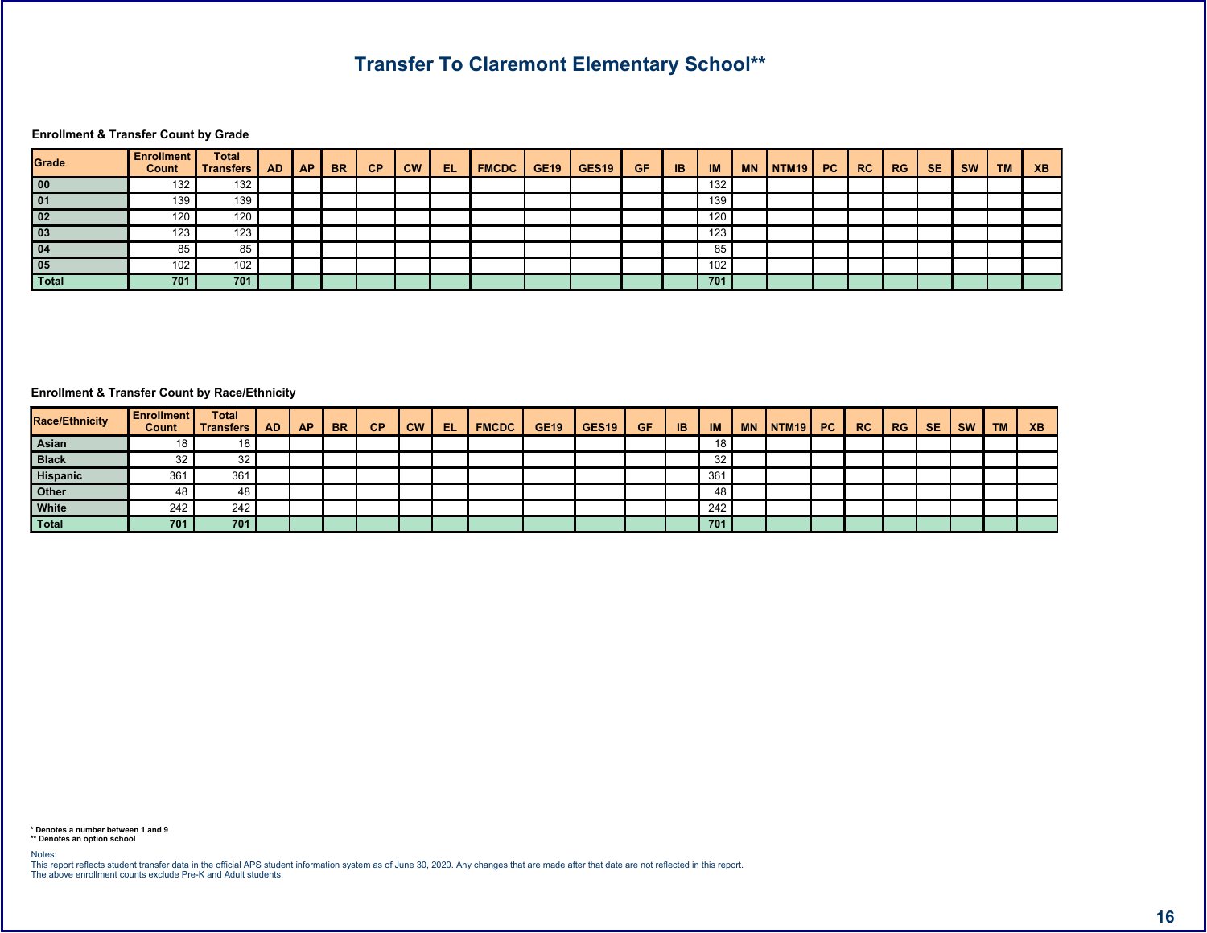# Transfer To Claremont Elementary School**

**Enrollment & Transfer Count by Grade**

| Grade | Enrollment Count | Total Transfers | AD | AP | BR | CP | CW | EL | FMCDC | GE19 | GES19 | GF | IB | IM | MN | NTM19 | PC | RC | RG | SE | SW | TM | XB |
|---|---|---|---|---|---|---|---|---|---|---|---|---|---|---|---|---|---|---|---|---|---|---|---|
| 00 | 132 | 132 | | | | | | | | | | | | 132 | | | | | | | | | |
| 01 | 139 | 139 | | | | | | | | | | | | 139 | | | | | | | | | |
| 02 | 120 | 120 | | | | | | | | | | | | 120 | | | | | | | | | |
| 03 | 123 | 123 | | | | | | | | | | | | 123 | | | | | | | | | |
| 04 | 85 | 85 | | | | | | | | | | | | 85 | | | | | | | | | |
| 05 | 102 | 102 | | | | | | | | | | | | 102 | | | | | | | | | |
| **Total** | **701** | **701** | | | | | | | | | | | | **701** | | | | | | | | | |

**Enrollment & Transfer Count by Race/Ethnicity**

| Race/Ethnicity | Enrollment Count | Total Transfers | AD | AP | BR | CP | CW | EL | FMCDC | GE19 | GES19 | GF | IB | IM | MN | NTM19 | PC | RC | RG | SE | SW | TM | XB |
|---|---|---|---|---|---|---|---|---|---|---|---|---|---|---|---|---|---|---|---|---|---|---|---|
| Asian | 18 | 18 | | | | | | | | | | | | 18 | | | | | | | | | |
| Black | 32 | 32 | | | | | | | | | | | | 32 | | | | | | | | | |
| Hispanic | 361 | 361 | | | | | | | | | | | | 361 | | | | | | | | | |
| Other | 48 | 48 | | | | | | | | | | | | 48 | | | | | | | | | |
| White | 242 | 242 | | | | | | | | | | | | 242 | | | | | | | | | |
| **Total** | **701** | **701** | | | | | | | | | | | | **701** | | | | | | | | | |

**\* Denotes a number between 1 and 9**
**\*\* Denotes an option school**

Notes:
This report reflects student transfer data in the official APS student information system as of June 30, 2020. Any changes that are made after that date are not reflected in this report.
The above enrollment counts exclude Pre-K and Adult students.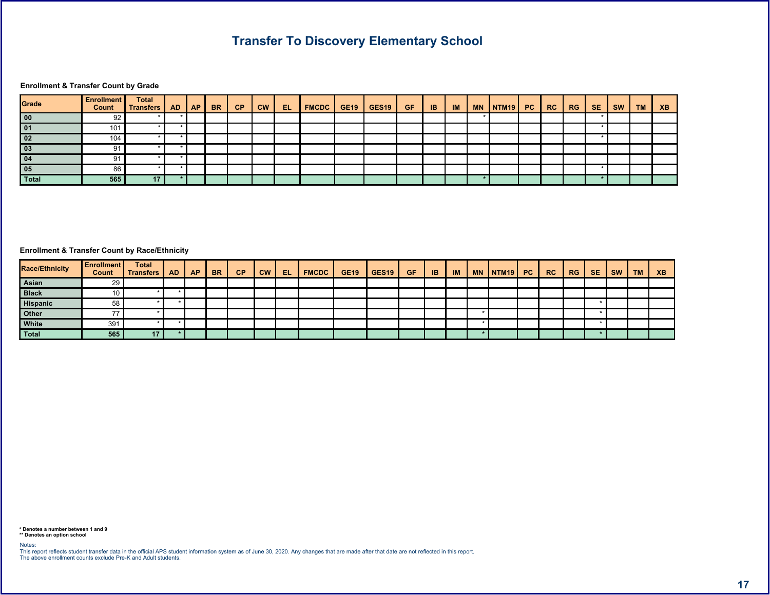# Transfer To Discovery Elementary School

### Enrollment & Transfer Count by Grade

| Grade | Enrollment Count | Total Transfers | AD | AP | BR | CP | CW | EL | FMCDC | GE19 | GES19 | GF | IB | IM | MN | NTM19 | PC | RC | RG | SE | SW | TM | XB |
|---|---|---|---|---|---|---|---|---|---|---|---|---|---|---|---|---|---|---|---|---|---|---|---|
| 00 | 92 | * | * | | | | | | | | | | | | * | | | | | * | | | |
| 01 | 101 | * | * | | | | | | | | | | | | | | | | | * | | | |
| 02 | 104 | * | * | | | | | | | | | | | | | | | | | * | | | |
| 03 | 91 | * | * | | | | | | | | | | | | | | | | | | | | |
| 04 | 91 | * | * | | | | | | | | | | | | | | | | | | | | |
| 05 | 86 | * | * | | | | | | | | | | | | | | | | | * | | | |
| Total | 565 | 17 | * | | | | | | | | | | | | * | | | | | * | | | |

### Enrollment & Transfer Count by Race/Ethnicity

| Race/Ethnicity | Enrollment Count | Total Transfers | AD | AP | BR | CP | CW | EL | FMCDC | GE19 | GES19 | GF | IB | IM | MN | NTM19 | PC | RC | RG | SE | SW | TM | XB |
|---|---|---|---|---|---|---|---|---|---|---|---|---|---|---|---|---|---|---|---|---|---|---|---|
| Asian | 29 | | | | | | | | | | | | | | | | | | | | | | |
| Black | 10 | * | * | | | | | | | | | | | | | | | | | | | | |
| Hispanic | 58 | * | * | | | | | | | | | | | | | | | | | * | | | |
| Other | 77 | * | | | | | | | | | | | | | * | | | | | * | | | |
| White | 391 | * | * | | | | | | | | | | | | * | | | | | * | | | |
| Total | 565 | 17 | * | | | | | | | | | | | | * | | | | | * | | | |

**\* Denotes a number between 1 and 9**
**\*\* Denotes an option school**

Notes:
This report reflects student transfer data in the official APS student information system as of June 30, 2020. Any changes that are made after that date are not reflected in this report.
The above enrollment counts exclude Pre-K and Adult students.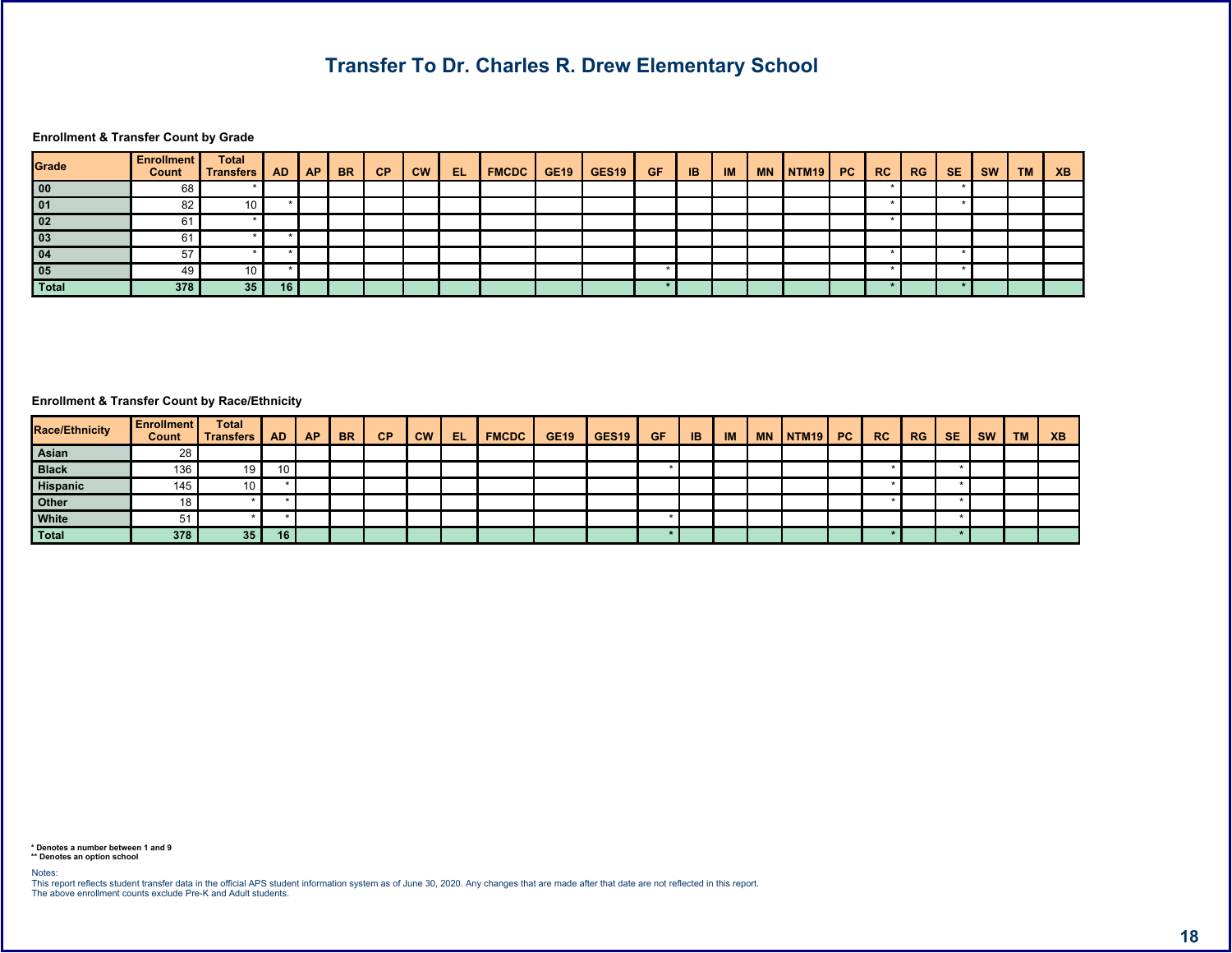# Transfer To Dr. Charles R. Drew Elementary School

### Enrollment & Transfer Count by Grade

| Grade | Enrollment Count | Total Transfers | AD | AP | BR | CP | CW | EL | FMCDC | GE19 | GES19 | GF | IB | IM | MN | NTM19 | PC | RC | RG | SE | SW | TM | XB |
|---|---|---|---|---|---|---|---|---|---|---|---|---|---|---|---|---|---|---|---|---|---|---|---|
| 00 | 68 | * | | | | | | | | | | | | | | | | * | | * | | | |
| 01 | 82 | 10 | * | | | | | | | | | | | | | | | * | | * | | | |
| 02 | 61 | * | | | | | | | | | | | | | | | | * | | | | | |
| 03 | 61 | * | * | | | | | | | | | | | | | | | | | | | | |
| 04 | 57 | * | * | | | | | | | | | | | | | | | * | | * | | | |
| 05 | 49 | 10 | * | | | | | | | | | * | | | | | | * | | * | | | |
| Total | 378 | 35 | 16 | | | | | | | | | * | | | | | | * | | * | | | |

### Enrollment & Transfer Count by Race/Ethnicity

| Race/Ethnicity | Enrollment Count | Total Transfers | AD | AP | BR | CP | CW | EL | FMCDC | GE19 | GES19 | GF | IB | IM | MN | NTM19 | PC | RC | RG | SE | SW | TM | XB |
|---|---|---|---|---|---|---|---|---|---|---|---|---|---|---|---|---|---|---|---|---|---|---|---|
| Asian | 28 | | | | | | | | | | | | | | | | | | | | | | |
| Black | 136 | 19 | 10 | | | | | | | | | * | | | | | | * | | * | | | |
| Hispanic | 145 | 10 | * | | | | | | | | | | | | | | | * | | * | | | |
| Other | 18 | * | * | | | | | | | | | | | | | | | * | | * | | | |
| White | 51 | * | * | | | | | | | | | * | | | | | | | | * | | | |
| Total | 378 | 35 | 16 | | | | | | | | | * | | | | | | * | | * | | | |

**\* Denotes a number between 1 and 9**
**\*\* Denotes an option school**

Notes:
This report reflects student transfer data in the official APS student information system as of June 30, 2020. Any changes that are made after that date are not reflected in this report.
The above enrollment counts exclude Pre-K and Adult students.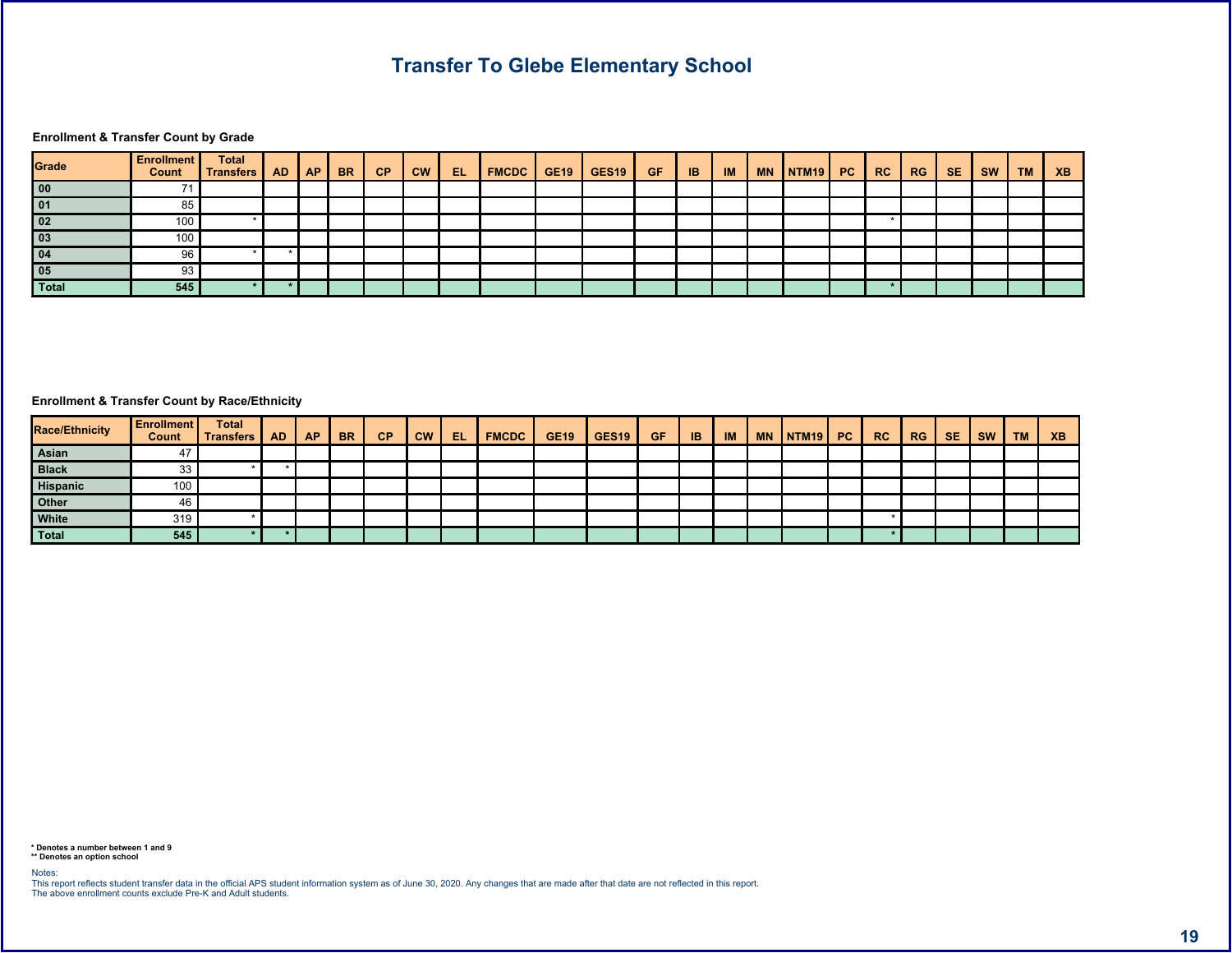# Transfer To Glebe Elementary School

### Enrollment & Transfer Count by Grade

| Grade | Enrollment Count | Total Transfers | AD | AP | BR | CP | CW | EL | FMCDC | GE19 | GES19 | GF | IB | IM | MN | NTM19 | PC | RC | RG | SE | SW | TM | XB |
|---|---|---|---|---|---|---|---|---|---|---|---|---|---|---|---|---|---|---|---|---|---|---|---|
| 00 | 71 | | | | | | | | | | | | | | | | | | | | | | |
| 01 | 85 | | | | | | | | | | | | | | | | | | | | | | |
| 02 | 100 | * | | | | | | | | | | | | | | | | * | | | | | |
| 03 | 100 | | | | | | | | | | | | | | | | | | | | | | |
| 04 | 96 | * | * | | | | | | | | | | | | | | | | | | | | |
| 05 | 93 | | | | | | | | | | | | | | | | | | | | | | |
| **Total** | **545** | * | * | | | | | | | | | | | | | | | * | | | | | |

### Enrollment & Transfer Count by Race/Ethnicity

| Race/Ethnicity | Enrollment Count | Total Transfers | AD | AP | BR | CP | CW | EL | FMCDC | GE19 | GES19 | GF | IB | IM | MN | NTM19 | PC | RC | RG | SE | SW | TM | XB |
|---|---|---|---|---|---|---|---|---|---|---|---|---|---|---|---|---|---|---|---|---|---|---|---|
| Asian | 47 | | | | | | | | | | | | | | | | | | | | | | |
| Black | 33 | * | * | | | | | | | | | | | | | | | | | | | | |
| Hispanic | 100 | | | | | | | | | | | | | | | | | | | | | | |
| Other | 46 | | | | | | | | | | | | | | | | | | | | | | |
| White | 319 | * | | | | | | | | | | | | | | | | * | | | | | |
| **Total** | **545** | * | * | | | | | | | | | | | | | | | * | | | | | |

**\* Denotes a number between 1 and 9**
**\*\* Denotes an option school**

Notes:
This report reflects student transfer data in the official APS student information system as of June 30, 2020. Any changes that are made after that date are not reflected in this report.
The above enrollment counts exclude Pre-K and Adult students.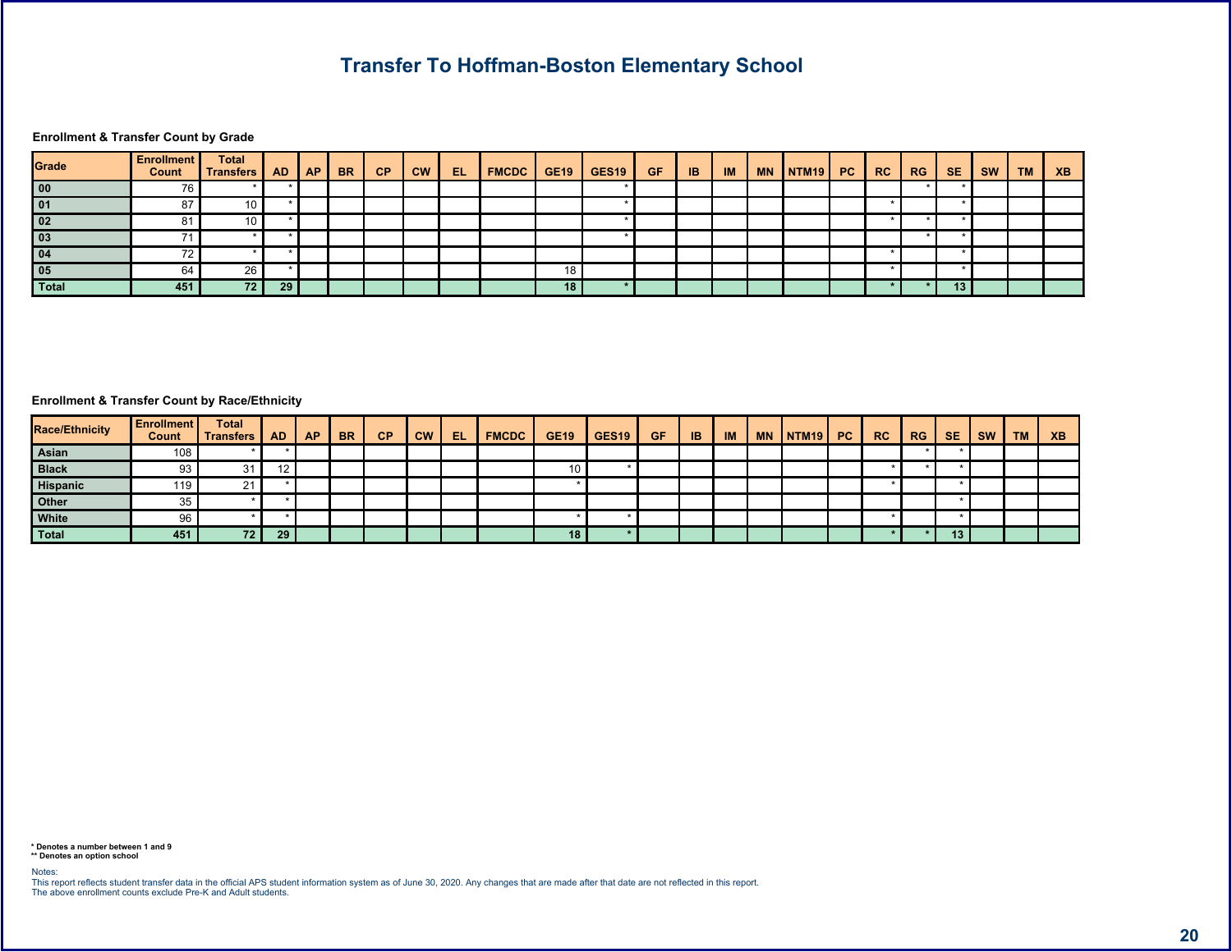# Transfer To Hoffman-Boston Elementary School

### Enrollment & Transfer Count by Grade

| Grade | Enrollment Count | Total Transfers | AD | AP | BR | CP | CW | EL | FMCDC | GE19 | GES19 | GF | IB | IM | MN | NTM19 | PC | RC | RG | SE | SW | TM | XB |
|---|---|---|---|---|---|---|---|---|---|---|---|---|---|---|---|---|---|---|---|---|---|---|---|
| 00 | 76 | * | * | | | | | | | | * | | | | | | | | * | * | | | |
| 01 | 87 | 10 | * | | | | | | | | * | | | | | | | * | | * | | | |
| 02 | 81 | 10 | * | | | | | | | | * | | | | | | | * | * | * | | | |
| 03 | 71 | * | * | | | | | | | | * | | | | | | | | * | * | | | |
| 04 | 72 | * | * | | | | | | | | | | | | | | | * | | * | | | |
| 05 | 64 | 26 | * | | | | | | | 18 | | | | | | | | * | | * | | | |
| **Total** | **451** | **72** | **29** | | | | | | | **18** | ***** | | | | | | | ***** | ***** | **13** | | | |

### Enrollment & Transfer Count by Race/Ethnicity

| Race/Ethnicity | Enrollment Count | Total Transfers | AD | AP | BR | CP | CW | EL | FMCDC | GE19 | GES19 | GF | IB | IM | MN | NTM19 | PC | RC | RG | SE | SW | TM | XB |
|---|---|---|---|---|---|---|---|---|---|---|---|---|---|---|---|---|---|---|---|---|---|---|---|
| Asian | 108 | * | * | | | | | | | | | | | | | | | | * | * | | | |
| Black | 93 | 31 | 12 | | | | | | | 10 | * | | | | | | | * | * | * | | | |
| Hispanic | 119 | 21 | * | | | | | | | * | | | | | | | | * | | * | | | |
| Other | 35 | * | * | | | | | | | | | | | | | | | | | * | | | |
| White | 96 | * | * | | | | | | | * | * | | | | | | | * | | * | | | |
| **Total** | **451** | **72** | **29** | | | | | | | **18** | ***** | | | | | | | ***** | ***** | **13** | | | |

**\* Denotes a number between 1 and 9**
**\*\* Denotes an option school**

Notes:
This report reflects student transfer data in the official APS student information system as of June 30, 2020. Any changes that are made after that date are not reflected in this report.
The above enrollment counts exclude Pre-K and Adult students.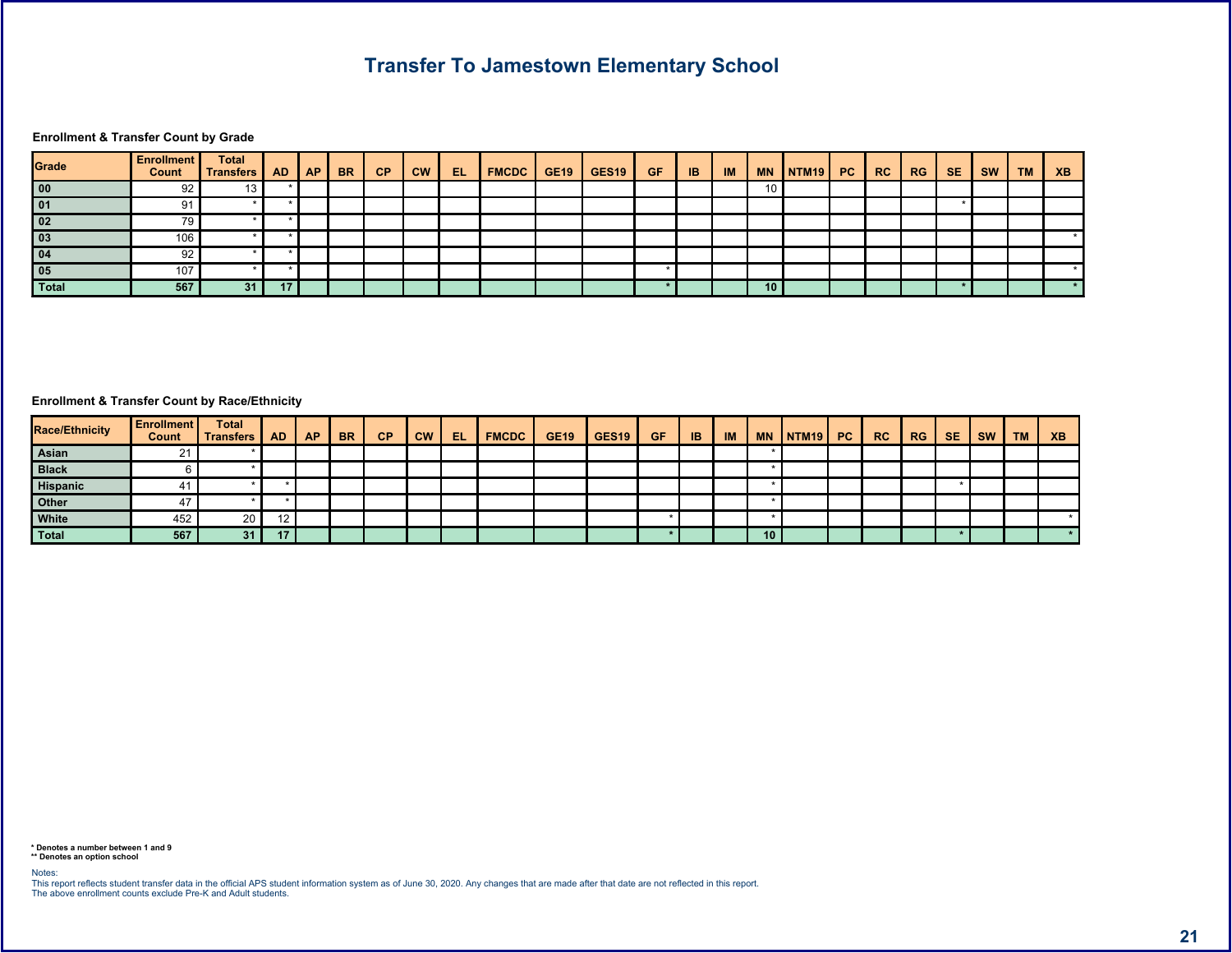# Transfer To Jamestown Elementary School

**Enrollment & Transfer Count by Grade**

| Grade | Enrollment Count | Total Transfers | AD | AP | BR | CP | CW | EL | FMCDC | GE19 | GES19 | GF | IB | IM | MN | NTM19 | PC | RC | RG | SE | SW | TM | XB |
|---|---|---|---|---|---|---|---|---|---|---|---|---|---|---|---|---|---|---|---|---|---|---|---|
| 00 | 92 | 13 | * | | | | | | | | | | | | 10 | | | | | | | | |
| 01 | 91 | * | * | | | | | | | | | | | | | | | | | * | | | |
| 02 | 79 | * | * | | | | | | | | | | | | | | | | | | | | |
| 03 | 106 | * | * | | | | | | | | | | | | | | | | | | | | * |
| 04 | 92 | * | * | | | | | | | | | | | | | | | | | | | | |
| 05 | 107 | * | * | | | | | | | | | * | | | | | | | | | | | * |
| **Total** | **567** | **31** | **17** | | | | | | | | | **\*** | | | **10** | | | | | **\*** | | | **\*** |

**Enrollment & Transfer Count by Race/Ethnicity**

| Race/Ethnicity | Enrollment Count | Total Transfers | AD | AP | BR | CP | CW | EL | FMCDC | GE19 | GES19 | GF | IB | IM | MN | NTM19 | PC | RC | RG | SE | SW | TM | XB |
|---|---|---|---|---|---|---|---|---|---|---|---|---|---|---|---|---|---|---|---|---|---|---|---|
| Asian | 21 | * | | | | | | | | | | | | | * | | | | | | | | |
| Black | 6 | * | | | | | | | | | | | | | * | | | | | | | | |
| Hispanic | 41 | * | * | | | | | | | | | | | | * | | | | | * | | | |
| Other | 47 | * | * | | | | | | | | | | | | * | | | | | | | | |
| White | 452 | 20 | 12 | | | | | | | | | * | | | * | | | | | | | | * |
| **Total** | **567** | **31** | **17** | | | | | | | | | **\*** | | | **10** | | | | | **\*** | | | **\*** |

**\* Denotes a number between 1 and 9**
**\*\* Denotes an option school**

Notes:
This report reflects student transfer data in the official APS student information system as of June 30, 2020. Any changes that are made after that date are not reflected in this report.
The above enrollment counts exclude Pre-K and Adult students.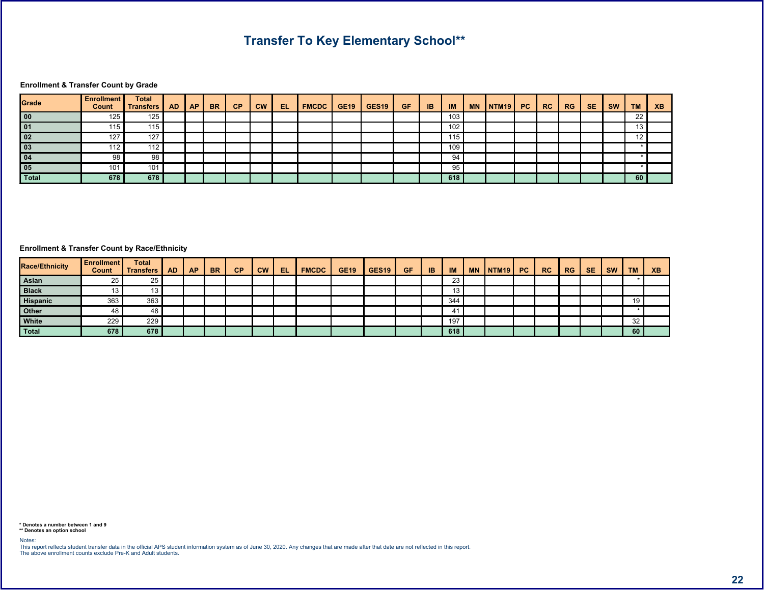# Transfer To Key Elementary School**

### Enrollment & Transfer Count by Grade

| Grade | Enrollment Count | Total Transfers | AD | AP | BR | CP | CW | EL | FMCDC | GE19 | GES19 | GF | IB | IM | MN | NTM19 | PC | RC | RG | SE | SW | TM | XB |
|---|---|---|---|---|---|---|---|---|---|---|---|---|---|---|---|---|---|---|---|---|---|---|---|
| 00 | 125 | 125 | | | | | | | | | | | | 103 | | | | | | | | 22 | |
| 01 | 115 | 115 | | | | | | | | | | | | 102 | | | | | | | | 13 | |
| 02 | 127 | 127 | | | | | | | | | | | | 115 | | | | | | | | 12 | |
| 03 | 112 | 112 | | | | | | | | | | | | 109 | | | | | | | | * | |
| 04 | 98 | 98 | | | | | | | | | | | | 94 | | | | | | | | * | |
| 05 | 101 | 101 | | | | | | | | | | | | 95 | | | | | | | | * | |
| **Total** | **678** | **678** | | | | | | | | | | | | **618** | | | | | | | | **60** | |

### Enrollment & Transfer Count by Race/Ethnicity

| Race/Ethnicity | Enrollment Count | Total Transfers | AD | AP | BR | CP | CW | EL | FMCDC | GE19 | GES19 | GF | IB | IM | MN | NTM19 | PC | RC | RG | SE | SW | TM | XB |
|---|---|---|---|---|---|---|---|---|---|---|---|---|---|---|---|---|---|---|---|---|---|---|---|
| Asian | 25 | 25 | | | | | | | | | | | | 23 | | | | | | | | * | |
| Black | 13 | 13 | | | | | | | | | | | | 13 | | | | | | | | | |
| Hispanic | 363 | 363 | | | | | | | | | | | | 344 | | | | | | | | 19 | |
| Other | 48 | 48 | | | | | | | | | | | | 41 | | | | | | | | * | |
| White | 229 | 229 | | | | | | | | | | | | 197 | | | | | | | | 32 | |
| **Total** | **678** | **678** | | | | | | | | | | | | **618** | | | | | | | | **60** | |

**\* Denotes a number between 1 and 9**
**\*\* Denotes an option school**

Notes:
This report reflects student transfer data in the official APS student information system as of June 30, 2020. Any changes that are made after that date are not reflected in this report.
The above enrollment counts exclude Pre-K and Adult students.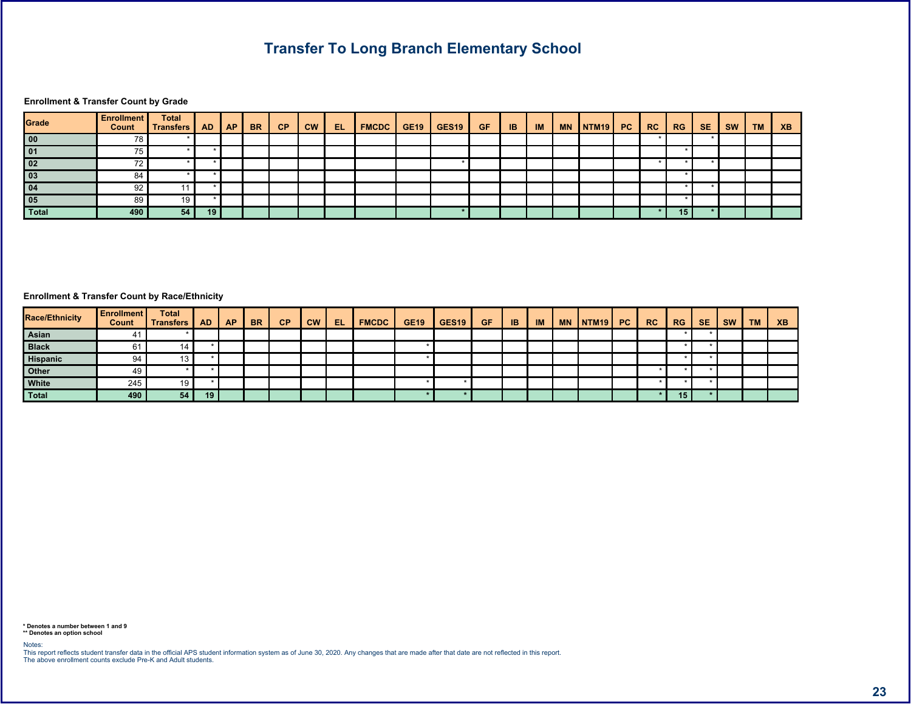# Transfer To Long Branch Elementary School

### Enrollment & Transfer Count by Grade

| Grade | Enrollment Count | Total Transfers | AD | AP | BR | CP | CW | EL | FMCDC | GE19 | GES19 | GF | IB | IM | MN | NTM19 | PC | RC | RG | SE | SW | TM | XB |
|---|---|---|---|---|---|---|---|---|---|---|---|---|---|---|---|---|---|---|---|---|---|---|---|
| 00 | 78 | * | | | | | | | | | | | | | | | | * | | * | | | |
| 01 | 75 | * | * | | | | | | | | | | | | | | | | * | | | | |
| 02 | 72 | * | * | | | | | | | | * | | | | | | | * | * | * | | | |
| 03 | 84 | * | * | | | | | | | | | | | | | | | | * | | | | |
| 04 | 92 | 11 | * | | | | | | | | | | | | | | | | * | * | | | |
| 05 | 89 | 19 | * | | | | | | | | | | | | | | | | * | | | | |
| **Total** | **490** | **54** | **19** | | | | | | | | **\*** | | | | | | | **\*** | **15** | **\*** | | | |

### Enrollment & Transfer Count by Race/Ethnicity

| Race/Ethnicity | Enrollment Count | Total Transfers | AD | AP | BR | CP | CW | EL | FMCDC | GE19 | GES19 | GF | IB | IM | MN | NTM19 | PC | RC | RG | SE | SW | TM | XB |
|---|---|---|---|---|---|---|---|---|---|---|---|---|---|---|---|---|---|---|---|---|---|---|---|
| Asian | 41 | * | | | | | | | | | | | | | | | | | * | * | | | |
| Black | 61 | 14 | * | | | | | | | * | | | | | | | | | * | * | | | |
| Hispanic | 94 | 13 | * | | | | | | | * | | | | | | | | | * | * | | | |
| Other | 49 | * | * | | | | | | | | | | | | | | | * | * | * | | | |
| White | 245 | 19 | * | | | | | | | * | * | | | | | | | * | * | * | | | |
| **Total** | **490** | **54** | **19** | | | | | | | **\*** | **\*** | | | | | | | **\*** | **15** | **\*** | | | |

**\* Denotes a number between 1 and 9**
**\*\* Denotes an option school**

Notes:
This report reflects student transfer data in the official APS student information system as of June 30, 2020. Any changes that are made after that date are not reflected in this report.
The above enrollment counts exclude Pre-K and Adult students.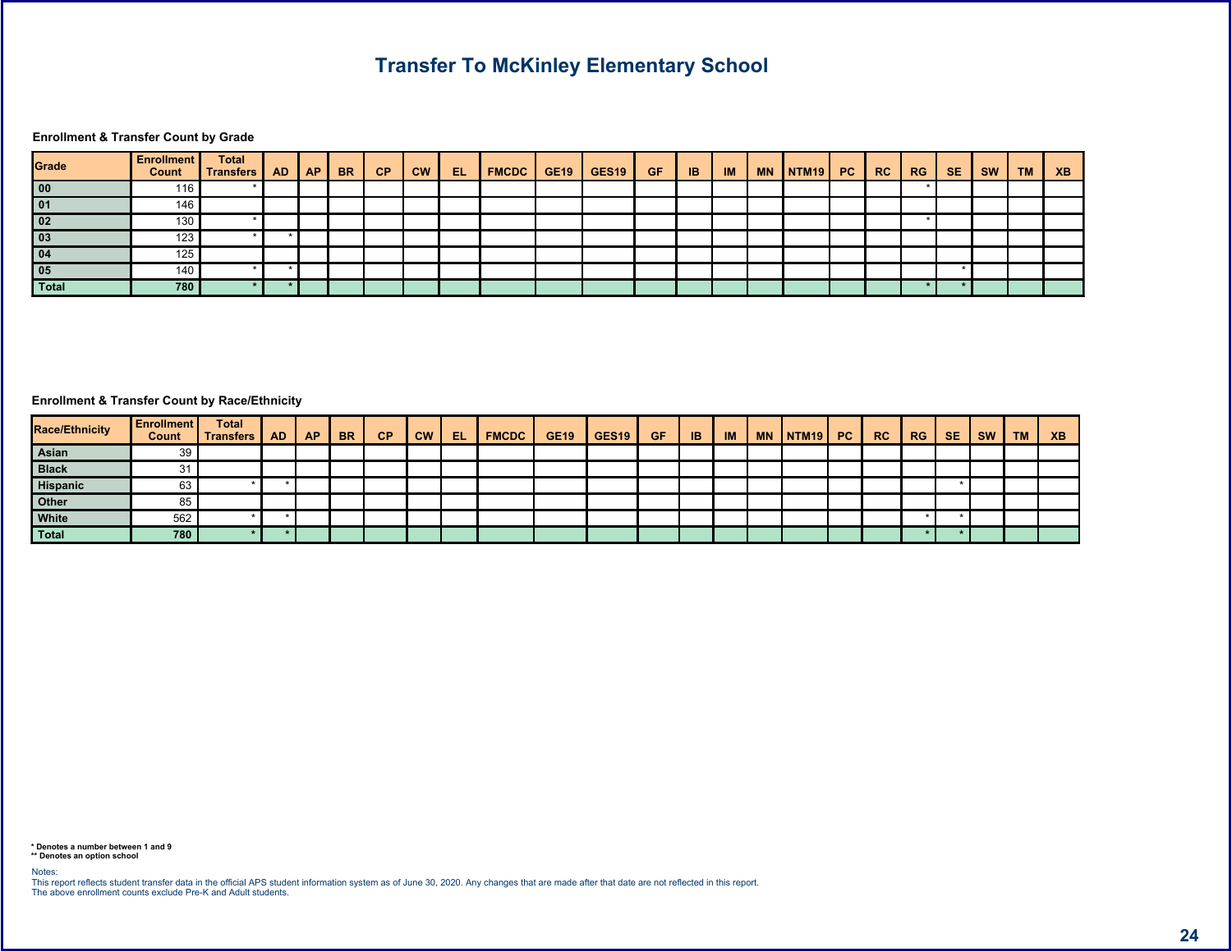# Transfer To McKinley Elementary School

**Enrollment & Transfer Count by Grade**

| Grade | Enrollment Count | Total Transfers | AD | AP | BR | CP | CW | EL | FMCDC | GE19 | GES19 | GF | IB | IM | MN | NTM19 | PC | RC | RG | SE | SW | TM | XB |
|---|---|---|---|---|---|---|---|---|---|---|---|---|---|---|---|---|---|---|---|---|---|---|---|
| 00 | 116 | * | | | | | | | | | | | | | | | | | * | | | | |
| 01 | 146 | | | | | | | | | | | | | | | | | | | | | | |
| 02 | 130 | * | | | | | | | | | | | | | | | | | * | | | | |
| 03 | 123 | * | * | | | | | | | | | | | | | | | | | | | | |
| 04 | 125 | | | | | | | | | | | | | | | | | | | | | | |
| 05 | 140 | * | * | | | | | | | | | | | | | | | | | * | | | |
| Total | 780 | * | * | | | | | | | | | | | | | | | | * | * | | | |

**Enrollment & Transfer Count by Race/Ethnicity**

| Race/Ethnicity | Enrollment Count | Total Transfers | AD | AP | BR | CP | CW | EL | FMCDC | GE19 | GES19 | GF | IB | IM | MN | NTM19 | PC | RC | RG | SE | SW | TM | XB |
|---|---|---|---|---|---|---|---|---|---|---|---|---|---|---|---|---|---|---|---|---|---|---|---|
| Asian | 39 | | | | | | | | | | | | | | | | | | | | | | |
| Black | 31 | | | | | | | | | | | | | | | | | | | | | | |
| Hispanic | 63 | * | * | | | | | | | | | | | | | | | | | * | | | |
| Other | 85 | | | | | | | | | | | | | | | | | | | | | | |
| White | 562 | * | * | | | | | | | | | | | | | | | | * | * | | | |
| Total | 780 | * | * | | | | | | | | | | | | | | | | * | * | | | |

**\* Denotes a number between 1 and 9**
**\*\* Denotes an option school**

Notes:
This report reflects student transfer data in the official APS student information system as of June 30, 2020. Any changes that are made after that date are not reflected in this report.
The above enrollment counts exclude Pre-K and Adult students.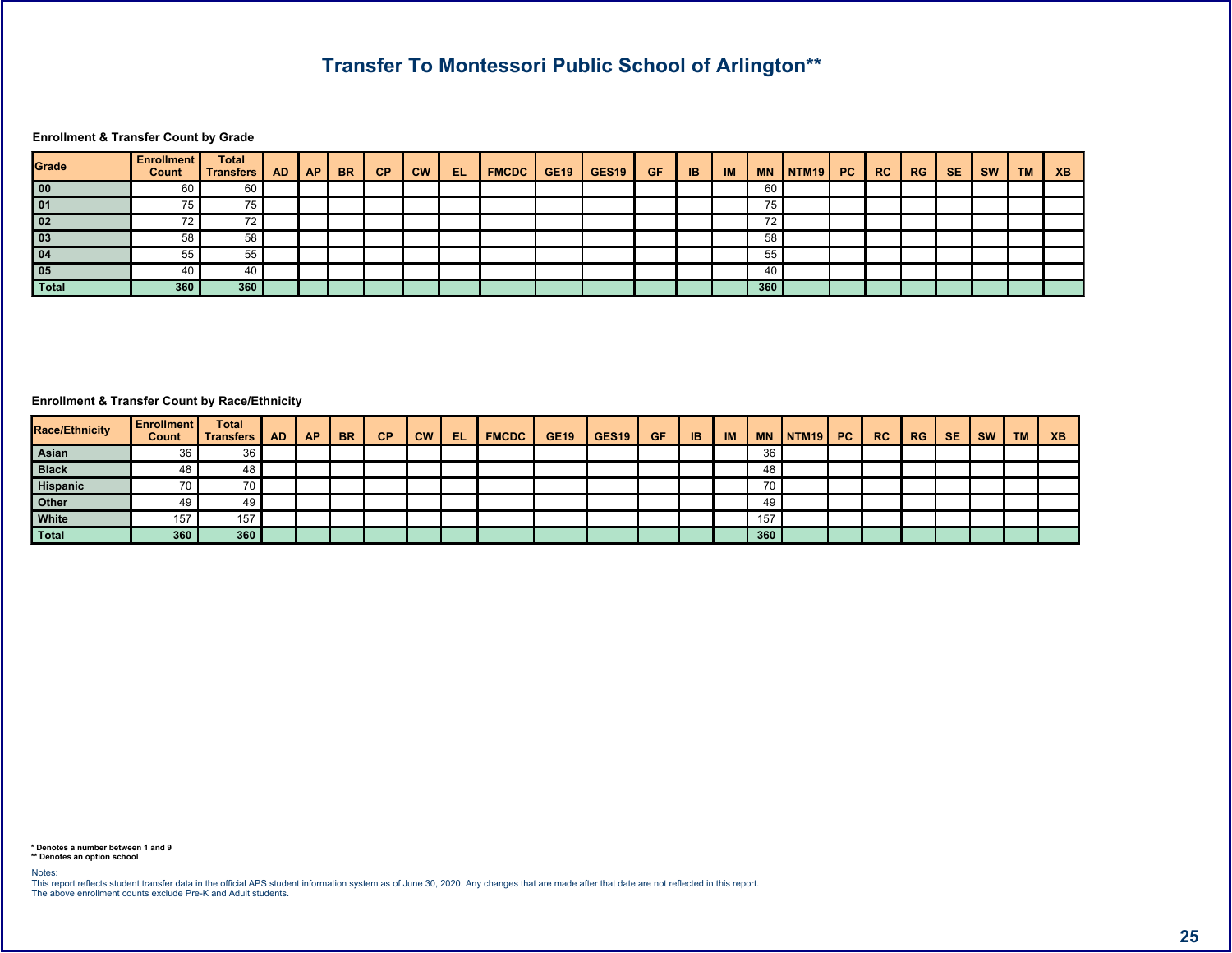# Transfer To Montessori Public School of Arlington**

### Enrollment & Transfer Count by Grade

| Grade | Enrollment Count | Total Transfers | AD | AP | BR | CP | CW | EL | FMCDC | GE19 | GES19 | GF | IB | IM | MN | NTM19 | PC | RC | RG | SE | SW | TM | XB |
|---|---|---|---|---|---|---|---|---|---|---|---|---|---|---|---|---|---|---|---|---|---|---|---|
| 00 | 60 | 60 | | | | | | | | | | | | | 60 | | | | | | | | |
| 01 | 75 | 75 | | | | | | | | | | | | | 75 | | | | | | | | |
| 02 | 72 | 72 | | | | | | | | | | | | | 72 | | | | | | | | |
| 03 | 58 | 58 | | | | | | | | | | | | | 58 | | | | | | | | |
| 04 | 55 | 55 | | | | | | | | | | | | | 55 | | | | | | | | |
| 05 | 40 | 40 | | | | | | | | | | | | | 40 | | | | | | | | |
| Total | 360 | 360 | | | | | | | | | | | | | 360 | | | | | | | | |

### Enrollment & Transfer Count by Race/Ethnicity

| Race/Ethnicity | Enrollment Count | Total Transfers | AD | AP | BR | CP | CW | EL | FMCDC | GE19 | GES19 | GF | IB | IM | MN | NTM19 | PC | RC | RG | SE | SW | TM | XB |
|---|---|---|---|---|---|---|---|---|---|---|---|---|---|---|---|---|---|---|---|---|---|---|---|
| Asian | 36 | 36 | | | | | | | | | | | | | 36 | | | | | | | | |
| Black | 48 | 48 | | | | | | | | | | | | | 48 | | | | | | | | |
| Hispanic | 70 | 70 | | | | | | | | | | | | | 70 | | | | | | | | |
| Other | 49 | 49 | | | | | | | | | | | | | 49 | | | | | | | | |
| White | 157 | 157 | | | | | | | | | | | | | 157 | | | | | | | | |
| Total | 360 | 360 | | | | | | | | | | | | | 360 | | | | | | | | |

**\* Denotes a number between 1 and 9**
**\*\* Denotes an option school**

Notes:
This report reflects student transfer data in the official APS student information system as of June 30, 2020. Any changes that are made after that date are not reflected in this report.
The above enrollment counts exclude Pre-K and Adult students.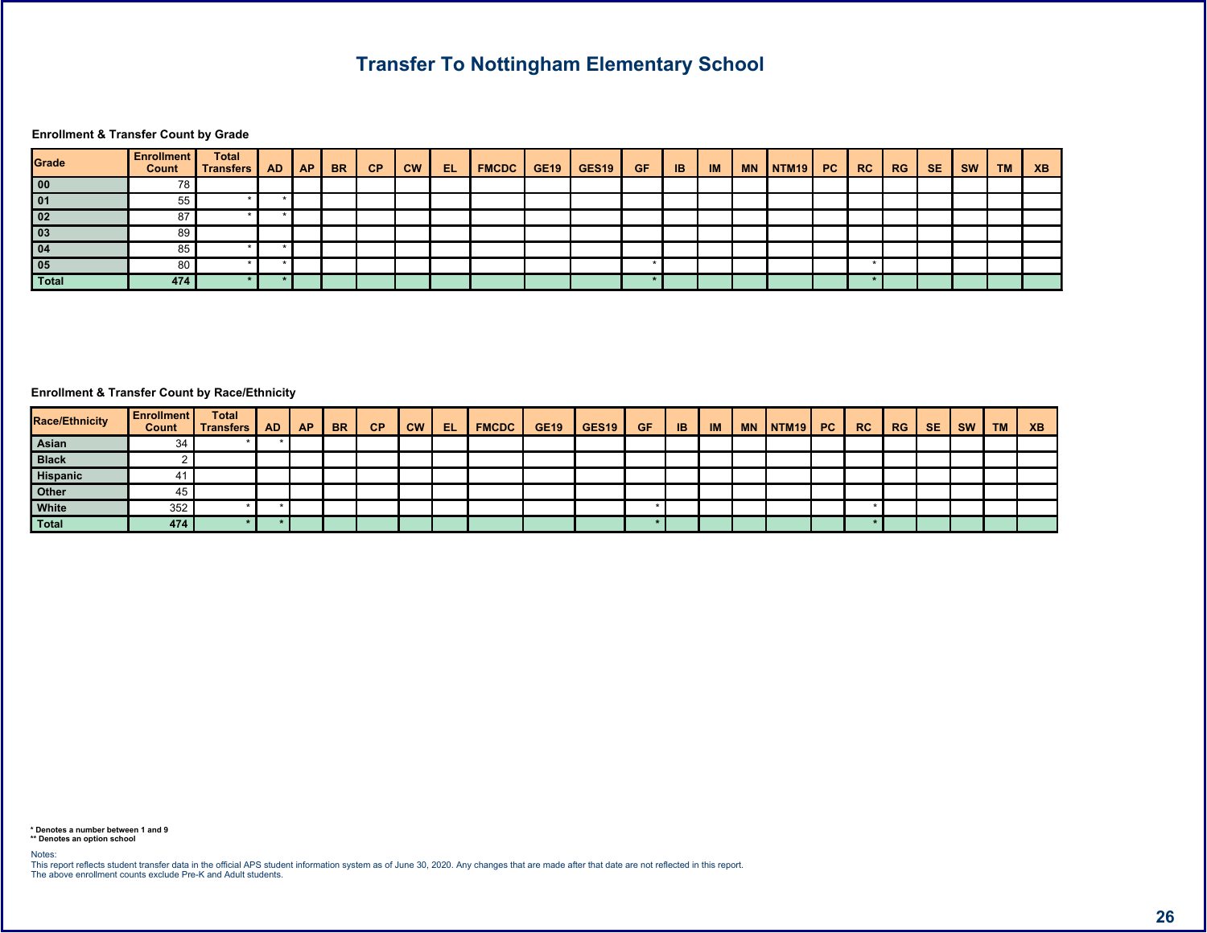# Transfer To Nottingham Elementary School

**Enrollment & Transfer Count by Grade**

| Grade | Enrollment Count | Total Transfers | AD | AP | BR | CP | CW | EL | FMCDC | GE19 | GES19 | GF | IB | IM | MN | NTM19 | PC | RC | RG | SE | SW | TM | XB |
|---|---|---|---|---|---|---|---|---|---|---|---|---|---|---|---|---|---|---|---|---|---|---|---|
| 00 | 78 | | | | | | | | | | | | | | | | | | | | | | |
| 01 | 55 | * | * | | | | | | | | | | | | | | | | | | | | |
| 02 | 87 | * | * | | | | | | | | | | | | | | | | | | | | |
| 03 | 89 | | | | | | | | | | | | | | | | | | | | | | |
| 04 | 85 | * | * | | | | | | | | | | | | | | | | | | | | |
| 05 | 80 | * | * | | | | | | | | | * | | | | | | * | | | | | |
| **Total** | **474** | * | * | | | | | | | | | * | | | | | | * | | | | | |

**Enrollment & Transfer Count by Race/Ethnicity**

| Race/Ethnicity | Enrollment Count | Total Transfers | AD | AP | BR | CP | CW | EL | FMCDC | GE19 | GES19 | GF | IB | IM | MN | NTM19 | PC | RC | RG | SE | SW | TM | XB |
|---|---|---|---|---|---|---|---|---|---|---|---|---|---|---|---|---|---|---|---|---|---|---|---|
| Asian | 34 | * | * | | | | | | | | | | | | | | | | | | | | |
| Black | 2 | | | | | | | | | | | | | | | | | | | | | | |
| Hispanic | 41 | | | | | | | | | | | | | | | | | | | | | | |
| Other | 45 | | | | | | | | | | | | | | | | | | | | | | |
| White | 352 | * | * | | | | | | | | | * | | | | | | * | | | | | |
| **Total** | **474** | * | * | | | | | | | | | * | | | | | | * | | | | | |

**\* Denotes a number between 1 and 9**
**\*\* Denotes an option school**

Notes:
This report reflects student transfer data in the official APS student information system as of June 30, 2020. Any changes that are made after that date are not reflected in this report.
The above enrollment counts exclude Pre-K and Adult students.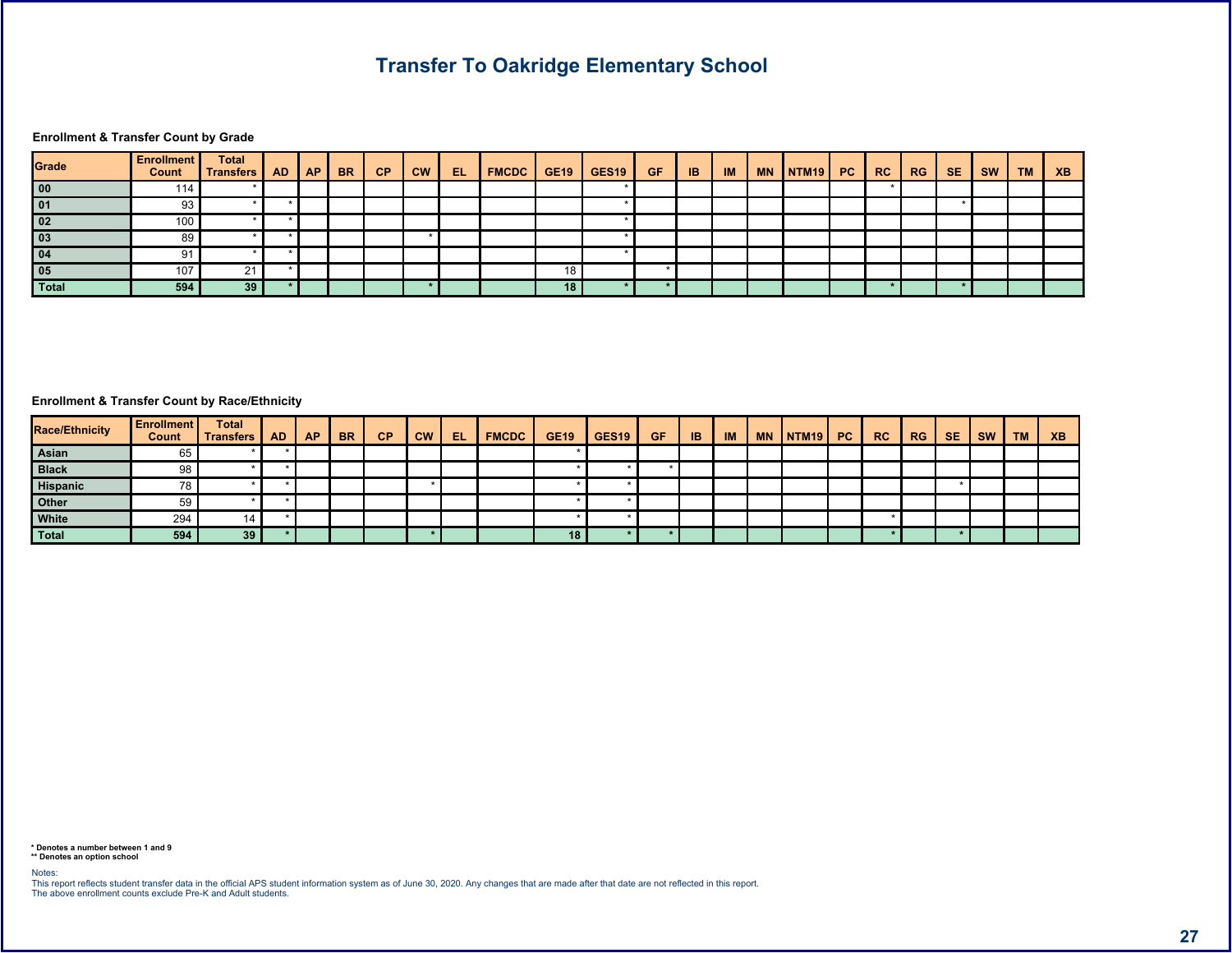# Transfer To Oakridge Elementary School

**Enrollment & Transfer Count by Grade**

| Grade | Enrollment Count | Total Transfers | AD | AP | BR | CP | CW | EL | FMCDC | GE19 | GES19 | GF | IB | IM | MN | NTM19 | PC | RC | RG | SE | SW | TM | XB |
|---|---|---|---|---|---|---|---|---|---|---|---|---|---|---|---|---|---|---|---|---|---|---|---|
| 00 | 114 | * | | | | | | | | | * | | | | | | | * | | | | | |
| 01 | 93 | * | * | | | | | | | | * | | | | | | | | | * | | | |
| 02 | 100 | * | * | | | | | | | | * | | | | | | | | | | | | |
| 03 | 89 | * | * | | | | * | | | | * | | | | | | | | | | | | |
| 04 | 91 | * | * | | | | | | | | * | | | | | | | | | | | | |
| 05 | 107 | 21 | * | | | | | | | 18 | | * | | | | | | | | | | | |
| **Total** | **594** | **39** | **\*** | | | | **\*** | | | **18** | **\*** | **\*** | | | | | | **\*** | | **\*** | | | |

**Enrollment & Transfer Count by Race/Ethnicity**

| Race/Ethnicity | Enrollment Count | Total Transfers | AD | AP | BR | CP | CW | EL | FMCDC | GE19 | GES19 | GF | IB | IM | MN | NTM19 | PC | RC | RG | SE | SW | TM | XB |
|---|---|---|---|---|---|---|---|---|---|---|---|---|---|---|---|---|---|---|---|---|---|---|---|
| Asian | 65 | * | * | | | | | | | * | | | | | | | | | | | | | |
| Black | 98 | * | * | | | | | | | * | * | * | | | | | | | | | | | |
| Hispanic | 78 | * | * | | | | * | | | * | * | | | | | | | | | * | | | |
| Other | 59 | * | * | | | | | | | * | * | | | | | | | | | | | | |
| White | 294 | 14 | * | | | | | | | * | * | | | | | | | * | | | | | |
| **Total** | **594** | **39** | **\*** | | | | **\*** | | | **18** | **\*** | **\*** | | | | | | **\*** | | **\*** | | | |

**\* Denotes a number between 1 and 9**
**\*\* Denotes an option school**

Notes:
This report reflects student transfer data in the official APS student information system as of June 30, 2020. Any changes that are made after that date are not reflected in this report.
The above enrollment counts exclude Pre-K and Adult students.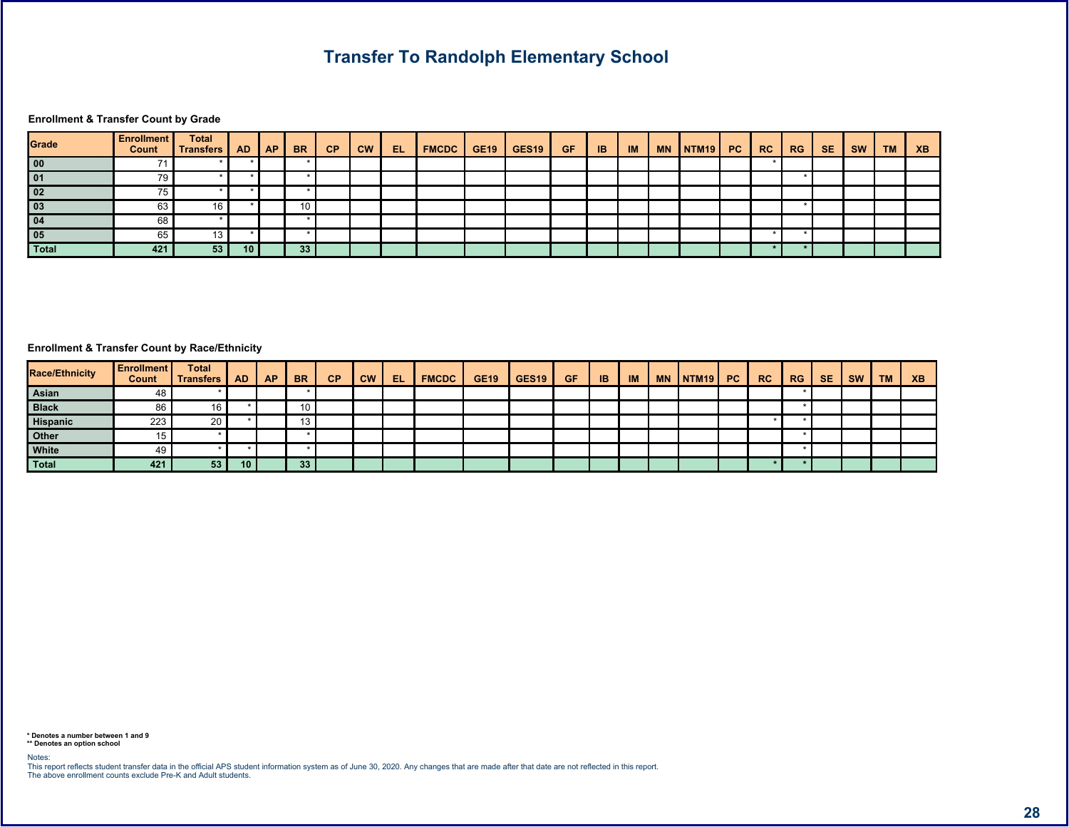# Transfer To Randolph Elementary School

### Enrollment & Transfer Count by Grade

| Grade | Enrollment Count | Total Transfers | AD | AP | BR | CP | CW | EL | FMCDC | GE19 | GES19 | GF | IB | IM | MN | NTM19 | PC | RC | RG | SE | SW | TM | XB |
|---|---|---|---|---|---|---|---|---|---|---|---|---|---|---|---|---|---|---|---|---|---|---|---|
| 00 | 71 | * | * | | * | | | | | | | | | | | | | * | | | | | |
| 01 | 79 | * | * | | * | | | | | | | | | | | | | | * | | | | |
| 02 | 75 | * | * | | * | | | | | | | | | | | | | | | | | | |
| 03 | 63 | 16 | * | | 10 | | | | | | | | | | | | | | * | | | | |
| 04 | 68 | * | | | * | | | | | | | | | | | | | | | | | | |
| 05 | 65 | 13 | * | | * | | | | | | | | | | | | | * | * | | | | |
| Total | 421 | 53 | 10 | | 33 | | | | | | | | | | | | | * | * | | | | |

### Enrollment & Transfer Count by Race/Ethnicity

| Race/Ethnicity | Enrollment Count | Total Transfers | AD | AP | BR | CP | CW | EL | FMCDC | GE19 | GES19 | GF | IB | IM | MN | NTM19 | PC | RC | RG | SE | SW | TM | XB |
|---|---|---|---|---|---|---|---|---|---|---|---|---|---|---|---|---|---|---|---|---|---|---|---|
| Asian | 48 | * | | | * | | | | | | | | | | | | | | * | | | | |
| Black | 86 | 16 | * | | 10 | | | | | | | | | | | | | | * | | | | |
| Hispanic | 223 | 20 | * | | 13 | | | | | | | | | | | | | * | * | | | | |
| Other | 15 | * | | | * | | | | | | | | | | | | | | * | | | | |
| White | 49 | * | * | | * | | | | | | | | | | | | | | * | | | | |
| Total | 421 | 53 | 10 | | 33 | | | | | | | | | | | | | * | * | | | | |

**\* Denotes a number between 1 and 9**
**\*\* Denotes an option school**

Notes:
This report reflects student transfer data in the official APS student information system as of June 30, 2020. Any changes that are made after that date are not reflected in this report.
The above enrollment counts exclude Pre-K and Adult students.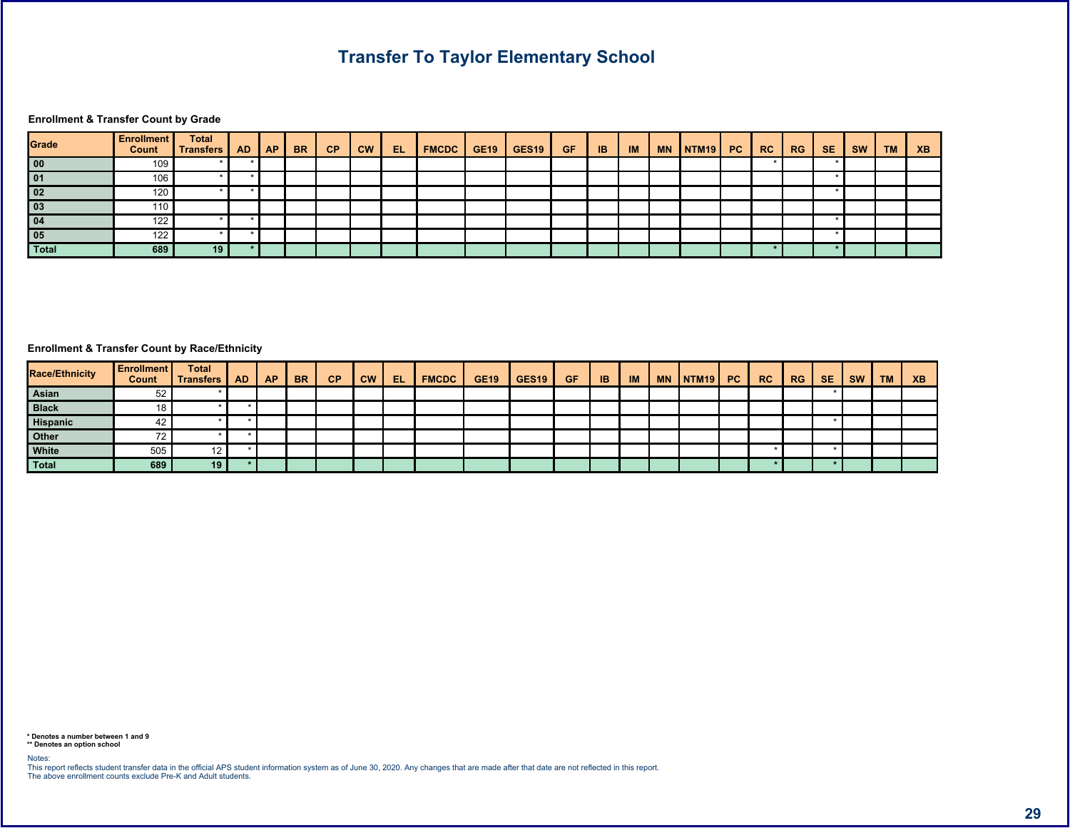# Transfer To Taylor Elementary School

### Enrollment & Transfer Count by Grade

| Grade | Enrollment Count | Total Transfers | AD | AP | BR | CP | CW | EL | FMCDC | GE19 | GES19 | GF | IB | IM | MN | NTM19 | PC | RC | RG | SE | SW | TM | XB |
|---|---|---|---|---|---|---|---|---|---|---|---|---|---|---|---|---|---|---|---|---|---|---|---|
| 00 | 109 | * | * | | | | | | | | | | | | | | | * | | * | | | |
| 01 | 106 | * | * | | | | | | | | | | | | | | | | | * | | | |
| 02 | 120 | * | * | | | | | | | | | | | | | | | | | * | | | |
| 03 | 110 | | | | | | | | | | | | | | | | | | | | | | |
| 04 | 122 | * | * | | | | | | | | | | | | | | | | | * | | | |
| 05 | 122 | * | * | | | | | | | | | | | | | | | | | * | | | |
| **Total** | **689** | **19** | * | | | | | | | | | | | | | | | * | | * | | | |

### Enrollment & Transfer Count by Race/Ethnicity

| Race/Ethnicity | Enrollment Count | Total Transfers | AD | AP | BR | CP | CW | EL | FMCDC | GE19 | GES19 | GF | IB | IM | MN | NTM19 | PC | RC | RG | SE | SW | TM | XB |
|---|---|---|---|---|---|---|---|---|---|---|---|---|---|---|---|---|---|---|---|---|---|---|---|
| Asian | 52 | * | | | | | | | | | | | | | | | | | | * | | | |
| Black | 18 | * | * | | | | | | | | | | | | | | | | | | | | |
| Hispanic | 42 | * | * | | | | | | | | | | | | | | | | | * | | | |
| Other | 72 | * | * | | | | | | | | | | | | | | | | | | | | |
| White | 505 | 12 | * | | | | | | | | | | | | | | | * | | * | | | |
| **Total** | **689** | **19** | * | | | | | | | | | | | | | | | * | | * | | | |

**\* Denotes a number between 1 and 9**
**\*\* Denotes an option school**

Notes:
This report reflects student transfer data in the official APS student information system as of June 30, 2020. Any changes that are made after that date are not reflected in this report.
The above enrollment counts exclude Pre-K and Adult students.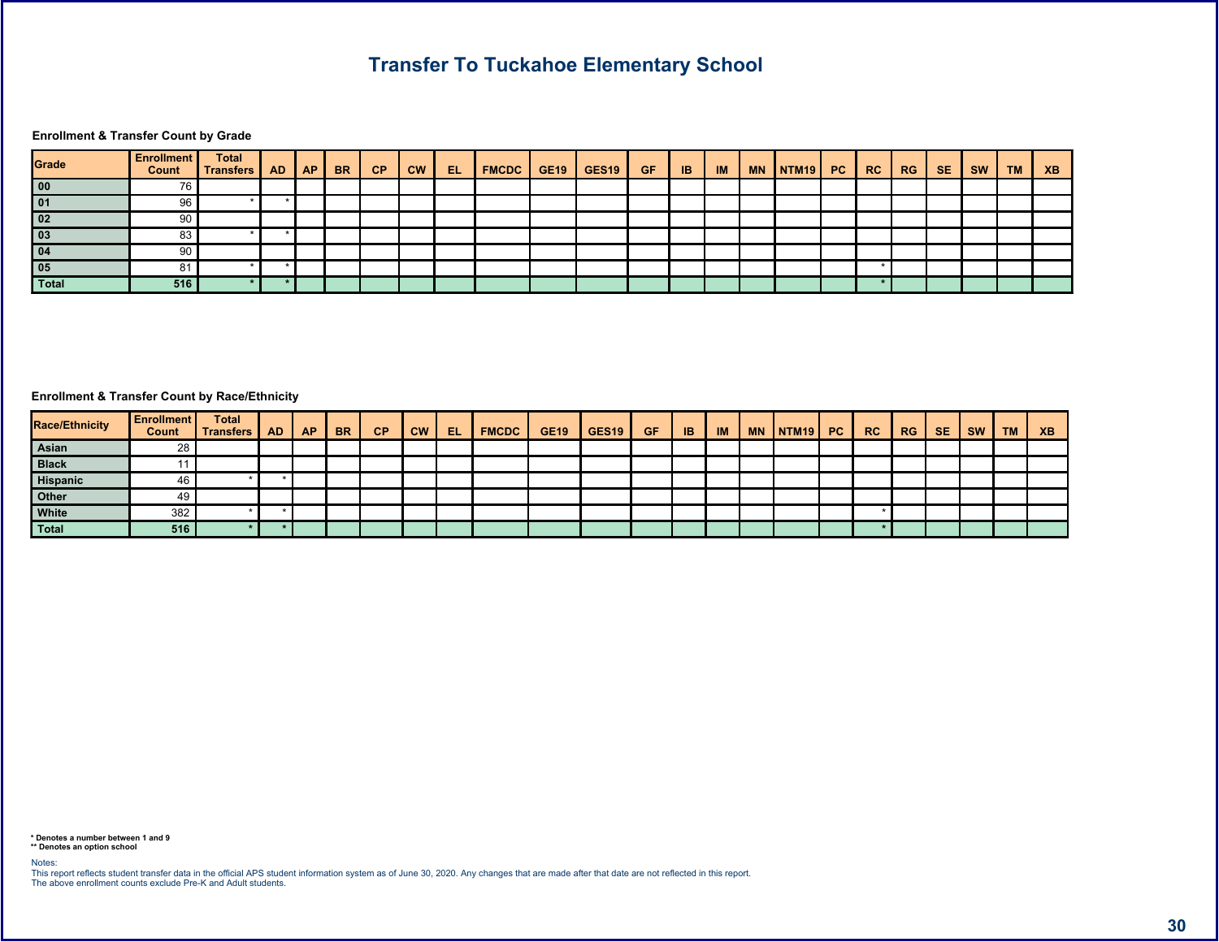# Transfer To Tuckahoe Elementary School

### Enrollment & Transfer Count by Grade

| Grade | Enrollment Count | Total Transfers | AD | AP | BR | CP | CW | EL | FMCDC | GE19 | GES19 | GF | IB | IM | MN | NTM19 | PC | RC | RG | SE | SW | TM | XB |
|---|---|---|---|---|---|---|---|---|---|---|---|---|---|---|---|---|---|---|---|---|---|---|---|
| 00 | 76 | | | | | | | | | | | | | | | | | | | | | | |
| 01 | 96 | * | * | | | | | | | | | | | | | | | | | | | | |
| 02 | 90 | | | | | | | | | | | | | | | | | | | | | | |
| 03 | 83 | * | * | | | | | | | | | | | | | | | | | | | | |
| 04 | 90 | | | | | | | | | | | | | | | | | | | | | | |
| 05 | 81 | * | * | | | | | | | | | | | | | | | * | | | | | |
| Total | 516 | * | * | | | | | | | | | | | | | | | * | | | | | |

### Enrollment & Transfer Count by Race/Ethnicity

| Race/Ethnicity | Enrollment Count | Total Transfers | AD | AP | BR | CP | CW | EL | FMCDC | GE19 | GES19 | GF | IB | IM | MN | NTM19 | PC | RC | RG | SE | SW | TM | XB |
|---|---|---|---|---|---|---|---|---|---|---|---|---|---|---|---|---|---|---|---|---|---|---|---|
| Asian | 28 | | | | | | | | | | | | | | | | | | | | | | |
| Black | 11 | | | | | | | | | | | | | | | | | | | | | | |
| Hispanic | 46 | * | * | | | | | | | | | | | | | | | | | | | | |
| Other | 49 | | | | | | | | | | | | | | | | | | | | | | |
| White | 382 | * | * | | | | | | | | | | | | | | | * | | | | | |
| Total | 516 | * | * | | | | | | | | | | | | | | | * | | | | | |

**\* Denotes a number between 1 and 9**
**\*\* Denotes an option school**

Notes:
This report reflects student transfer data in the official APS student information system as of June 30, 2020. Any changes that are made after that date are not reflected in this report.
The above enrollment counts exclude Pre-K and Adult students.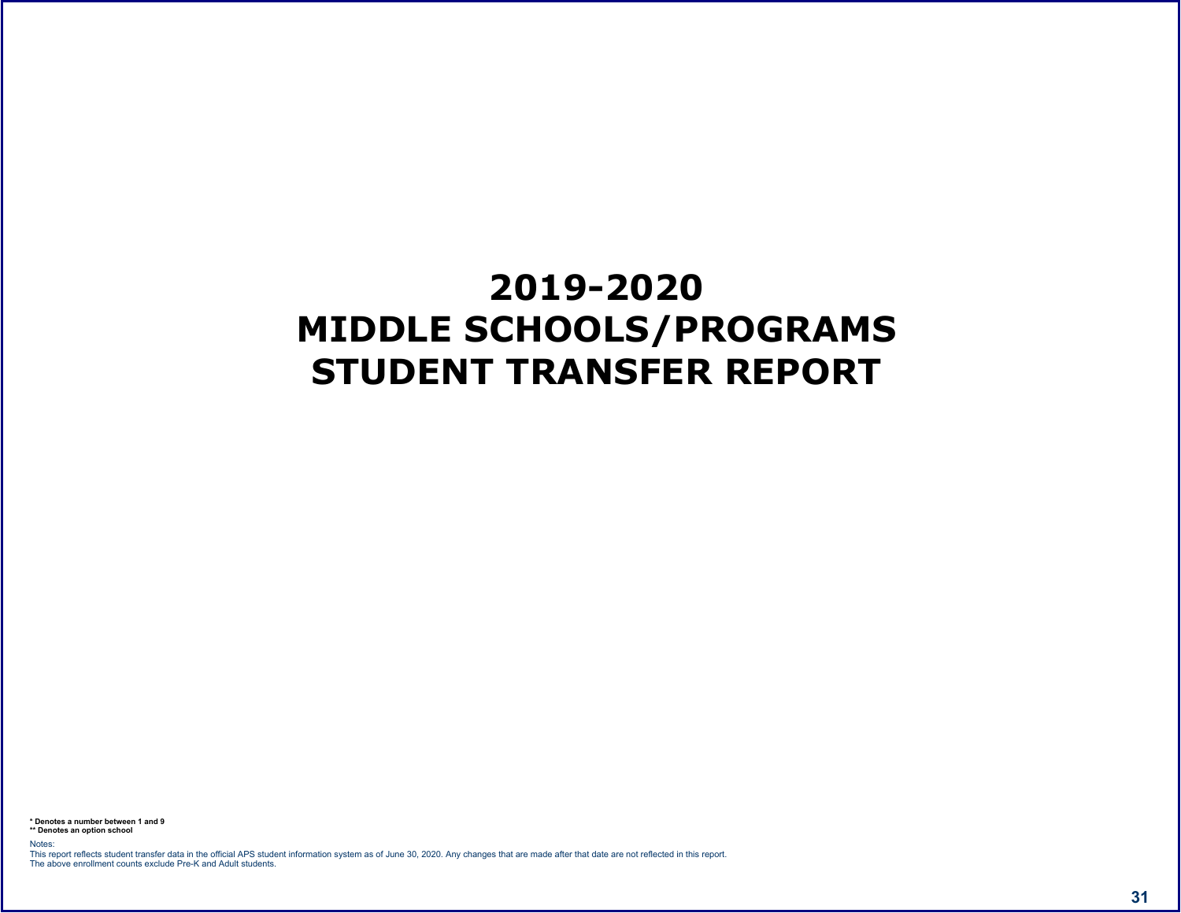# 2019-2020
# MIDDLE SCHOOLS/PROGRAMS
# STUDENT TRANSFER REPORT

**\* Denotes a number between 1 and 9**
**\*\* Denotes an option school**

Notes:
This report reflects student transfer data in the official APS student information system as of June 30, 2020. Any changes that are made after that date are not reflected in this report.
The above enrollment counts exclude Pre-K and Adult students.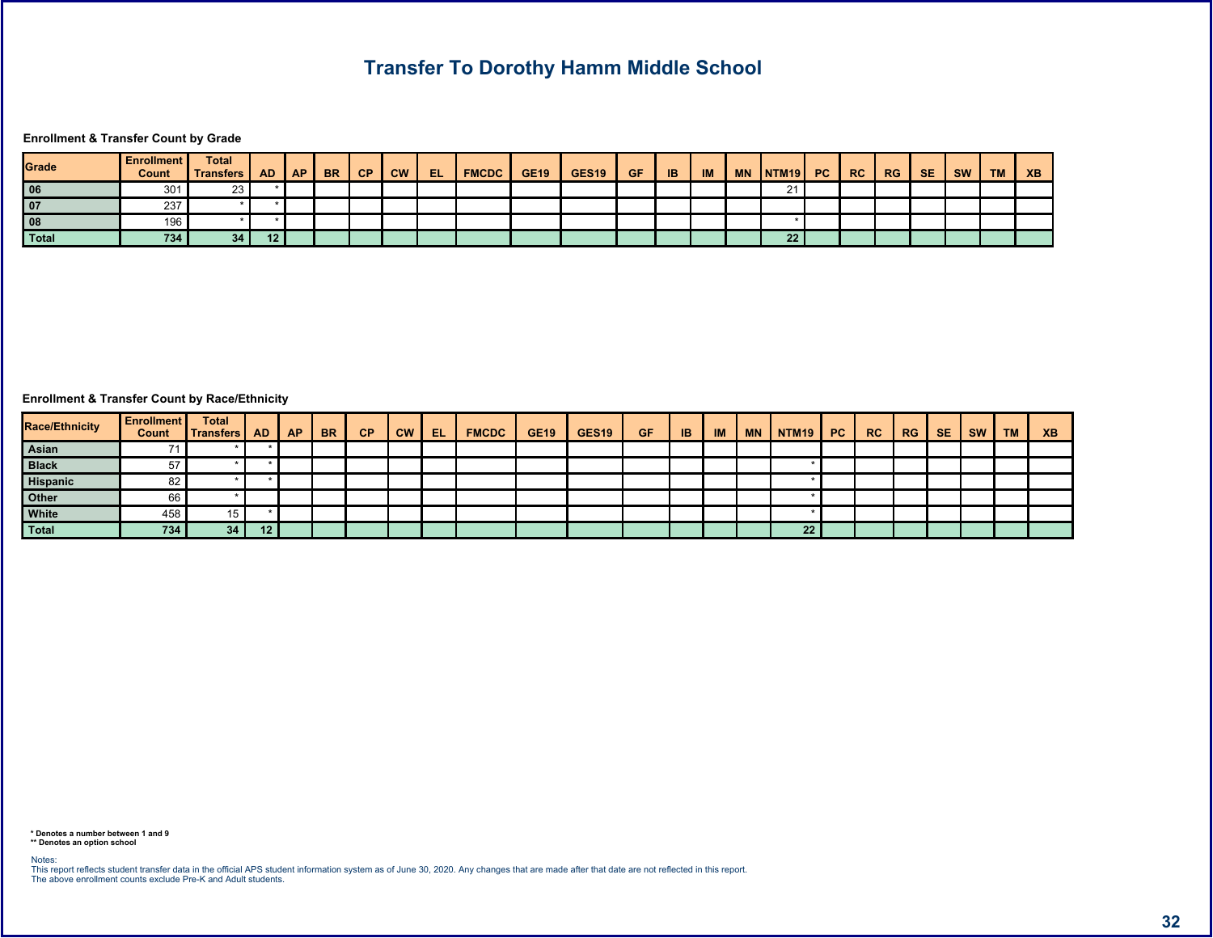# Transfer To Dorothy Hamm Middle School

### Enrollment & Transfer Count by Grade

| Grade | Enrollment Count | Total Transfers | AD | AP | BR | CP | CW | EL | FMCDC | GE19 | GES19 | GF | IB | IM | MN | NTM19 | PC | RC | RG | SE | SW | TM | XB |
|---|---|---|---|---|---|---|---|---|---|---|---|---|---|---|---|---|---|---|---|---|---|---|---|
| 06 | 301 | 23 | * | | | | | | | | | | | | | 21 | | | | | | | |
| 07 | 237 | * | * | | | | | | | | | | | | | | | | | | | | |
| 08 | 196 | * | * | | | | | | | | | | | | | * | | | | | | | |
| Total | 734 | 34 | 12 | | | | | | | | | | | | | 22 | | | | | | | |

### Enrollment & Transfer Count by Race/Ethnicity

| Race/Ethnicity | Enrollment Count | Total Transfers | AD | AP | BR | CP | CW | EL | FMCDC | GE19 | GES19 | GF | IB | IM | MN | NTM19 | PC | RC | RG | SE | SW | TM | XB |
|---|---|---|---|---|---|---|---|---|---|---|---|---|---|---|---|---|---|---|---|---|---|---|---|
| Asian | 71 | * | * | | | | | | | | | | | | | | | | | | | | |
| Black | 57 | * | * | | | | | | | | | | | | | * | | | | | | | |
| Hispanic | 82 | * | * | | | | | | | | | | | | | * | | | | | | | |
| Other | 66 | * | | | | | | | | | | | | | | * | | | | | | | |
| White | 458 | 15 | * | | | | | | | | | | | | | * | | | | | | | |
| Total | 734 | 34 | 12 | | | | | | | | | | | | | 22 | | | | | | | |

**\* Denotes a number between 1 and 9**
**\*\* Denotes an option school**

Notes:
This report reflects student transfer data in the official APS student information system as of June 30, 2020. Any changes that are made after that date are not reflected in this report.
The above enrollment counts exclude Pre-K and Adult students.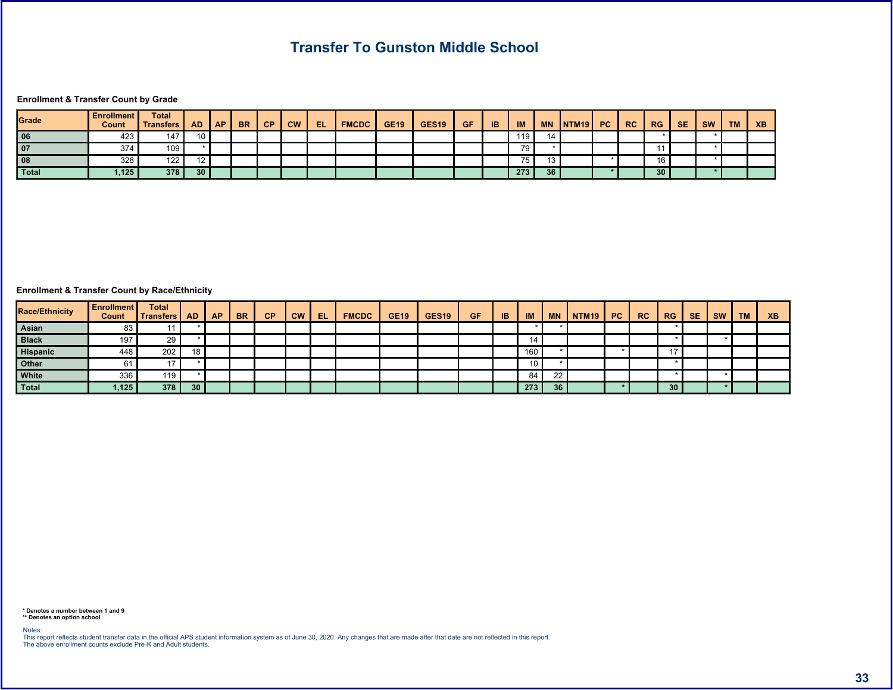# Transfer To Gunston Middle School

### Enrollment & Transfer Count by Grade

| Grade | Enrollment Count | Total Transfers | AD | AP | BR | CP | CW | EL | FMCDC | GE19 | GES19 | GF | IB | IM | MN | NTM19 | PC | RC | RG | SE | SW | TM | XB |
|---|---|---|---|---|---|---|---|---|---|---|---|---|---|---|---|---|---|---|---|---|---|---|---|
| 06 | 423 | 147 | 10 | | | | | | | | | | | 119 | 14 | | | | * | | * | | |
| 07 | 374 | 109 | * | | | | | | | | | | | 79 | * | | | | 11 | | * | | |
| 08 | 328 | 122 | 12 | | | | | | | | | | | 75 | 13 | | * | | 16 | | * | | |
| **Total** | **1,125** | **378** | **30** | | | | | | | | | | | **273** | **36** | | * | | **30** | | * | | |

### Enrollment & Transfer Count by Race/Ethnicity

| Race/Ethnicity | Enrollment Count | Total Transfers | AD | AP | BR | CP | CW | EL | FMCDC | GE19 | GES19 | GF | IB | IM | MN | NTM19 | PC | RC | RG | SE | SW | TM | XB |
|---|---|---|---|---|---|---|---|---|---|---|---|---|---|---|---|---|---|---|---|---|---|---|---|
| Asian | 83 | 11 | * | | | | | | | | | | | * | * | | | | * | | | | |
| Black | 197 | 29 | * | | | | | | | | | | | 14 | | | | | * | | * | | |
| Hispanic | 448 | 202 | 18 | | | | | | | | | | | 160 | * | | * | | 17 | | | | |
| Other | 61 | 17 | * | | | | | | | | | | | 10 | * | | | | * | | | | |
| White | 336 | 119 | * | | | | | | | | | | | 84 | 22 | | | | * | | * | | |
| **Total** | **1,125** | **378** | **30** | | | | | | | | | | | **273** | **36** | | * | | **30** | | * | | |

**\* Denotes a number between 1 and 9**
**\*\* Denotes an option school**

Notes:
This report reflects student transfer data in the official APS student information system as of June 30, 2020. Any changes that are made after that date are not reflected in this report.
The above enrollment counts exclude Pre-K and Adult students.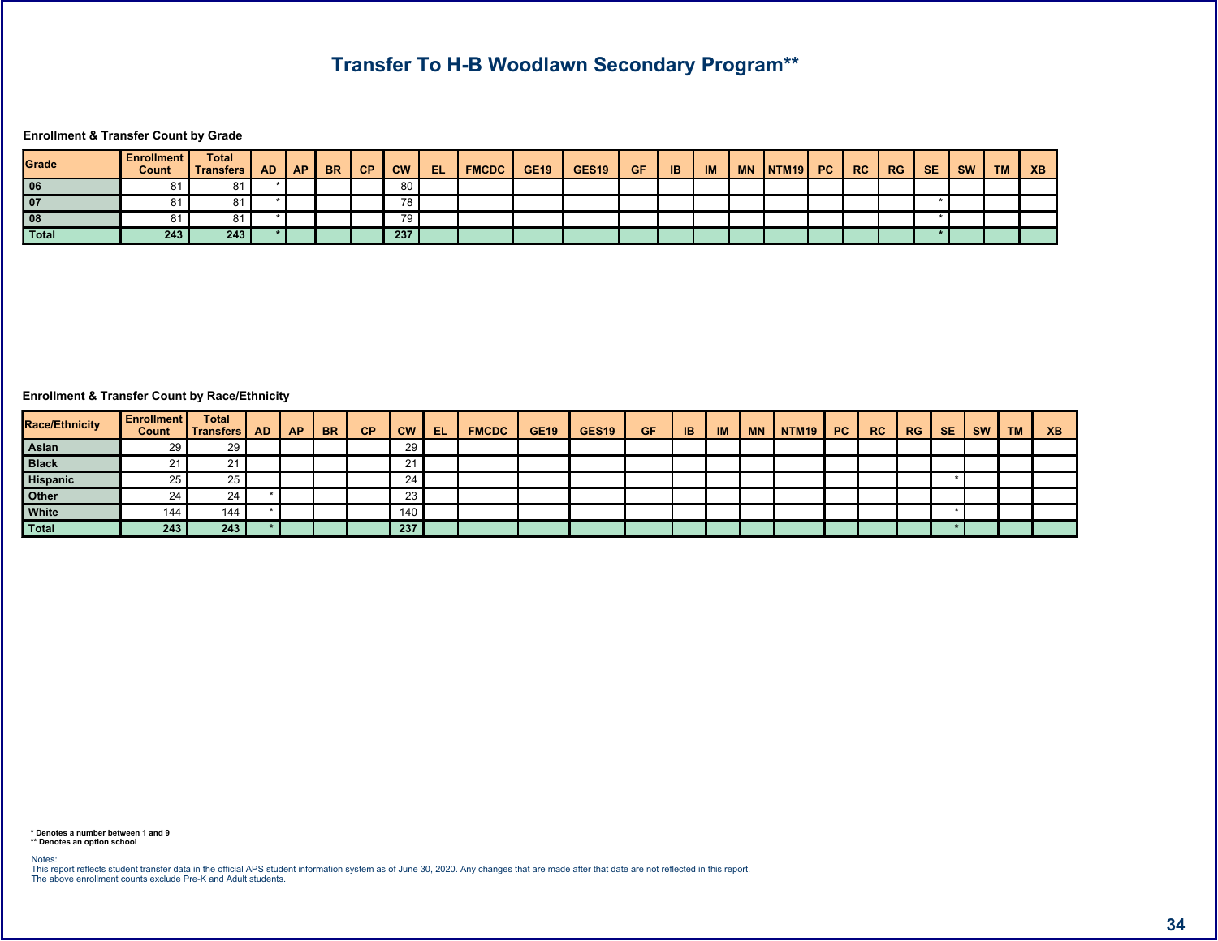# Transfer To H-B Woodlawn Secondary Program**

**Enrollment & Transfer Count by Grade**

| Grade | Enrollment Count | Total Transfers | AD | AP | BR | CP | CW | EL | FMCDC | GE19 | GES19 | GF | IB | IM | MN | NTM19 | PC | RC | RG | SE | SW | TM | XB |
|---|---|---|---|---|---|---|---|---|---|---|---|---|---|---|---|---|---|---|---|---|---|---|---|
| 06 | 81 | 81 | * | | | | 80 | | | | | | | | | | | | | | | | |
| 07 | 81 | 81 | * | | | | 78 | | | | | | | | | | | | | * | | | |
| 08 | 81 | 81 | * | | | | 79 | | | | | | | | | | | | | * | | | |
| **Total** | **243** | **243** | * | | | | **237** | | | | | | | | | | | | | * | | | |

**Enrollment & Transfer Count by Race/Ethnicity**

| Race/Ethnicity | Enrollment Count | Total Transfers | AD | AP | BR | CP | CW | EL | FMCDC | GE19 | GES19 | GF | IB | IM | MN | NTM19 | PC | RC | RG | SE | SW | TM | XB |
|---|---|---|---|---|---|---|---|---|---|---|---|---|---|---|---|---|---|---|---|---|---|---|---|
| Asian | 29 | 29 | | | | | 29 | | | | | | | | | | | | | | | | |
| Black | 21 | 21 | | | | | 21 | | | | | | | | | | | | | | | | |
| Hispanic | 25 | 25 | | | | | 24 | | | | | | | | | | | | | * | | | |
| Other | 24 | 24 | * | | | | 23 | | | | | | | | | | | | | | | | |
| White | 144 | 144 | * | | | | 140 | | | | | | | | | | | | | * | | | |
| **Total** | **243** | **243** | * | | | | **237** | | | | | | | | | | | | | * | | | |

**\* Denotes a number between 1 and 9**
**** Denotes an option school**

Notes:
This report reflects student transfer data in the official APS student information system as of June 30, 2020. Any changes that are made after that date are not reflected in this report.
The above enrollment counts exclude Pre-K and Adult students.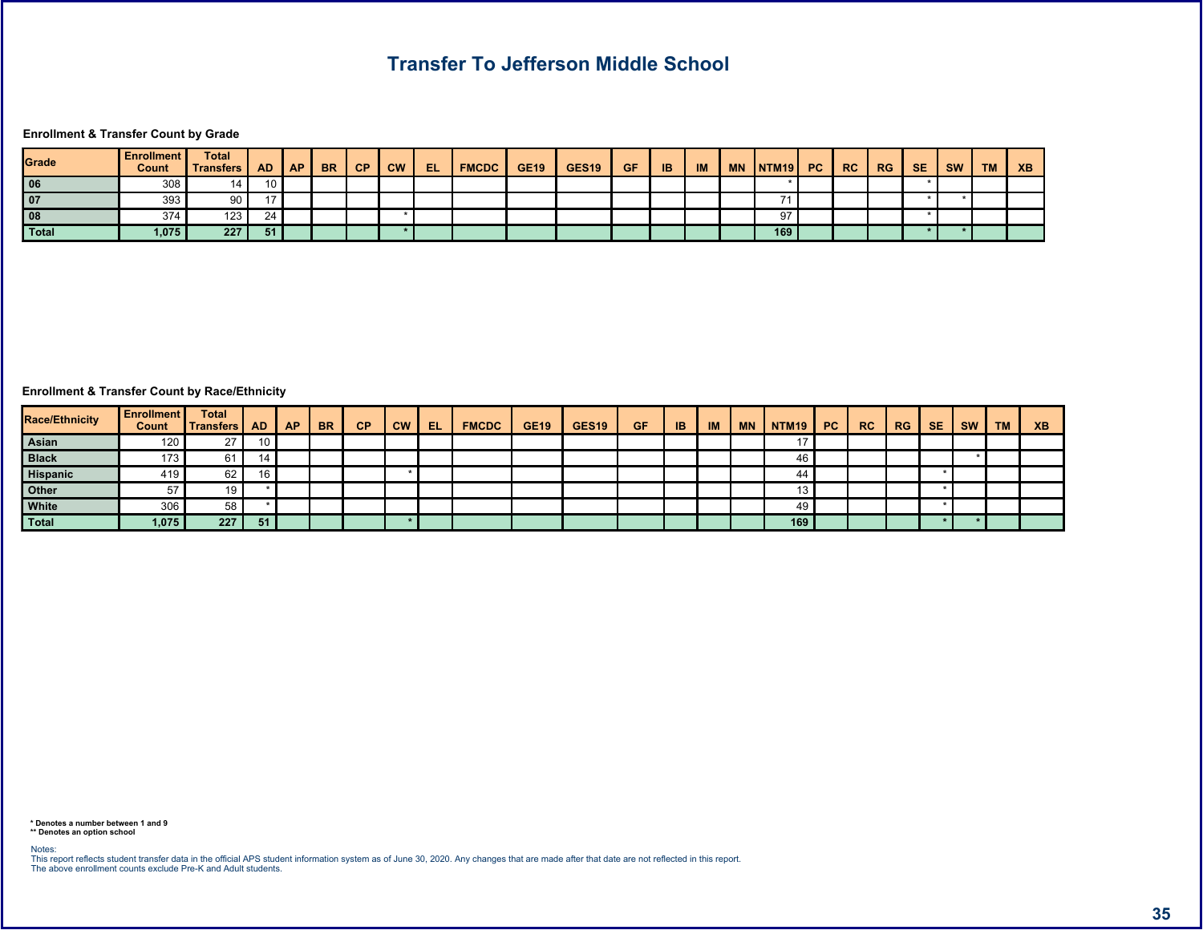# Transfer To Jefferson Middle School

### Enrollment & Transfer Count by Grade

| Grade | Enrollment Count | Total Transfers | AD | AP | BR | CP | CW | EL | FMCDC | GE19 | GES19 | GF | IB | IM | MN | NTM19 | PC | RC | RG | SE | SW | TM | XB |
|---|---|---|---|---|---|---|---|---|---|---|---|---|---|---|---|---|---|---|---|---|---|---|---|
| 06 | 308 | 14 | 10 | | | | | | | | | | | | | * | | | | * | | | |
| 07 | 393 | 90 | 17 | | | | | | | | | | | | | 71 | | | | * | * | | |
| 08 | 374 | 123 | 24 | | | | * | | | | | | | | | 97 | | | | * | | | |
| **Total** | **1,075** | **227** | **51** | | | | * | | | | | | | | | **169** | | | | * | * | | |

### Enrollment & Transfer Count by Race/Ethnicity

| Race/Ethnicity | Enrollment Count | Total Transfers | AD | AP | BR | CP | CW | EL | FMCDC | GE19 | GES19 | GF | IB | IM | MN | NTM19 | PC | RC | RG | SE | SW | TM | XB |
|---|---|---|---|---|---|---|---|---|---|---|---|---|---|---|---|---|---|---|---|---|---|---|---|
| Asian | 120 | 27 | 10 | | | | | | | | | | | | | 17 | | | | | | | |
| Black | 173 | 61 | 14 | | | | | | | | | | | | | 46 | | | | | * | | |
| Hispanic | 419 | 62 | 16 | | | | * | | | | | | | | | 44 | | | | * | | | |
| Other | 57 | 19 | * | | | | | | | | | | | | | 13 | | | | * | | | |
| White | 306 | 58 | * | | | | | | | | | | | | | 49 | | | | * | | | |
| **Total** | **1,075** | **227** | **51** | | | | * | | | | | | | | | **169** | | | | * | * | | |

**\* Denotes a number between 1 and 9**
**\*\* Denotes an option school**

Notes:
This report reflects student transfer data in the official APS student information system as of June 30, 2020. Any changes that are made after that date are not reflected in this report.
The above enrollment counts exclude Pre-K and Adult students.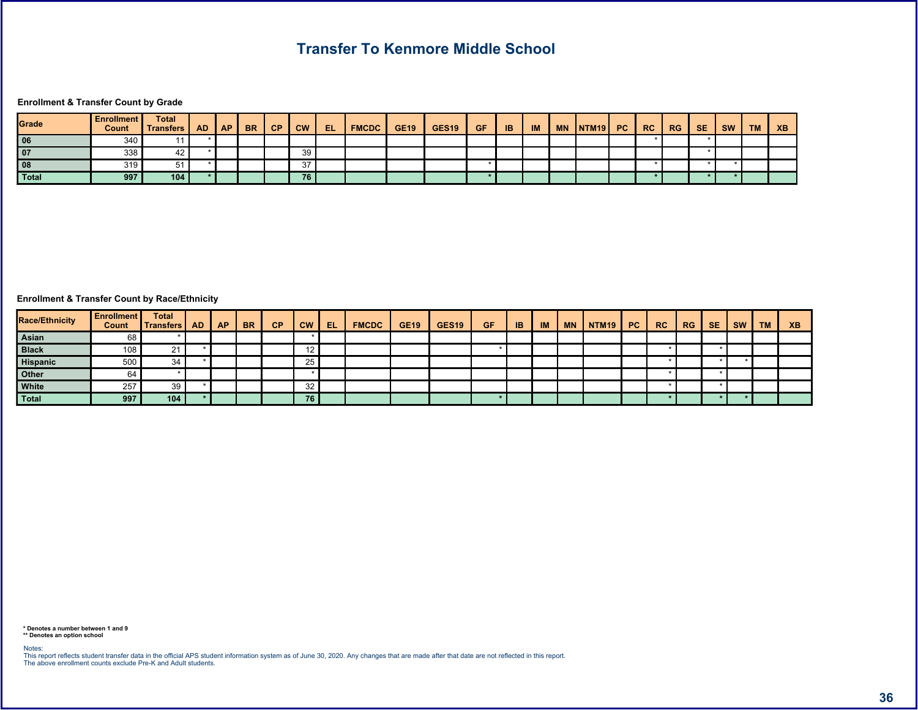# Transfer To Kenmore Middle School

### Enrollment & Transfer Count by Grade

| Grade | Enrollment Count | Total Transfers | AD | AP | BR | CP | CW | EL | FMCDC | GE19 | GES19 | GF | IB | IM | MN | NTM19 | PC | RC | RG | SE | SW | TM | XB |
|---|---|---|---|---|---|---|---|---|---|---|---|---|---|---|---|---|---|---|---|---|---|---|---|
| 06 | 340 | 11 | * | | | | | | | | | | | | | | | * | | * | | | |
| 07 | 338 | 42 | * | | | | 39 | | | | | | | | | | | | | * | | | |
| 08 | 319 | 51 | * | | | | 37 | | | | | * | | | | | | * | | * | * | | |
| **Total** | **997** | **104** | * | | | | **76** | | | | | * | | | | | | * | | * | * | | |

### Enrollment & Transfer Count by Race/Ethnicity

| Race/Ethnicity | Enrollment Count | Total Transfers | AD | AP | BR | CP | CW | EL | FMCDC | GE19 | GES19 | GF | IB | IM | MN | NTM19 | PC | RC | RG | SE | SW | TM | XB |
|---|---|---|---|---|---|---|---|---|---|---|---|---|---|---|---|---|---|---|---|---|---|---|---|
| Asian | 68 | * | | | | | * | | | | | | | | | | | | | | | | |
| Black | 108 | 21 | * | | | | 12 | | | | | * | | | | | | * | | * | | | |
| Hispanic | 500 | 34 | * | | | | 25 | | | | | | | | | | | * | | * | * | | |
| Other | 64 | * | | | | | * | | | | | | | | | | | * | | * | | | |
| White | 257 | 39 | * | | | | 32 | | | | | | | | | | | * | | * | | | |
| **Total** | **997** | **104** | * | | | | **76** | | | | | * | | | | | | * | | * | * | | |

**\* Denotes a number between 1 and 9**
**\*\* Denotes an option school**

Notes:
This report reflects student transfer data in the official APS student information system as of June 30, 2020. Any changes that are made after that date are not reflected in this report.
The above enrollment counts exclude Pre-K and Adult students.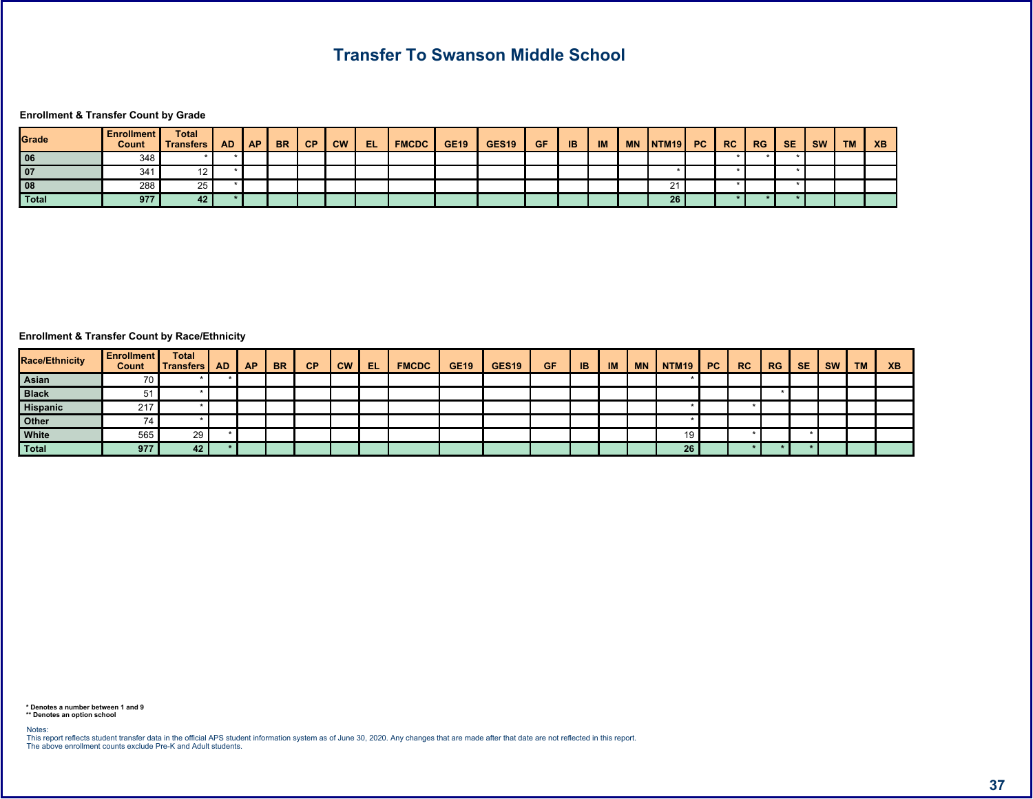# Transfer To Swanson Middle School

**Enrollment & Transfer Count by Grade**

| Grade | Enrollment Count | Total Transfers | AD | AP | BR | CP | CW | EL | FMCDC | GE19 | GES19 | GF | IB | IM | MN | NTM19 | PC | RC | RG | SE | SW | TM | XB |
|---|---|---|---|---|---|---|---|---|---|---|---|---|---|---|---|---|---|---|---|---|---|---|---|
| 06 | 348 | * | * | | | | | | | | | | | | | | | * | * | * | | | |
| 07 | 341 | 12 | * | | | | | | | | | | | | | * | | * | | * | | | |
| 08 | 288 | 25 | * | | | | | | | | | | | | | 21 | | * | | * | | | |
| **Total** | **977** | **42** | * | | | | | | | | | | | | | **26** | | * | * | * | | | |

**Enrollment & Transfer Count by Race/Ethnicity**

| Race/Ethnicity | Enrollment Count | Total Transfers | AD | AP | BR | CP | CW | EL | FMCDC | GE19 | GES19 | GF | IB | IM | MN | NTM19 | PC | RC | RG | SE | SW | TM | XB |
|---|---|---|---|---|---|---|---|---|---|---|---|---|---|---|---|---|---|---|---|---|---|---|---|
| Asian | 70 | * | * | | | | | | | | | | | | | * | | | | | | | |
| Black | 51 | * | | | | | | | | | | | | | | | | | * | | | | |
| Hispanic | 217 | * | | | | | | | | | | | | | | * | | * | | | | | |
| Other | 74 | * | | | | | | | | | | | | | | * | | | | | | | |
| White | 565 | 29 | * | | | | | | | | | | | | | 19 | | * | | * | | | |
| **Total** | **977** | **42** | * | | | | | | | | | | | | | **26** | | * | * | * | | | |

**\* Denotes a number between 1 and 9**
**\*\* Denotes an option school**

Notes:
This report reflects student transfer data in the official APS student information system as of June 30, 2020. Any changes that are made after that date are not reflected in this report.
The above enrollment counts exclude Pre-K and Adult students.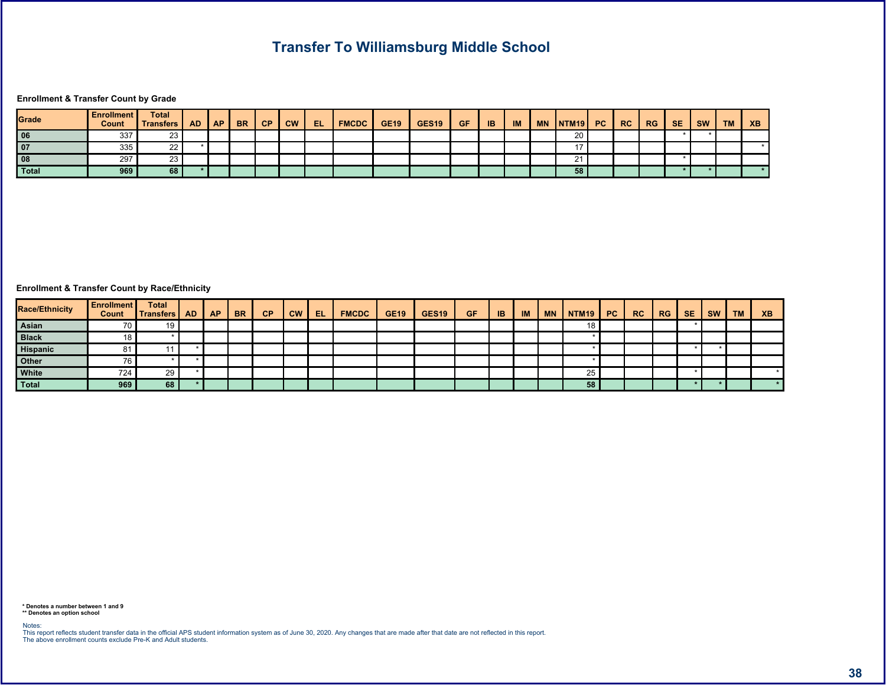# Transfer To Williamsburg Middle School

**Enrollment & Transfer Count by Grade**

| Grade | Enrollment Count | Total Transfers | AD | AP | BR | CP | CW | EL | FMCDC | GE19 | GES19 | GF | IB | IM | MN | NTM19 | PC | RC | RG | SE | SW | TM | XB |
|---|---|---|---|---|---|---|---|---|---|---|---|---|---|---|---|---|---|---|---|---|---|---|---|
| 06 | 337 | 23 | | | | | | | | | | | | | | 20 | | | | * | * | | |
| 07 | 335 | 22 | * | | | | | | | | | | | | | 17 | | | | | | | * |
| 08 | 297 | 23 | | | | | | | | | | | | | | 21 | | | | * | | | |
| **Total** | **969** | **68** | * | | | | | | | | | | | | | **58** | | | | * | * | | * |

**Enrollment & Transfer Count by Race/Ethnicity**

| Race/Ethnicity | Enrollment Count | Total Transfers | AD | AP | BR | CP | CW | EL | FMCDC | GE19 | GES19 | GF | IB | IM | MN | NTM19 | PC | RC | RG | SE | SW | TM | XB |
|---|---|---|---|---|---|---|---|---|---|---|---|---|---|---|---|---|---|---|---|---|---|---|---|
| Asian | 70 | 19 | | | | | | | | | | | | | | 18 | | | | * | | | |
| Black | 18 | * | | | | | | | | | | | | | | * | | | | | | | |
| Hispanic | 81 | 11 | * | | | | | | | | | | | | | * | | | | * | * | | |
| Other | 76 | * | * | | | | | | | | | | | | | * | | | | | | | |
| White | 724 | 29 | * | | | | | | | | | | | | | 25 | | | | * | | | * |
| **Total** | **969** | **68** | * | | | | | | | | | | | | | **58** | | | | * | * | | * |

**\* Denotes a number between 1 and 9**
**\*\* Denotes an option school**

Notes:
This report reflects student transfer data in the official APS student information system as of June 30, 2020. Any changes that are made after that date are not reflected in this report.
The above enrollment counts exclude Pre-K and Adult students.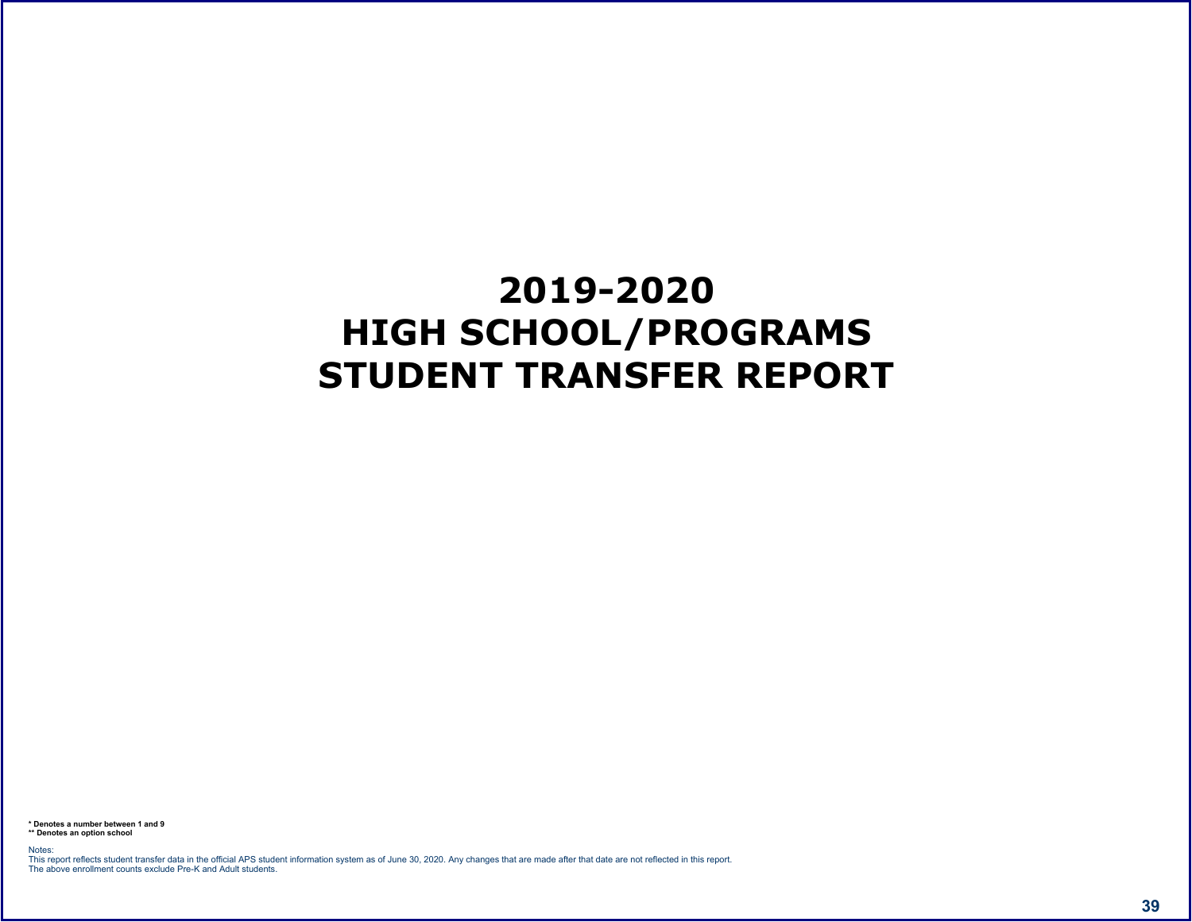# 2019-2020
# HIGH SCHOOL/PROGRAMS
# STUDENT TRANSFER REPORT

**\* Denotes a number between 1 and 9**
**\*\* Denotes an option school**

Notes:
This report reflects student transfer data in the official APS student information system as of June 30, 2020. Any changes that are made after that date are not reflected in this report.
The above enrollment counts exclude Pre-K and Adult students.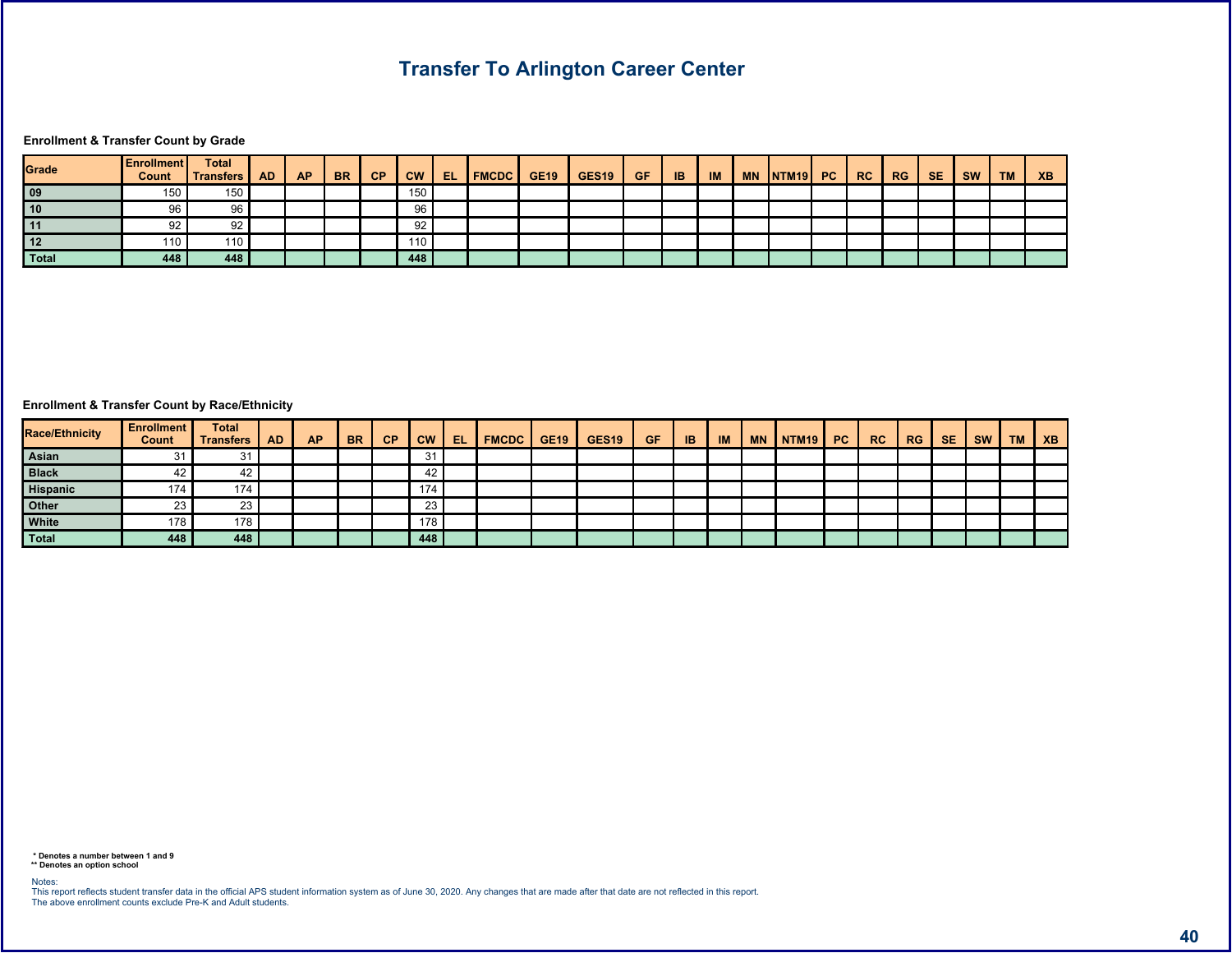# Transfer To Arlington Career Center

**Enrollment & Transfer Count by Grade**

| Grade | Enrollment Count | Total Transfers | AD | AP | BR | CP | CW | EL | FMCDC | GE19 | GES19 | GF | IB | IM | MN | NTM19 | PC | RC | RG | SE | SW | TM | XB |
|---|---|---|---|---|---|---|---|---|---|---|---|---|---|---|---|---|---|---|---|---|---|---|---|
| 09 | 150 | 150 | | | | | 150 | | | | | | | | | | | | | | | | |
| 10 | 96 | 96 | | | | | 96 | | | | | | | | | | | | | | | | |
| 11 | 92 | 92 | | | | | 92 | | | | | | | | | | | | | | | | |
| 12 | 110 | 110 | | | | | 110 | | | | | | | | | | | | | | | | |
| **Total** | **448** | **448** | | | | | **448** | | | | | | | | | | | | | | | | |

**Enrollment & Transfer Count by Race/Ethnicity**

| Race/Ethnicity | Enrollment Count | Total Transfers | AD | AP | BR | CP | CW | EL | FMCDC | GE19 | GES19 | GF | IB | IM | MN | NTM19 | PC | RC | RG | SE | SW | TM | XB |
|---|---|---|---|---|---|---|---|---|---|---|---|---|---|---|---|---|---|---|---|---|---|---|---|
| Asian | 31 | 31 | | | | | 31 | | | | | | | | | | | | | | | | |
| Black | 42 | 42 | | | | | 42 | | | | | | | | | | | | | | | | |
| Hispanic | 174 | 174 | | | | | 174 | | | | | | | | | | | | | | | | |
| Other | 23 | 23 | | | | | 23 | | | | | | | | | | | | | | | | |
| White | 178 | 178 | | | | | 178 | | | | | | | | | | | | | | | | |
| **Total** | **448** | **448** | | | | | **448** | | | | | | | | | | | | | | | | |

**\* Denotes a number between 1 and 9**
**\*\* Denotes an option school**

Notes:
This report reflects student transfer data in the official APS student information system as of June 30, 2020. Any changes that are made after that date are not reflected in this report.
The above enrollment counts exclude Pre-K and Adult students.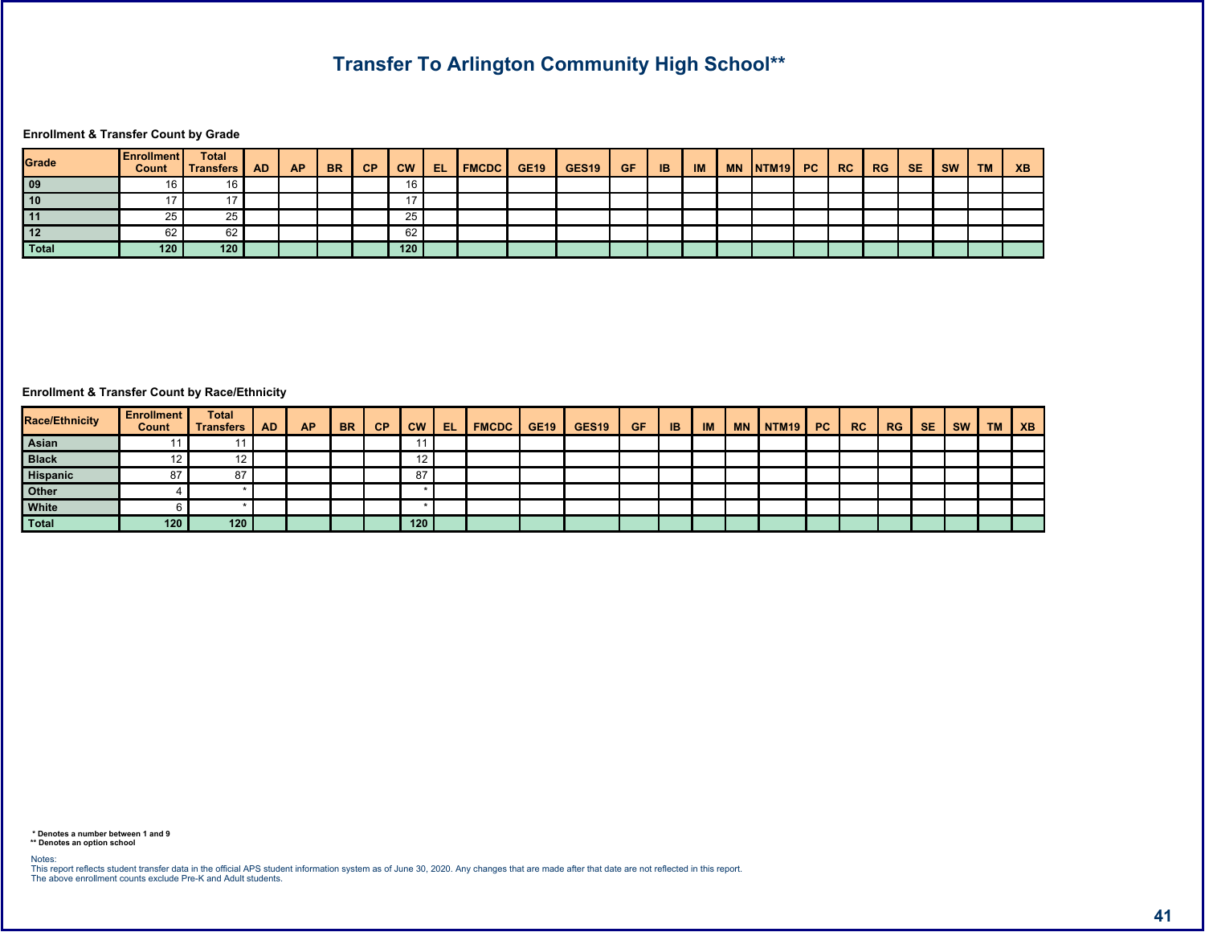# Transfer To Arlington Community High School**

### Enrollment & Transfer Count by Grade

| Grade | Enrollment Count | Total Transfers | AD | AP | BR | CP | CW | EL | FMCDC | GE19 | GES19 | GF | IB | IM | MN | NTM19 | PC | RC | RG | SE | SW | TM | XB |
|---|---|---|---|---|---|---|---|---|---|---|---|---|---|---|---|---|---|---|---|---|---|---|---|
| 09 | 16 | 16 | | | | | 16 | | | | | | | | | | | | | | | | |
| 10 | 17 | 17 | | | | | 17 | | | | | | | | | | | | | | | | |
| 11 | 25 | 25 | | | | | 25 | | | | | | | | | | | | | | | | |
| 12 | 62 | 62 | | | | | 62 | | | | | | | | | | | | | | | | |
| Total | 120 | 120 | | | | | 120 | | | | | | | | | | | | | | | | |

### Enrollment & Transfer Count by Race/Ethnicity

| Race/Ethnicity | Enrollment Count | Total Transfers | AD | AP | BR | CP | CW | EL | FMCDC | GE19 | GES19 | GF | IB | IM | MN | NTM19 | PC | RC | RG | SE | SW | TM | XB |
|---|---|---|---|---|---|---|---|---|---|---|---|---|---|---|---|---|---|---|---|---|---|---|---|
| Asian | 11 | 11 | | | | | 11 | | | | | | | | | | | | | | | | |
| Black | 12 | 12 | | | | | 12 | | | | | | | | | | | | | | | | |
| Hispanic | 87 | 87 | | | | | 87 | | | | | | | | | | | | | | | | |
| Other | 4 | * | | | | | * | | | | | | | | | | | | | | | | |
| White | 6 | * | | | | | * | | | | | | | | | | | | | | | | |
| Total | 120 | 120 | | | | | 120 | | | | | | | | | | | | | | | | |

**\* Denotes a number between 1 and 9**
**\*\* Denotes an option school**

Notes:
This report reflects student transfer data in the official APS student information system as of June 30, 2020. Any changes that are made after that date are not reflected in this report.
The above enrollment counts exclude Pre-K and Adult students.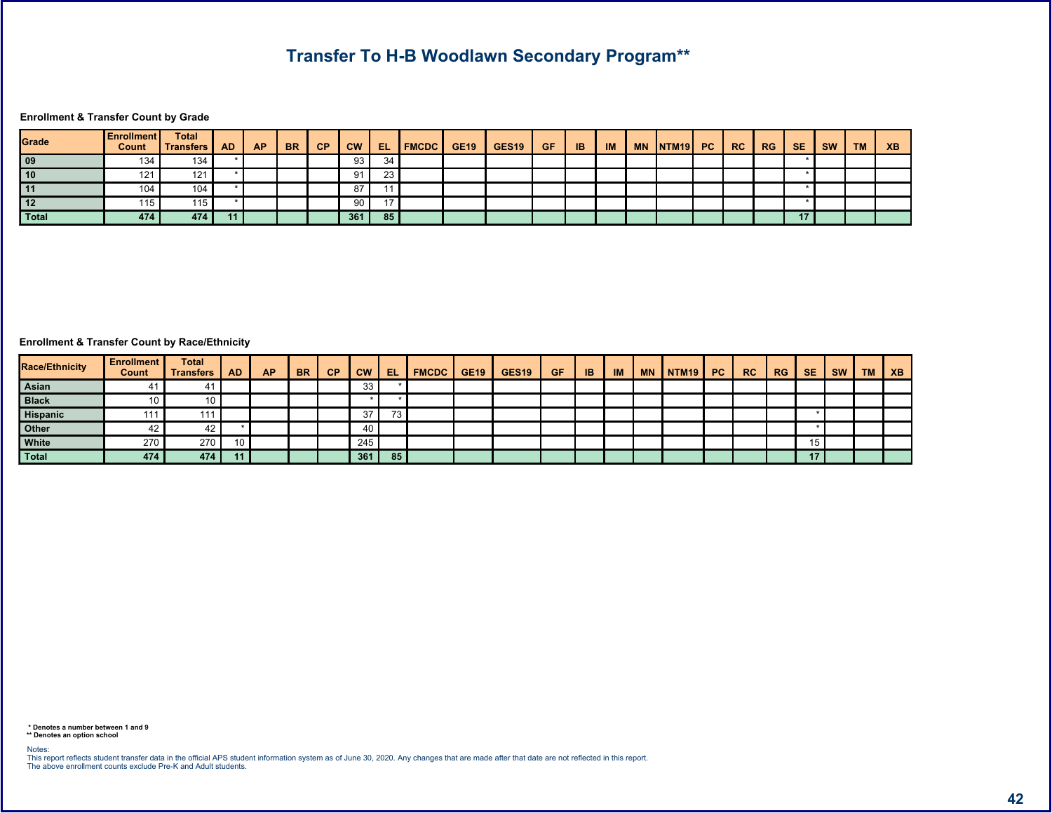# Transfer To H-B Woodlawn Secondary Program**

### Enrollment & Transfer Count by Grade

| Grade | Enrollment Count | Total Transfers | AD | AP | BR | CP | CW | EL | FMCDC | GE19 | GES19 | GF | IB | IM | MN | NTM19 | PC | RC | RG | SE | SW | TM | XB |
|---|---|---|---|---|---|---|---|---|---|---|---|---|---|---|---|---|---|---|---|---|---|---|---|
| 09 | 134 | 134 | * | | | | 93 | 34 | | | | | | | | | | | | * | | | |
| 10 | 121 | 121 | * | | | | 91 | 23 | | | | | | | | | | | | * | | | |
| 11 | 104 | 104 | * | | | | 87 | 11 | | | | | | | | | | | | * | | | |
| 12 | 115 | 115 | * | | | | 90 | 17 | | | | | | | | | | | | * | | | |
| **Total** | **474** | **474** | **11** | | | | **361** | **85** | | | | | | | | | | | | **17** | | | |

### Enrollment & Transfer Count by Race/Ethnicity

| Race/Ethnicity | Enrollment Count | Total Transfers | AD | AP | BR | CP | CW | EL | FMCDC | GE19 | GES19 | GF | IB | IM | MN | NTM19 | PC | RC | RG | SE | SW | TM | XB |
|---|---|---|---|---|---|---|---|---|---|---|---|---|---|---|---|---|---|---|---|---|---|---|---|
| Asian | 41 | 41 | | | | | 33 | * | | | | | | | | | | | | | | | |
| Black | 10 | 10 | | | | | * | * | | | | | | | | | | | | | | | |
| Hispanic | 111 | 111 | | | | | 37 | 73 | | | | | | | | | | | | * | | | |
| Other | 42 | 42 | * | | | | 40 | | | | | | | | | | | | | * | | | |
| White | 270 | 270 | 10 | | | | 245 | | | | | | | | | | | | | 15 | | | |
| **Total** | **474** | **474** | **11** | | | | **361** | **85** | | | | | | | | | | | | **17** | | | |

**\* Denotes a number between 1 and 9**
**** Denotes an option school**

Notes:
This report reflects student transfer data in the official APS student information system as of June 30, 2020. Any changes that are made after that date are not reflected in this report.
The above enrollment counts exclude Pre-K and Adult students.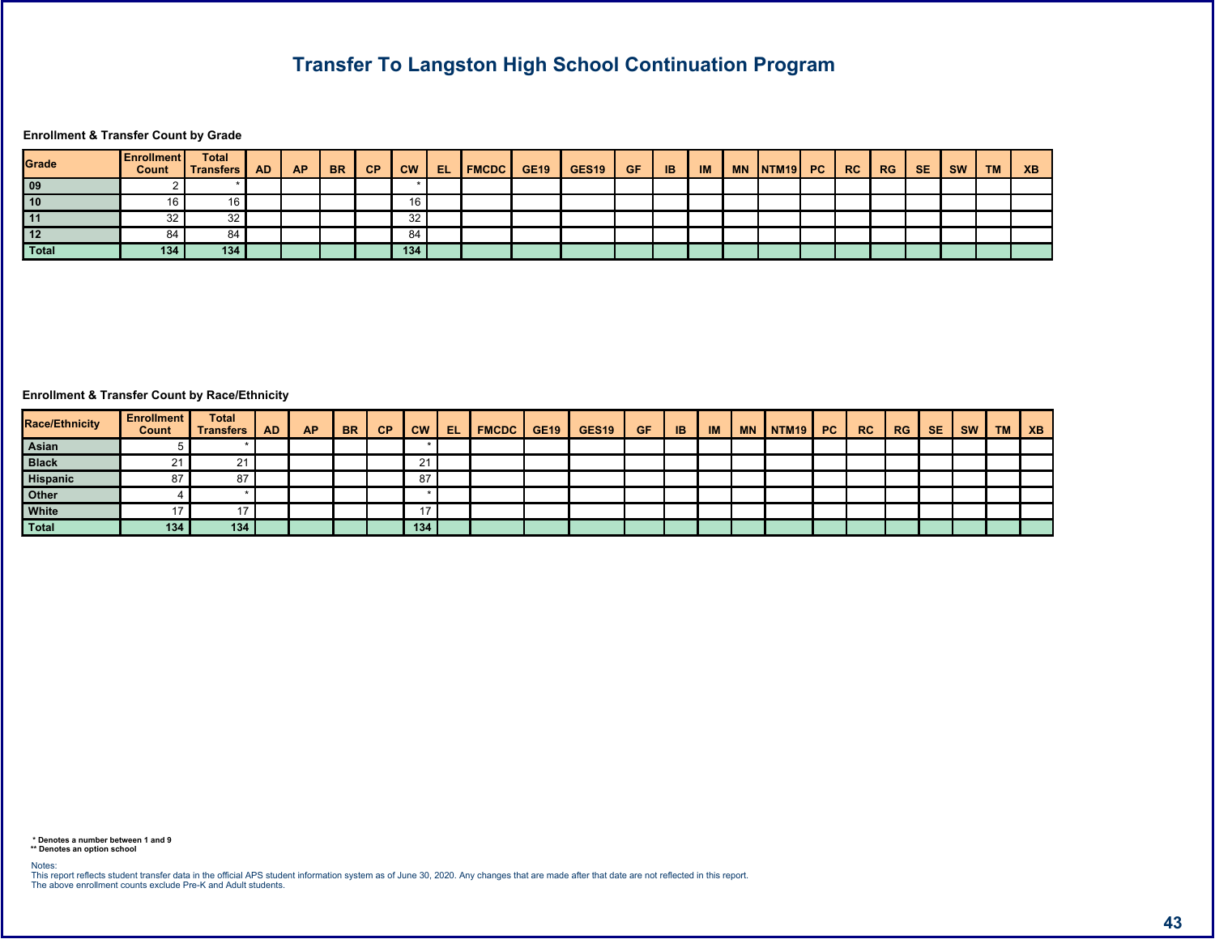# Transfer To Langston High School Continuation Program

**Enrollment & Transfer Count by Grade**

| Grade | Enrollment Count | Total Transfers | AD | AP | BR | CP | CW | EL | FMCDC | GE19 | GES19 | GF | IB | IM | MN | NTM19 | PC | RC | RG | SE | SW | TM | XB |
|---|---|---|---|---|---|---|---|---|---|---|---|---|---|---|---|---|---|---|---|---|---|---|---|
| 09 | 2 | * | | | | | * | | | | | | | | | | | | | | | | |
| 10 | 16 | 16 | | | | | 16 | | | | | | | | | | | | | | | | |
| 11 | 32 | 32 | | | | | 32 | | | | | | | | | | | | | | | | |
| 12 | 84 | 84 | | | | | 84 | | | | | | | | | | | | | | | | |
| **Total** | **134** | **134** | | | | | **134** | | | | | | | | | | | | | | | | |

**Enrollment & Transfer Count by Race/Ethnicity**

| Race/Ethnicity | Enrollment Count | Total Transfers | AD | AP | BR | CP | CW | EL | FMCDC | GE19 | GES19 | GF | IB | IM | MN | NTM19 | PC | RC | RG | SE | SW | TM | XB |
|---|---|---|---|---|---|---|---|---|---|---|---|---|---|---|---|---|---|---|---|---|---|---|---|
| Asian | 5 | * | | | | | * | | | | | | | | | | | | | | | | |
| Black | 21 | 21 | | | | | 21 | | | | | | | | | | | | | | | | |
| Hispanic | 87 | 87 | | | | | 87 | | | | | | | | | | | | | | | | |
| Other | 4 | * | | | | | * | | | | | | | | | | | | | | | | |
| White | 17 | 17 | | | | | 17 | | | | | | | | | | | | | | | | |
| **Total** | **134** | **134** | | | | | **134** | | | | | | | | | | | | | | | | |

**\* Denotes a number between 1 and 9**
**\*\* Denotes an option school**

Notes:
This report reflects student transfer data in the official APS student information system as of June 30, 2020. Any changes that are made after that date are not reflected in this report.
The above enrollment counts exclude Pre-K and Adult students.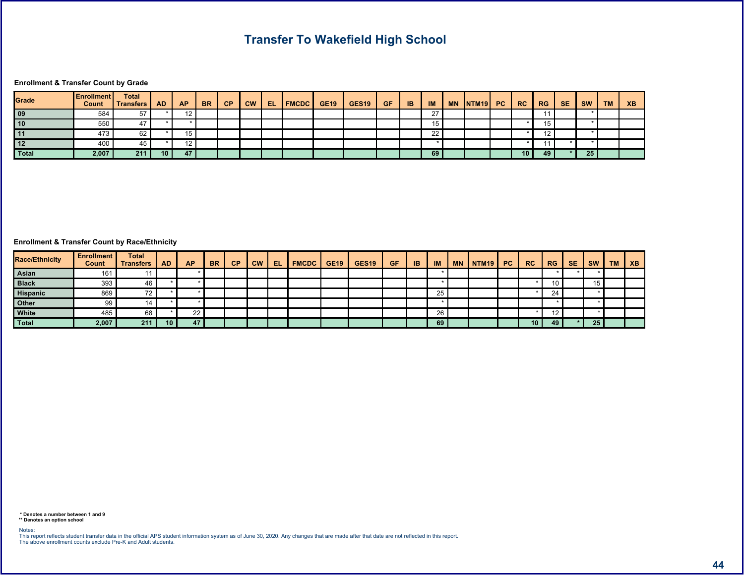# Transfer To Wakefield High School

**Enrollment & Transfer Count by Grade**

| Grade | Enrollment Count | Total Transfers | AD | AP | BR | CP | CW | EL | FMCDC | GE19 | GES19 | GF | IB | IM | MN | NTM19 | PC | RC | RG | SE | SW | TM | XB |
|---|---|---|---|---|---|---|---|---|---|---|---|---|---|---|---|---|---|---|---|---|---|---|---|
| 09 | 584 | 57 | * | 12 | | | | | | | | | | 27 | | | | | 11 | | * | | |
| 10 | 550 | 47 | * | * | | | | | | | | | | 15 | | | | * | 15 | | * | | |
| 11 | 473 | 62 | * | 15 | | | | | | | | | | 22 | | | | * | 12 | | * | | |
| 12 | 400 | 45 | * | 12 | | | | | | | | | | * | | | | * | 11 | * | * | | |
| **Total** | **2,007** | **211** | **10** | **47** | | | | | | | | | | **69** | | | | **10** | **49** | * | **25** | | |

**Enrollment & Transfer Count by Race/Ethnicity**

| Race/Ethnicity | Enrollment Count | Total Transfers | AD | AP | BR | CP | CW | EL | FMCDC | GE19 | GES19 | GF | IB | IM | MN | NTM19 | PC | RC | RG | SE | SW | TM | XB |
|---|---|---|---|---|---|---|---|---|---|---|---|---|---|---|---|---|---|---|---|---|---|---|---|
| Asian | 161 | 11 | | * | | | | | | | | | | * | | | | | * | * | * | | |
| Black | 393 | 46 | * | * | | | | | | | | | | * | | | | * | 10 | | 15 | | |
| Hispanic | 869 | 72 | * | * | | | | | | | | | | 25 | | | | * | 24 | | * | | |
| Other | 99 | 14 | * | * | | | | | | | | | | * | | | | | * | | * | | |
| White | 485 | 68 | * | 22 | | | | | | | | | | 26 | | | | * | 12 | | * | | |
| **Total** | **2,007** | **211** | **10** | **47** | | | | | | | | | | **69** | | | | **10** | **49** | * | **25** | | |

**\* Denotes a number between 1 and 9**
**\*\* Denotes an option school**

Notes:
This report reflects student transfer data in the official APS student information system as of June 30, 2020. Any changes that are made after that date are not reflected in this report.
The above enrollment counts exclude Pre-K and Adult students.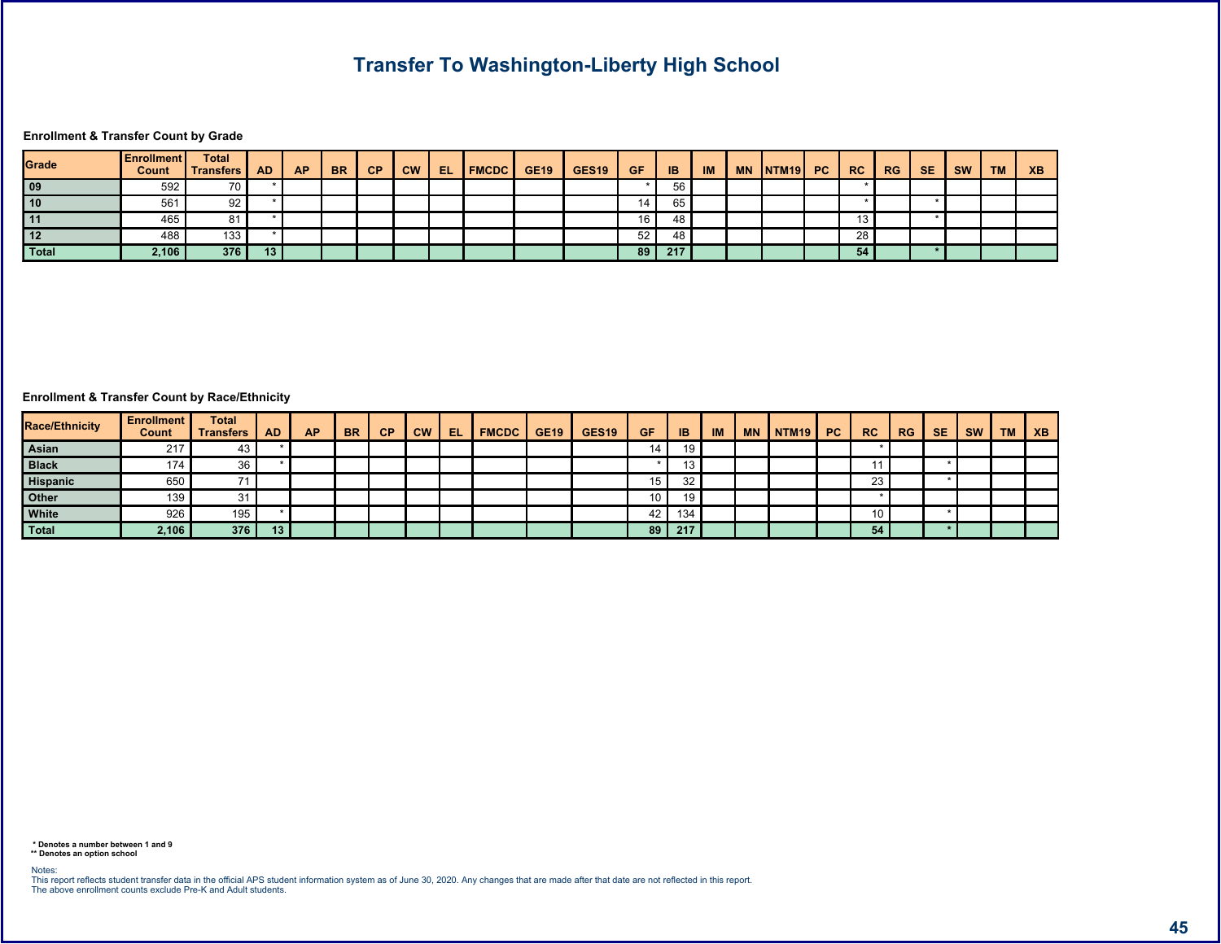# Transfer To Washington-Liberty High School

**Enrollment & Transfer Count by Grade**

| Grade | Enrollment Count | Total Transfers | AD | AP | BR | CP | CW | EL | FMCDC | GE19 | GES19 | GF | IB | IM | MN | NTM19 | PC | RC | RG | SE | SW | TM | XB |
|---|---|---|---|---|---|---|---|---|---|---|---|---|---|---|---|---|---|---|---|---|---|---|---|
| 09 | 592 | 70 | * | | | | | | | | | * | 56 | | | | | * | | | | | |
| 10 | 561 | 92 | * | | | | | | | | | 14 | 65 | | | | | * | | * | | | |
| 11 | 465 | 81 | * | | | | | | | | | 16 | 48 | | | | | 13 | | * | | | |
| 12 | 488 | 133 | * | | | | | | | | | 52 | 48 | | | | | 28 | | | | | |
| **Total** | **2,106** | **376** | **13** | | | | | | | | | **89** | **217** | | | | | **54** | | ***** | | | |

**Enrollment & Transfer Count by Race/Ethnicity**

| Race/Ethnicity | Enrollment Count | Total Transfers | AD | AP | BR | CP | CW | EL | FMCDC | GE19 | GES19 | GF | IB | IM | MN | NTM19 | PC | RC | RG | SE | SW | TM | XB |
|---|---|---|---|---|---|---|---|---|---|---|---|---|---|---|---|---|---|---|---|---|---|---|---|
| Asian | 217 | 43 | * | | | | | | | | | 14 | 19 | | | | | * | | | | | |
| Black | 174 | 36 | * | | | | | | | | | * | 13 | | | | | 11 | | * | | | |
| Hispanic | 650 | 71 | | | | | | | | | | 15 | 32 | | | | | 23 | | * | | | |
| Other | 139 | 31 | | | | | | | | | | 10 | 19 | | | | | * | | | | | |
| White | 926 | 195 | * | | | | | | | | | 42 | 134 | | | | | 10 | | * | | | |
| **Total** | **2,106** | **376** | **13** | | | | | | | | | **89** | **217** | | | | | **54** | | ***** | | | |

**\* Denotes a number between 1 and 9**
**\*\* Denotes an option school**

Notes:
This report reflects student transfer data in the official APS student information system as of June 30, 2020. Any changes that are made after that date are not reflected in this report.
The above enrollment counts exclude Pre-K and Adult students.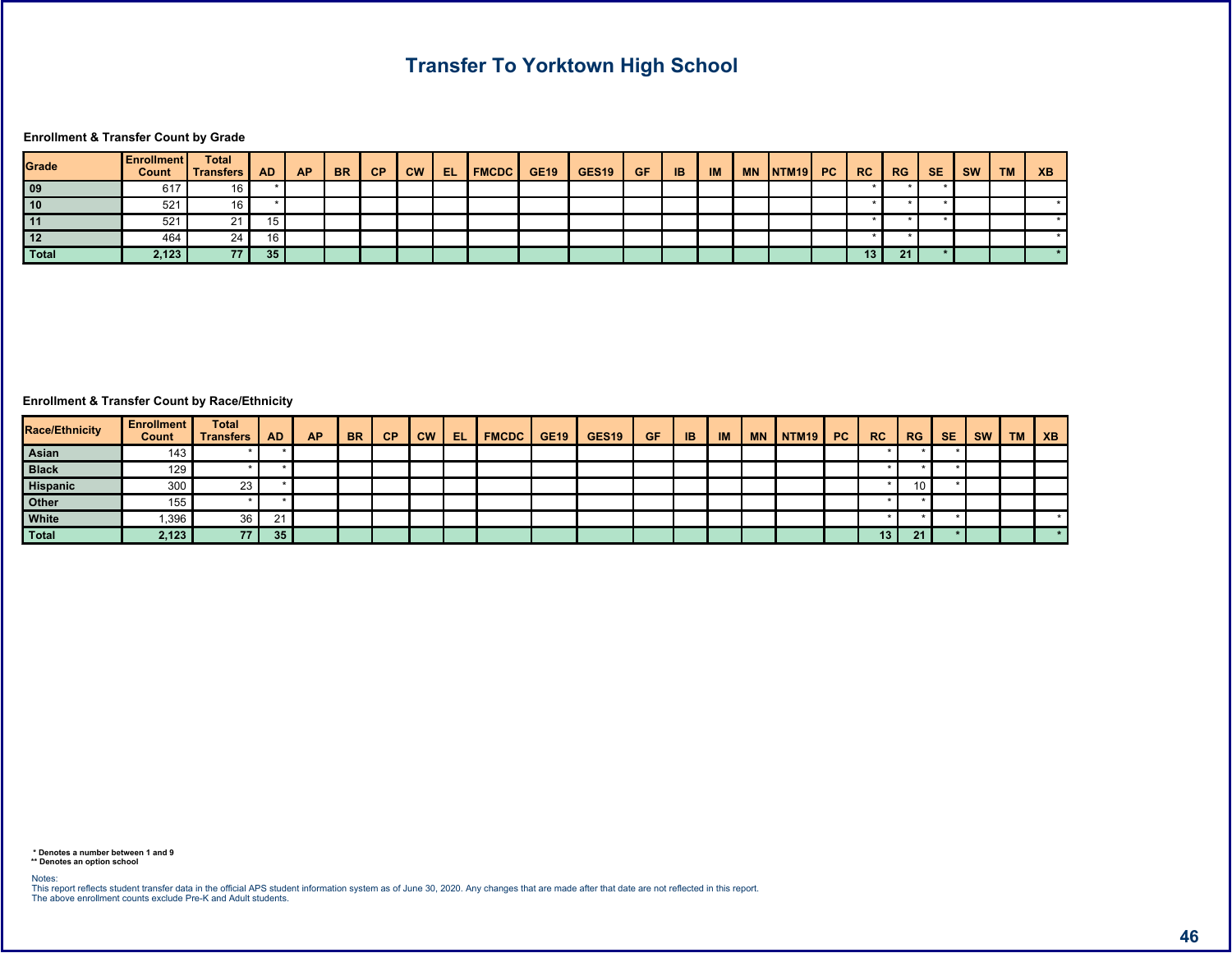# Transfer To Yorktown High School

### Enrollment & Transfer Count by Grade

| Grade | Enrollment Count | Total Transfers | AD | AP | BR | CP | CW | EL | FMCDC | GE19 | GES19 | GF | IB | IM | MN | NTM19 | PC | RC | RG | SE | SW | TM | XB |
|---|---|---|---|---|---|---|---|---|---|---|---|---|---|---|---|---|---|---|---|---|---|---|---|
| 09 | 617 | 16 | * | | | | | | | | | | | | | | | * | * | * | | | |
| 10 | 521 | 16 | * | | | | | | | | | | | | | | | * | * | * | | | * |
| 11 | 521 | 21 | 15 | | | | | | | | | | | | | | | * | * | * | | | * |
| 12 | 464 | 24 | 16 | | | | | | | | | | | | | | | * | * | | | | * |
| **Total** | **2,123** | **77** | **35** | | | | | | | | | | | | | | | **13** | **21** | ***** | | | ***** |

### Enrollment & Transfer Count by Race/Ethnicity

| Race/Ethnicity | Enrollment Count | Total Transfers | AD | AP | BR | CP | CW | EL | FMCDC | GE19 | GES19 | GF | IB | IM | MN | NTM19 | PC | RC | RG | SE | SW | TM | XB |
|---|---|---|---|---|---|---|---|---|---|---|---|---|---|---|---|---|---|---|---|---|---|---|---|
| Asian | 143 | * | * | | | | | | | | | | | | | | | * | * | * | | | |
| Black | 129 | * | * | | | | | | | | | | | | | | | * | * | * | | | |
| Hispanic | 300 | 23 | * | | | | | | | | | | | | | | | * | 10 | * | | | |
| Other | 155 | * | * | | | | | | | | | | | | | | | * | * | | | | |
| White | 1,396 | 36 | 21 | | | | | | | | | | | | | | | * | * | * | | | * |
| **Total** | **2,123** | **77** | **35** | | | | | | | | | | | | | | | **13** | **21** | ***** | | | ***** |

**\* Denotes a number between 1 and 9**
**\*\* Denotes an option school**

Notes:
This report reflects student transfer data in the official APS student information system as of June 30, 2020. Any changes that are made after that date are not reflected in this report.
The above enrollment counts exclude Pre-K and Adult students.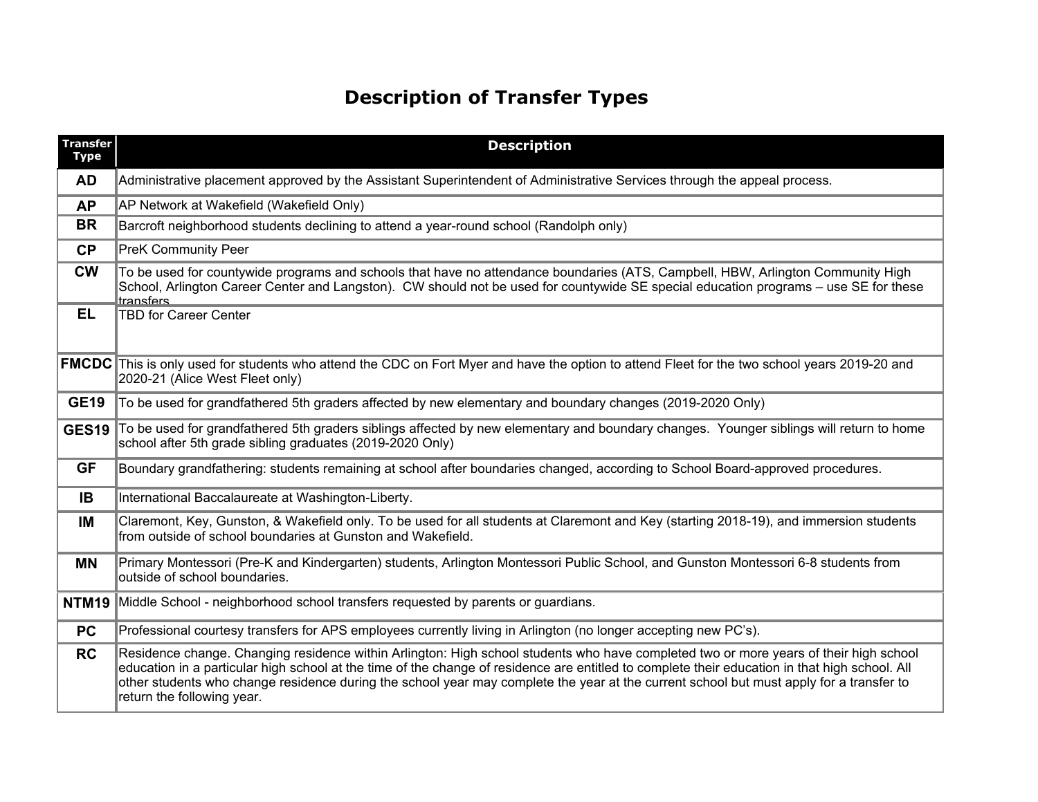# Description of Transfer Types

| Transfer Type | Description |
|---|---|
| **AD** | Administrative placement approved by the Assistant Superintendent of Administrative Services through the appeal process. |
| **AP** | AP Network at Wakefield (Wakefield Only) |
| **BR** | Barcroft neighborhood students declining to attend a year-round school (Randolph only) |
| **CP** | PreK Community Peer |
| **CW** | To be used for countywide programs and schools that have no attendance boundaries (ATS, Campbell, HBW, Arlington Community High School, Arlington Career Center and Langston). CW should not be used for countywide SE special education programs – use SE for these transfers |
| **EL** | TBD for Career Center |
| **FMCDC** | This is only used for students who attend the CDC on Fort Myer and have the option to attend Fleet for the two school years 2019-20 and 2020-21 (Alice West Fleet only) |
| **GE19** | To be used for grandfathered 5th graders affected by new elementary and boundary changes (2019-2020 Only) |
| **GES19** | To be used for grandfathered 5th graders siblings affected by new elementary and boundary changes. Younger siblings will return to home school after 5th grade sibling graduates (2019-2020 Only) |
| **GF** | Boundary grandfathering: students remaining at school after boundaries changed, according to School Board-approved procedures. |
| **IB** | International Baccalaureate at Washington-Liberty. |
| **IM** | Claremont, Key, Gunston, & Wakefield only. To be used for all students at Claremont and Key (starting 2018-19), and immersion students from outside of school boundaries at Gunston and Wakefield. |
| **MN** | Primary Montessori (Pre-K and Kindergarten) students, Arlington Montessori Public School, and Gunston Montessori 6-8 students from outside of school boundaries. |
| **NTM19** | Middle School - neighborhood school transfers requested by parents or guardians. |
| **PC** | Professional courtesy transfers for APS employees currently living in Arlington (no longer accepting new PC's). |
| **RC** | Residence change. Changing residence within Arlington: High school students who have completed two or more years of their high school education in a particular high school at the time of the change of residence are entitled to complete their education in that high school. All other students who change residence during the school year may complete the year at the current school but must apply for a transfer to return the following year. |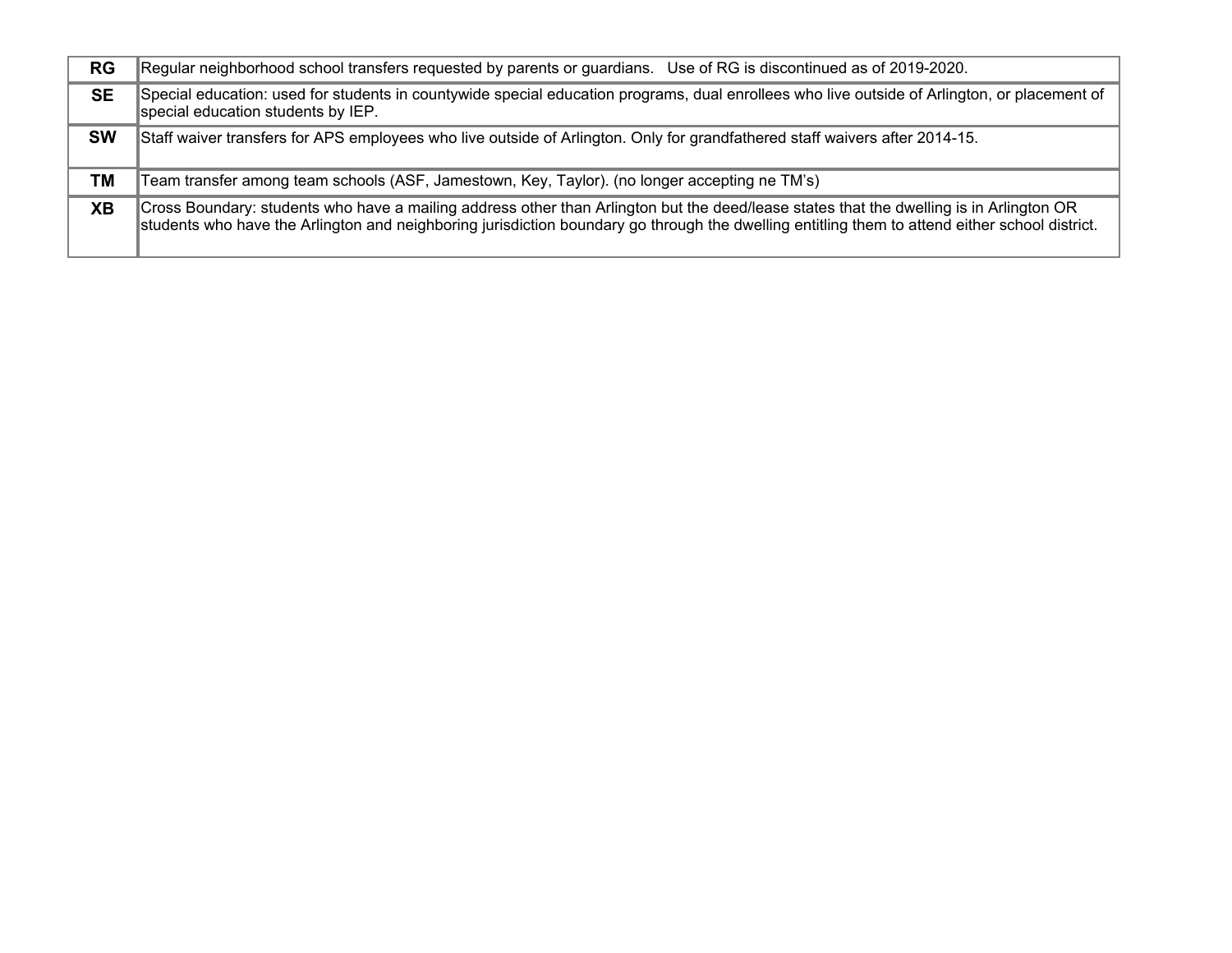| | |
|---|---|
| **RG** | Regular neighborhood school transfers requested by parents or guardians. Use of RG is discontinued as of 2019-2020. |
| **SE** | Special education: used for students in countywide special education programs, dual enrollees who live outside of Arlington, or placement of special education students by IEP. |
| **SW** | Staff waiver transfers for APS employees who live outside of Arlington. Only for grandfathered staff waivers after 2014-15. |
| **TM** | Team transfer among team schools (ASF, Jamestown, Key, Taylor). (no longer accepting ne TM's) |
| **XB** | Cross Boundary: students who have a mailing address other than Arlington but the deed/lease states that the dwelling is in Arlington OR students who have the Arlington and neighboring jurisdiction boundary go through the dwelling entitling them to attend either school district. |